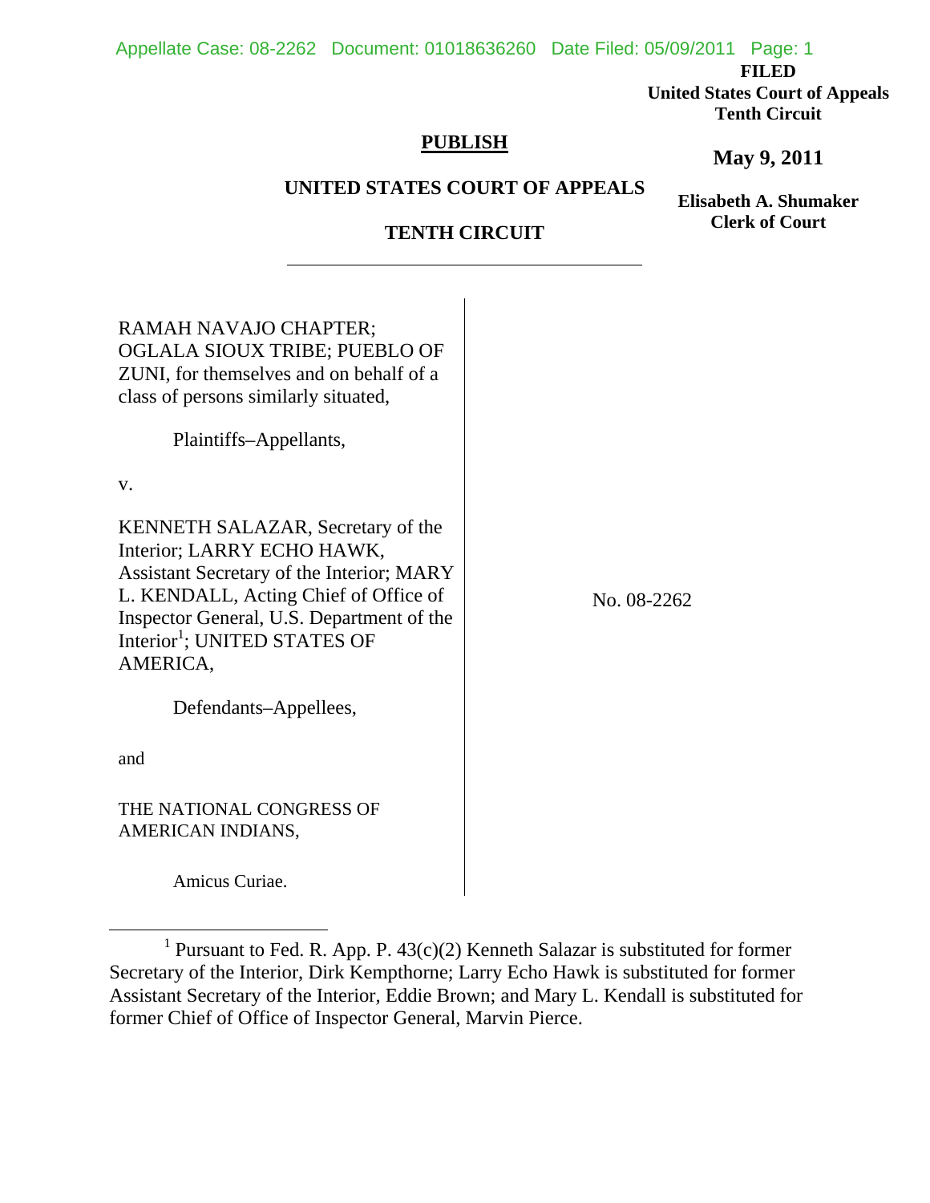**FILED**
**United States Court of Appeals**
**Tenth Circuit**

**May 9, 2011**

**Elisabeth A. Shumaker**
**Clerk of Court**

**PUBLISH**

**UNITED STATES COURT OF APPEALS**

**TENTH CIRCUIT**

RAMAH NAVAJO CHAPTER; OGLALA SIOUX TRIBE; PUEBLO OF ZUNI, for themselves and on behalf of a class of persons similarly situated,

Plaintiffs–Appellants,

v.

KENNETH SALAZAR, Secretary of the Interior; LARRY ECHO HAWK, Assistant Secretary of the Interior; MARY L. KENDALL, Acting Chief of Office of Inspector General, U.S. Department of the Interior[1]; UNITED STATES OF AMERICA,

Defendants–Appellees,

and

THE NATIONAL CONGRESS OF AMERICAN INDIANS,

Amicus Curiae.

No. 08-2262

[1] Pursuant to Fed. R. App. P. 43(c)(2) Kenneth Salazar is substituted for former Secretary of the Interior, Dirk Kempthorne; Larry Echo Hawk is substituted for former Assistant Secretary of the Interior, Eddie Brown; and Mary L. Kendall is substituted for former Chief of Office of Inspector General, Marvin Pierce.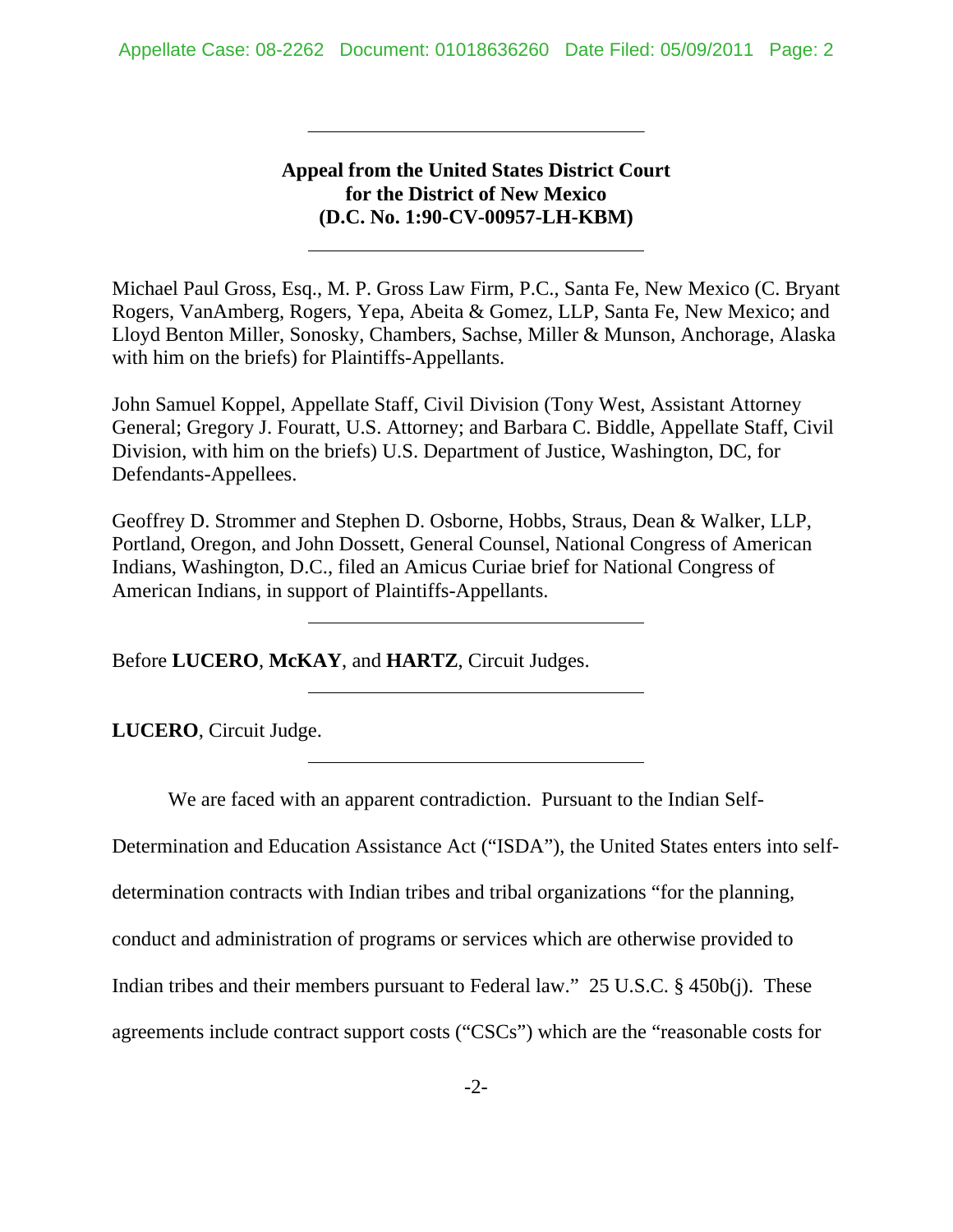**Appeal from the United States District Court for the District of New Mexico (D.C. No. 1:90-CV-00957-LH-KBM)**

Michael Paul Gross, Esq., M. P. Gross Law Firm, P.C., Santa Fe, New Mexico (C. Bryant Rogers, VanAmberg, Rogers, Yepa, Abeita & Gomez, LLP, Santa Fe, New Mexico; and Lloyd Benton Miller, Sonosky, Chambers, Sachse, Miller & Munson, Anchorage, Alaska with him on the briefs) for Plaintiffs-Appellants.

John Samuel Koppel, Appellate Staff, Civil Division (Tony West, Assistant Attorney General; Gregory J. Fouratt, U.S. Attorney; and Barbara C. Biddle, Appellate Staff, Civil Division, with him on the briefs) U.S. Department of Justice, Washington, DC, for Defendants-Appellees.

Geoffrey D. Strommer and Stephen D. Osborne, Hobbs, Straus, Dean & Walker, LLP, Portland, Oregon, and John Dossett, General Counsel, National Congress of American Indians, Washington, D.C., filed an Amicus Curiae brief for National Congress of American Indians, in support of Plaintiffs-Appellants.

Before **LUCERO**, **McKAY**, and **HARTZ**, Circuit Judges.

**LUCERO**, Circuit Judge.

We are faced with an apparent contradiction. Pursuant to the Indian Self-Determination and Education Assistance Act ("ISDA"), the United States enters into self-determination contracts with Indian tribes and tribal organizations "for the planning, conduct and administration of programs or services which are otherwise provided to Indian tribes and their members pursuant to Federal law." 25 U.S.C. § 450b(j). These agreements include contract support costs ("CSCs") which are the "reasonable costs for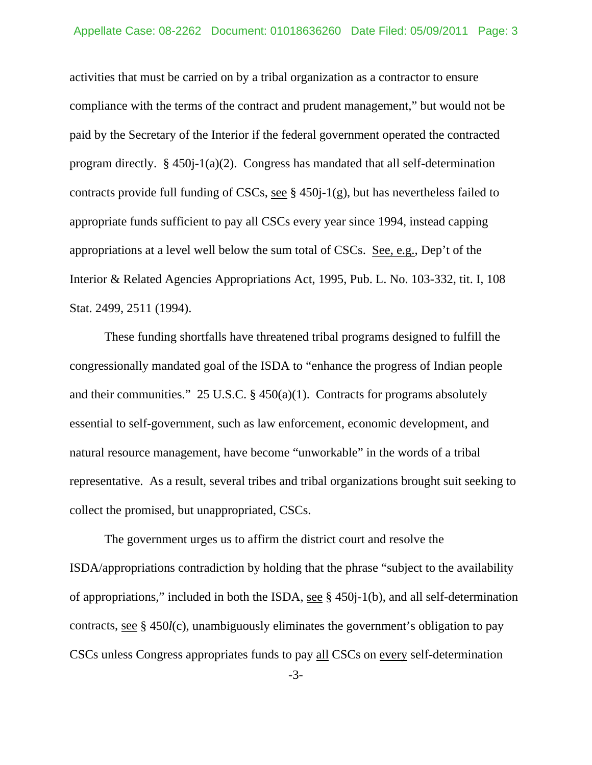activities that must be carried on by a tribal organization as a contractor to ensure compliance with the terms of the contract and prudent management," but would not be paid by the Secretary of the Interior if the federal government operated the contracted program directly. § 450j-1(a)(2). Congress has mandated that all self-determination contracts provide full funding of CSCs, see § 450j-1(g), but has nevertheless failed to appropriate funds sufficient to pay all CSCs every year since 1994, instead capping appropriations at a level well below the sum total of CSCs. See, e.g., Dep't of the Interior & Related Agencies Appropriations Act, 1995, Pub. L. No. 103-332, tit. I, 108 Stat. 2499, 2511 (1994).

These funding shortfalls have threatened tribal programs designed to fulfill the congressionally mandated goal of the ISDA to "enhance the progress of Indian people and their communities." 25 U.S.C. § 450(a)(1). Contracts for programs absolutely essential to self-government, such as law enforcement, economic development, and natural resource management, have become "unworkable" in the words of a tribal representative. As a result, several tribes and tribal organizations brought suit seeking to collect the promised, but unappropriated, CSCs.

The government urges us to affirm the district court and resolve the ISDA/appropriations contradiction by holding that the phrase "subject to the availability of appropriations," included in both the ISDA, see § 450j-1(b), and all self-determination contracts, see § 450*l*(c), unambiguously eliminates the government's obligation to pay CSCs unless Congress appropriates funds to pay all CSCs on every self-determination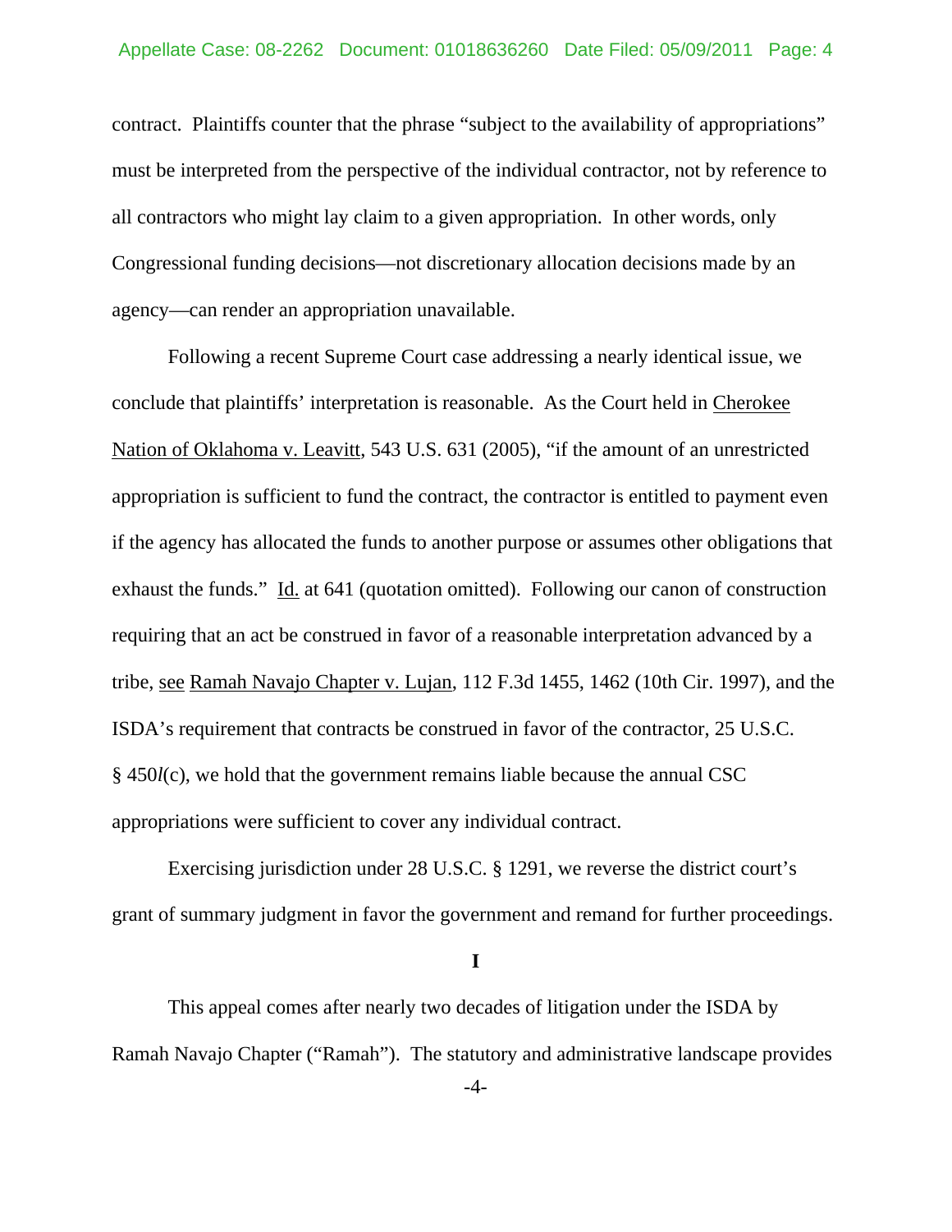contract. Plaintiffs counter that the phrase "subject to the availability of appropriations" must be interpreted from the perspective of the individual contractor, not by reference to all contractors who might lay claim to a given appropriation. In other words, only Congressional funding decisions—not discretionary allocation decisions made by an agency—can render an appropriation unavailable.

Following a recent Supreme Court case addressing a nearly identical issue, we conclude that plaintiffs' interpretation is reasonable. As the Court held in Cherokee Nation of Oklahoma v. Leavitt, 543 U.S. 631 (2005), "if the amount of an unrestricted appropriation is sufficient to fund the contract, the contractor is entitled to payment even if the agency has allocated the funds to another purpose or assumes other obligations that exhaust the funds." Id. at 641 (quotation omitted). Following our canon of construction requiring that an act be construed in favor of a reasonable interpretation advanced by a tribe, see Ramah Navajo Chapter v. Lujan, 112 F.3d 1455, 1462 (10th Cir. 1997), and the ISDA's requirement that contracts be construed in favor of the contractor, 25 U.S.C. § 450*l*(c), we hold that the government remains liable because the annual CSC appropriations were sufficient to cover any individual contract.

Exercising jurisdiction under 28 U.S.C. § 1291, we reverse the district court's grant of summary judgment in favor the government and remand for further proceedings.

## I

This appeal comes after nearly two decades of litigation under the ISDA by Ramah Navajo Chapter ("Ramah"). The statutory and administrative landscape provides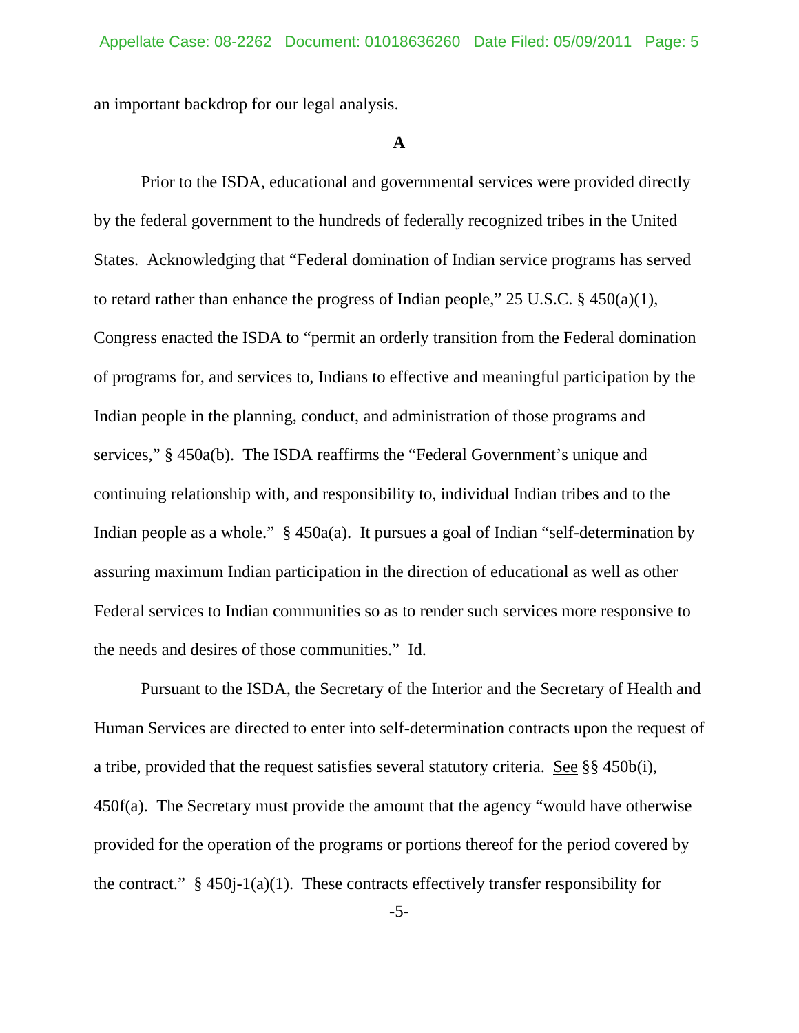an important backdrop for our legal analysis.

**A**

Prior to the ISDA, educational and governmental services were provided directly by the federal government to the hundreds of federally recognized tribes in the United States. Acknowledging that "Federal domination of Indian service programs has served to retard rather than enhance the progress of Indian people," 25 U.S.C. § 450(a)(1), Congress enacted the ISDA to "permit an orderly transition from the Federal domination of programs for, and services to, Indians to effective and meaningful participation by the Indian people in the planning, conduct, and administration of those programs and services," § 450a(b). The ISDA reaffirms the "Federal Government's unique and continuing relationship with, and responsibility to, individual Indian tribes and to the Indian people as a whole." § 450a(a). It pursues a goal of Indian "self-determination by assuring maximum Indian participation in the direction of educational as well as other Federal services to Indian communities so as to render such services more responsive to the needs and desires of those communities." Id.

Pursuant to the ISDA, the Secretary of the Interior and the Secretary of Health and Human Services are directed to enter into self-determination contracts upon the request of a tribe, provided that the request satisfies several statutory criteria. See §§ 450b(i), 450f(a). The Secretary must provide the amount that the agency "would have otherwise provided for the operation of the programs or portions thereof for the period covered by the contract." § 450j-1(a)(1). These contracts effectively transfer responsibility for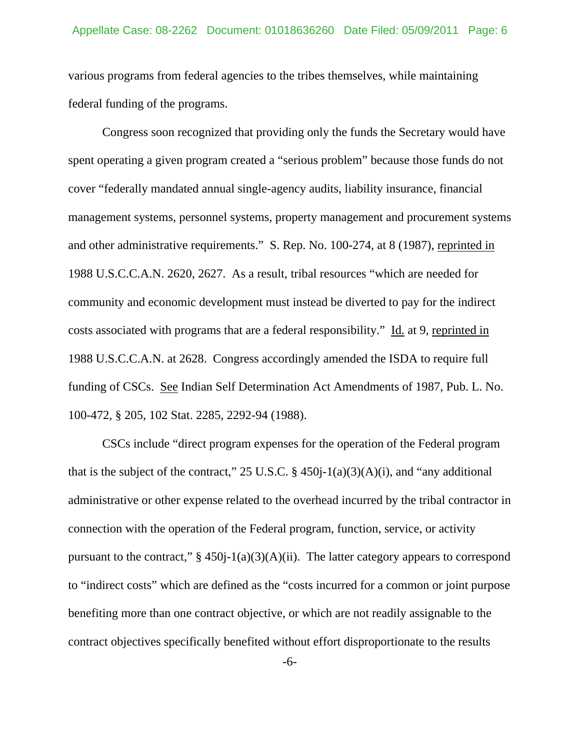various programs from federal agencies to the tribes themselves, while maintaining federal funding of the programs.

Congress soon recognized that providing only the funds the Secretary would have spent operating a given program created a "serious problem" because those funds do not cover "federally mandated annual single-agency audits, liability insurance, financial management systems, personnel systems, property management and procurement systems and other administrative requirements." S. Rep. No. 100-274, at 8 (1987), reprinted in 1988 U.S.C.C.A.N. 2620, 2627. As a result, tribal resources "which are needed for community and economic development must instead be diverted to pay for the indirect costs associated with programs that are a federal responsibility." Id. at 9, reprinted in 1988 U.S.C.C.A.N. at 2628. Congress accordingly amended the ISDA to require full funding of CSCs. See Indian Self Determination Act Amendments of 1987, Pub. L. No. 100-472, § 205, 102 Stat. 2285, 2292-94 (1988).

CSCs include "direct program expenses for the operation of the Federal program that is the subject of the contract," 25 U.S.C. § 450j-1(a)(3)(A)(i), and "any additional administrative or other expense related to the overhead incurred by the tribal contractor in connection with the operation of the Federal program, function, service, or activity pursuant to the contract," § 450j-1(a)(3)(A)(ii). The latter category appears to correspond to "indirect costs" which are defined as the "costs incurred for a common or joint purpose benefiting more than one contract objective, or which are not readily assignable to the contract objectives specifically benefited without effort disproportionate to the results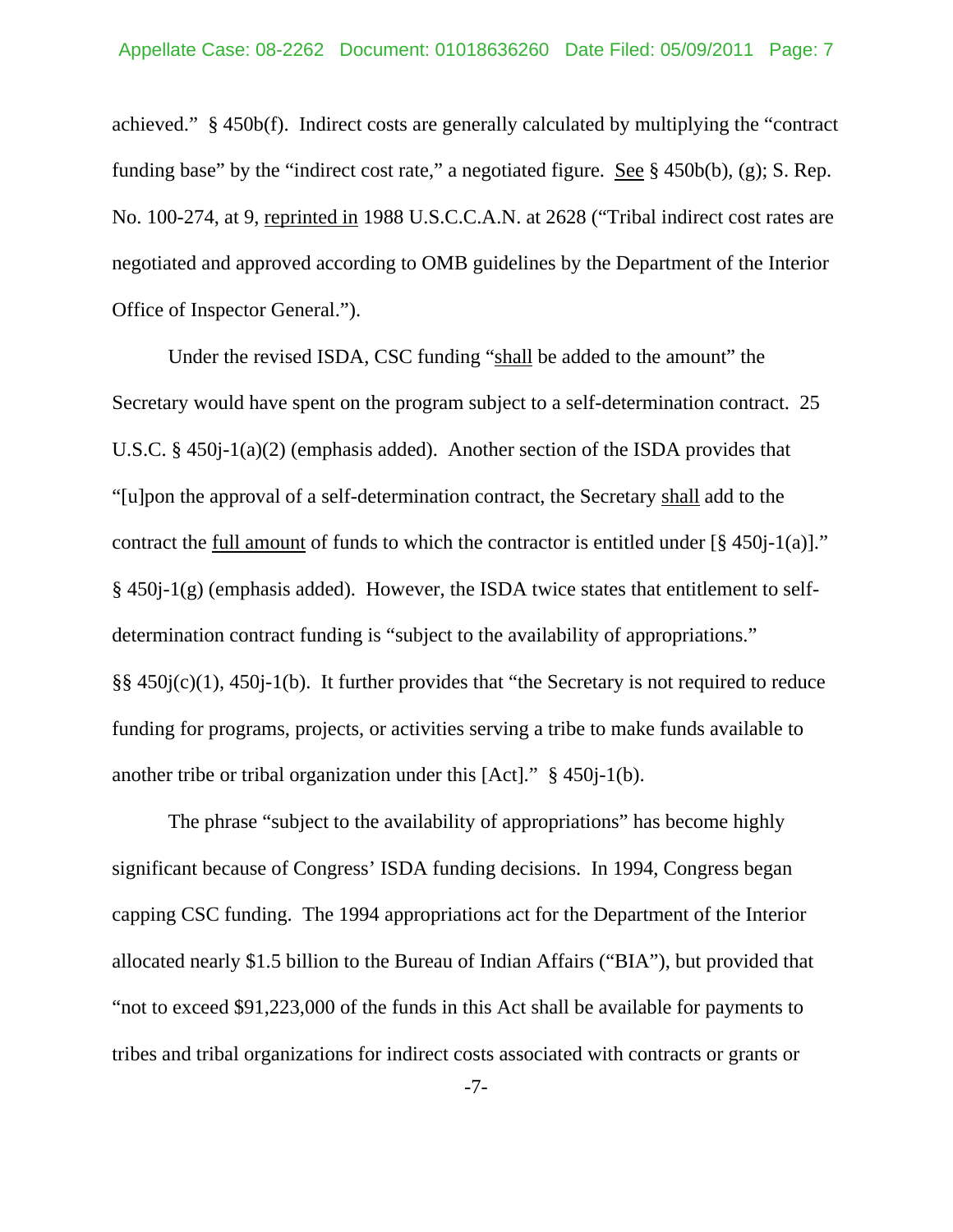achieved." § 450b(f). Indirect costs are generally calculated by multiplying the "contract funding base" by the "indirect cost rate," a negotiated figure. See § 450b(b), (g); S. Rep. No. 100-274, at 9, reprinted in 1988 U.S.C.C.A.N. at 2628 ("Tribal indirect cost rates are negotiated and approved according to OMB guidelines by the Department of the Interior Office of Inspector General.").

Under the revised ISDA, CSC funding "shall be added to the amount" the Secretary would have spent on the program subject to a self-determination contract. 25 U.S.C. § 450j-1(a)(2) (emphasis added). Another section of the ISDA provides that "[u]pon the approval of a self-determination contract, the Secretary shall add to the contract the full amount of funds to which the contractor is entitled under [§ 450j-1(a)]." § 450j-1(g) (emphasis added). However, the ISDA twice states that entitlement to self-determination contract funding is "subject to the availability of appropriations." §§ 450j(c)(1), 450j-1(b). It further provides that "the Secretary is not required to reduce funding for programs, projects, or activities serving a tribe to make funds available to another tribe or tribal organization under this [Act]." § 450j-1(b).

The phrase "subject to the availability of appropriations" has become highly significant because of Congress' ISDA funding decisions. In 1994, Congress began capping CSC funding. The 1994 appropriations act for the Department of the Interior allocated nearly $1.5 billion to the Bureau of Indian Affairs ("BIA"), but provided that "not to exceed $91,223,000 of the funds in this Act shall be available for payments to tribes and tribal organizations for indirect costs associated with contracts or grants or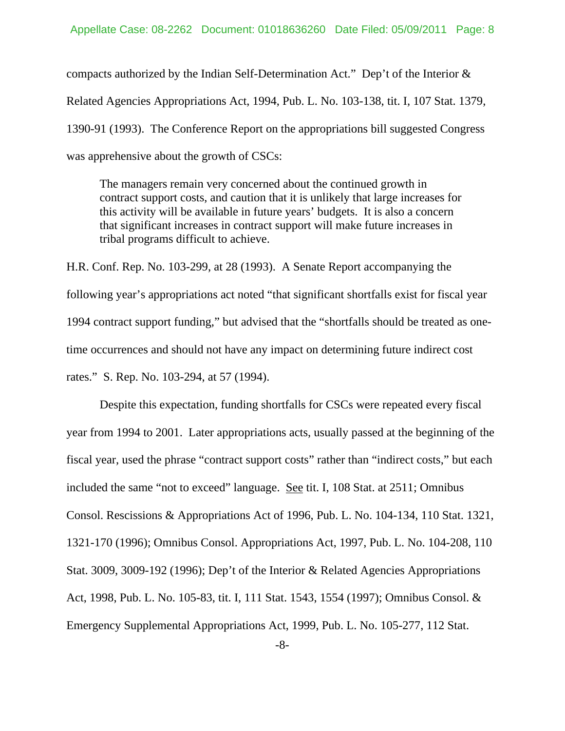compacts authorized by the Indian Self-Determination Act." Dep't of the Interior & Related Agencies Appropriations Act, 1994, Pub. L. No. 103-138, tit. I, 107 Stat. 1379, 1390-91 (1993). The Conference Report on the appropriations bill suggested Congress was apprehensive about the growth of CSCs:

> The managers remain very concerned about the continued growth in contract support costs, and caution that it is unlikely that large increases for this activity will be available in future years' budgets. It is also a concern that significant increases in contract support will make future increases in tribal programs difficult to achieve.

H.R. Conf. Rep. No. 103-299, at 28 (1993). A Senate Report accompanying the following year's appropriations act noted "that significant shortfalls exist for fiscal year 1994 contract support funding," but advised that the "shortfalls should be treated as one-time occurrences and should not have any impact on determining future indirect cost rates." S. Rep. No. 103-294, at 57 (1994).

Despite this expectation, funding shortfalls for CSCs were repeated every fiscal year from 1994 to 2001. Later appropriations acts, usually passed at the beginning of the fiscal year, used the phrase "contract support costs" rather than "indirect costs," but each included the same "not to exceed" language. See tit. I, 108 Stat. at 2511; Omnibus Consol. Rescissions & Appropriations Act of 1996, Pub. L. No. 104-134, 110 Stat. 1321, 1321-170 (1996); Omnibus Consol. Appropriations Act, 1997, Pub. L. No. 104-208, 110 Stat. 3009, 3009-192 (1996); Dep't of the Interior & Related Agencies Appropriations Act, 1998, Pub. L. No. 105-83, tit. I, 111 Stat. 1543, 1554 (1997); Omnibus Consol. & Emergency Supplemental Appropriations Act, 1999, Pub. L. No. 105-277, 112 Stat.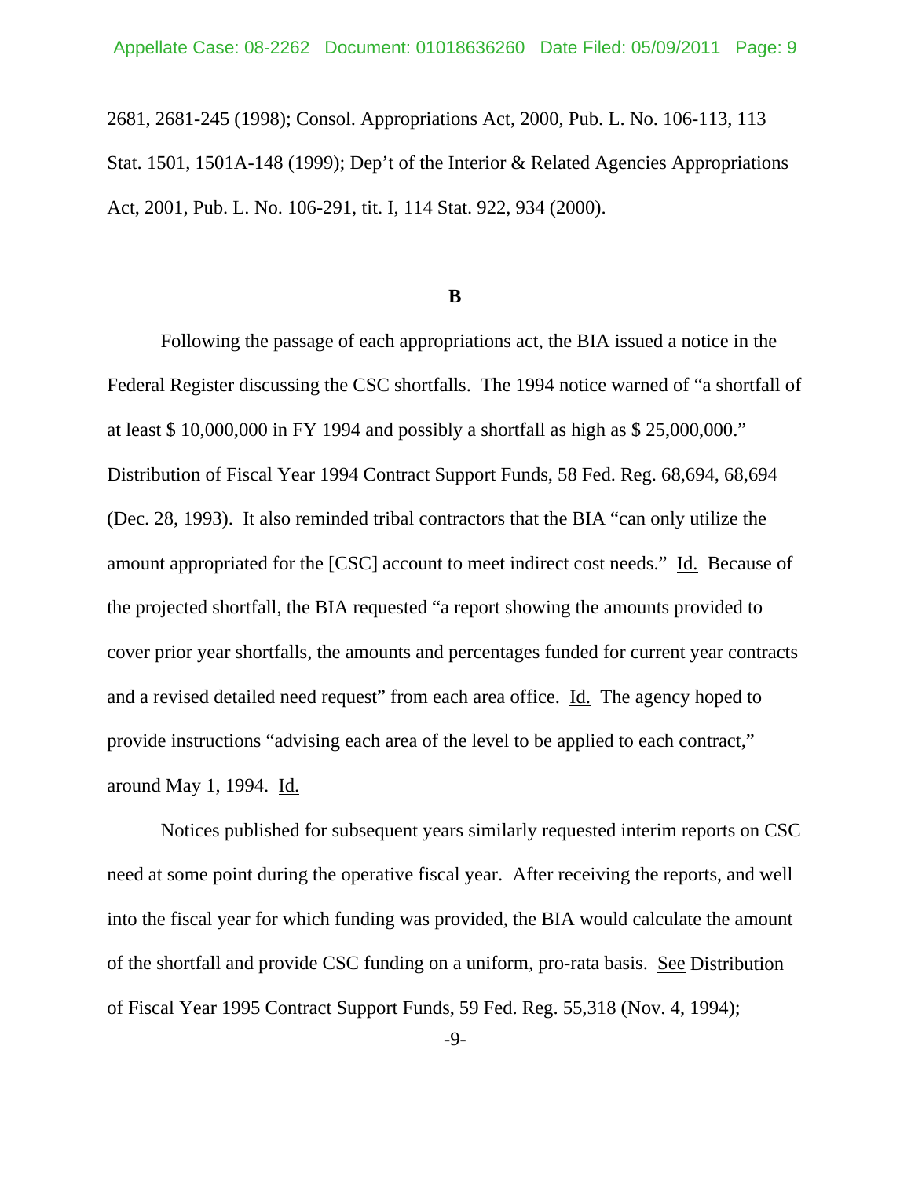2681, 2681-245 (1998); Consol. Appropriations Act, 2000, Pub. L. No. 106-113, 113 Stat. 1501, 1501A-148 (1999); Dep't of the Interior & Related Agencies Appropriations Act, 2001, Pub. L. No. 106-291, tit. I, 114 Stat. 922, 934 (2000).

**B**

Following the passage of each appropriations act, the BIA issued a notice in the Federal Register discussing the CSC shortfalls. The 1994 notice warned of "a shortfall of at least $ 10,000,000 in FY 1994 and possibly a shortfall as high as $ 25,000,000." Distribution of Fiscal Year 1994 Contract Support Funds, 58 Fed. Reg. 68,694, 68,694 (Dec. 28, 1993). It also reminded tribal contractors that the BIA "can only utilize the amount appropriated for the [CSC] account to meet indirect cost needs." Id. Because of the projected shortfall, the BIA requested "a report showing the amounts provided to cover prior year shortfalls, the amounts and percentages funded for current year contracts and a revised detailed need request" from each area office. Id. The agency hoped to provide instructions "advising each area of the level to be applied to each contract," around May 1, 1994. Id.

Notices published for subsequent years similarly requested interim reports on CSC need at some point during the operative fiscal year. After receiving the reports, and well into the fiscal year for which funding was provided, the BIA would calculate the amount of the shortfall and provide CSC funding on a uniform, pro-rata basis. See Distribution of Fiscal Year 1995 Contract Support Funds, 59 Fed. Reg. 55,318 (Nov. 4, 1994);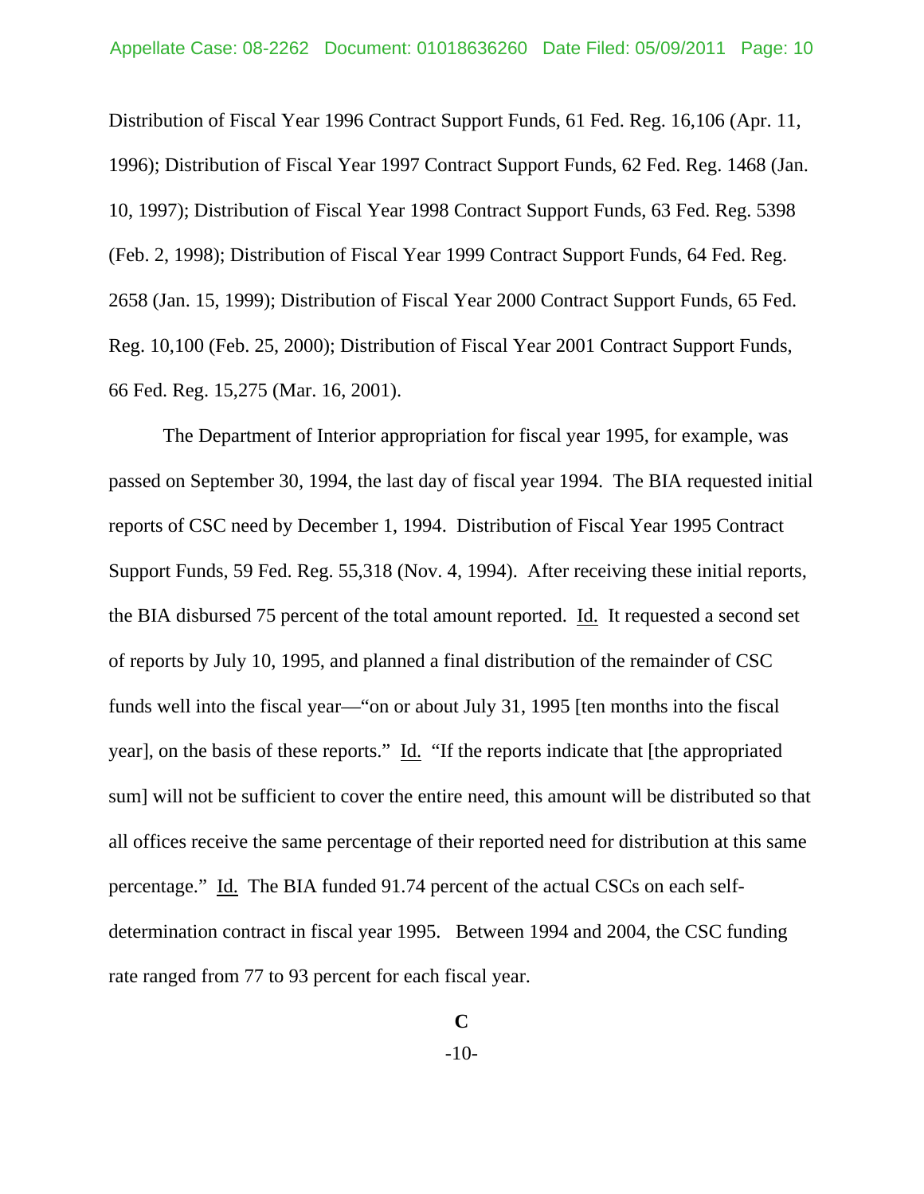Distribution of Fiscal Year 1996 Contract Support Funds, 61 Fed. Reg. 16,106 (Apr. 11, 1996); Distribution of Fiscal Year 1997 Contract Support Funds, 62 Fed. Reg. 1468 (Jan. 10, 1997); Distribution of Fiscal Year 1998 Contract Support Funds, 63 Fed. Reg. 5398 (Feb. 2, 1998); Distribution of Fiscal Year 1999 Contract Support Funds, 64 Fed. Reg. 2658 (Jan. 15, 1999); Distribution of Fiscal Year 2000 Contract Support Funds, 65 Fed. Reg. 10,100 (Feb. 25, 2000); Distribution of Fiscal Year 2001 Contract Support Funds, 66 Fed. Reg. 15,275 (Mar. 16, 2001).

The Department of Interior appropriation for fiscal year 1995, for example, was passed on September 30, 1994, the last day of fiscal year 1994. The BIA requested initial reports of CSC need by December 1, 1994. Distribution of Fiscal Year 1995 Contract Support Funds, 59 Fed. Reg. 55,318 (Nov. 4, 1994). After receiving these initial reports, the BIA disbursed 75 percent of the total amount reported. Id. It requested a second set of reports by July 10, 1995, and planned a final distribution of the remainder of CSC funds well into the fiscal year—"on or about July 31, 1995 [ten months into the fiscal year], on the basis of these reports." Id. "If the reports indicate that [the appropriated sum] will not be sufficient to cover the entire need, this amount will be distributed so that all offices receive the same percentage of their reported need for distribution at this same percentage." Id. The BIA funded 91.74 percent of the actual CSCs on each self-determination contract in fiscal year 1995. Between 1994 and 2004, the CSC funding rate ranged from 77 to 93 percent for each fiscal year.

## C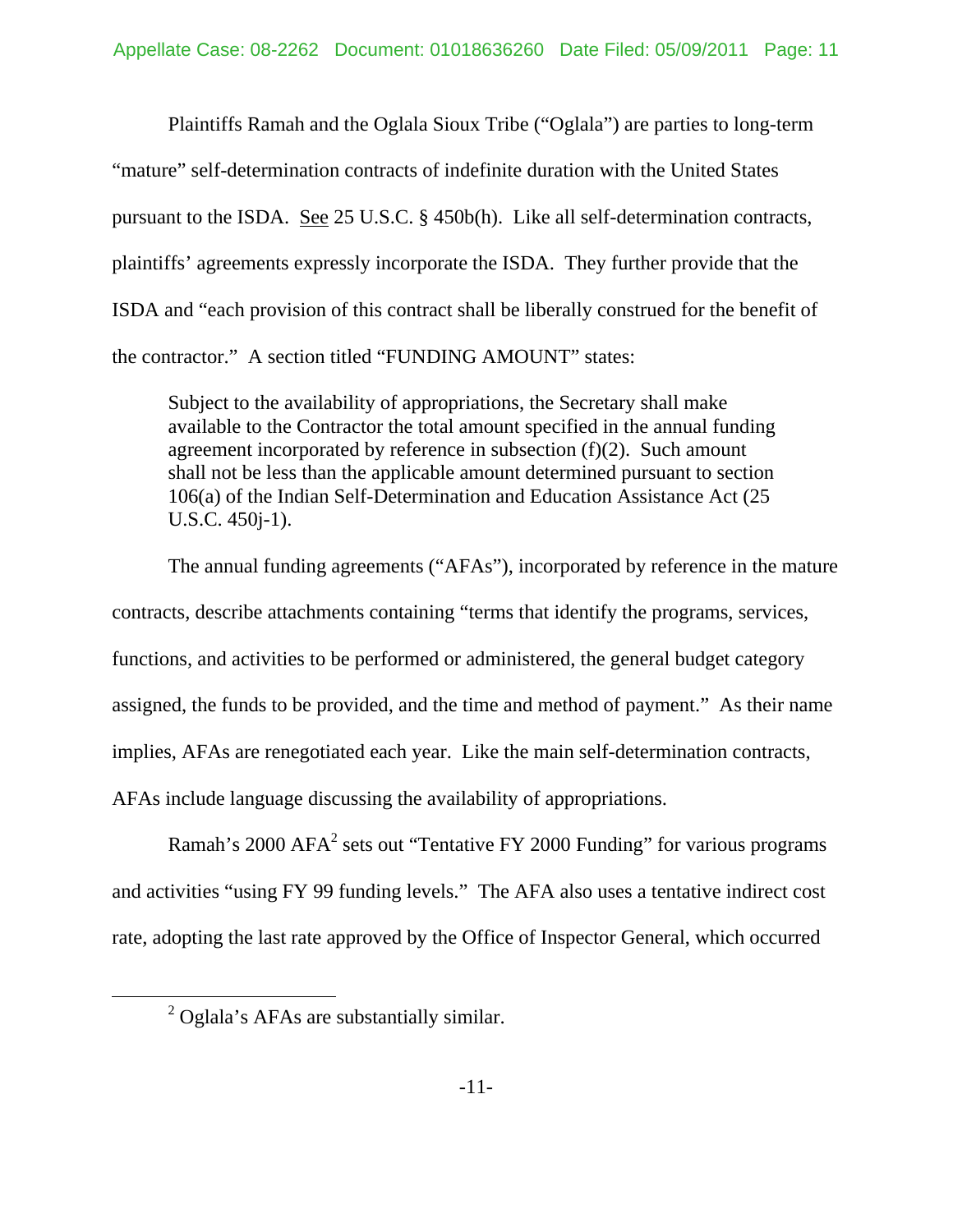Plaintiffs Ramah and the Oglala Sioux Tribe ("Oglala") are parties to long-term "mature" self-determination contracts of indefinite duration with the United States pursuant to the ISDA. See 25 U.S.C. § 450b(h). Like all self-determination contracts, plaintiffs' agreements expressly incorporate the ISDA. They further provide that the ISDA and "each provision of this contract shall be liberally construed for the benefit of the contractor." A section titled "FUNDING AMOUNT" states:

> Subject to the availability of appropriations, the Secretary shall make available to the Contractor the total amount specified in the annual funding agreement incorporated by reference in subsection (f)(2). Such amount shall not be less than the applicable amount determined pursuant to section 106(a) of the Indian Self-Determination and Education Assistance Act (25 U.S.C. 450j-1).

The annual funding agreements ("AFAs"), incorporated by reference in the mature contracts, describe attachments containing "terms that identify the programs, services, functions, and activities to be performed or administered, the general budget category assigned, the funds to be provided, and the time and method of payment." As their name implies, AFAs are renegotiated each year. Like the main self-determination contracts, AFAs include language discussing the availability of appropriations.

Ramah's 2000 AFA[2] sets out "Tentative FY 2000 Funding" for various programs and activities "using FY 99 funding levels." The AFA also uses a tentative indirect cost rate, adopting the last rate approved by the Office of Inspector General, which occurred

[2] Oglala's AFAs are substantially similar.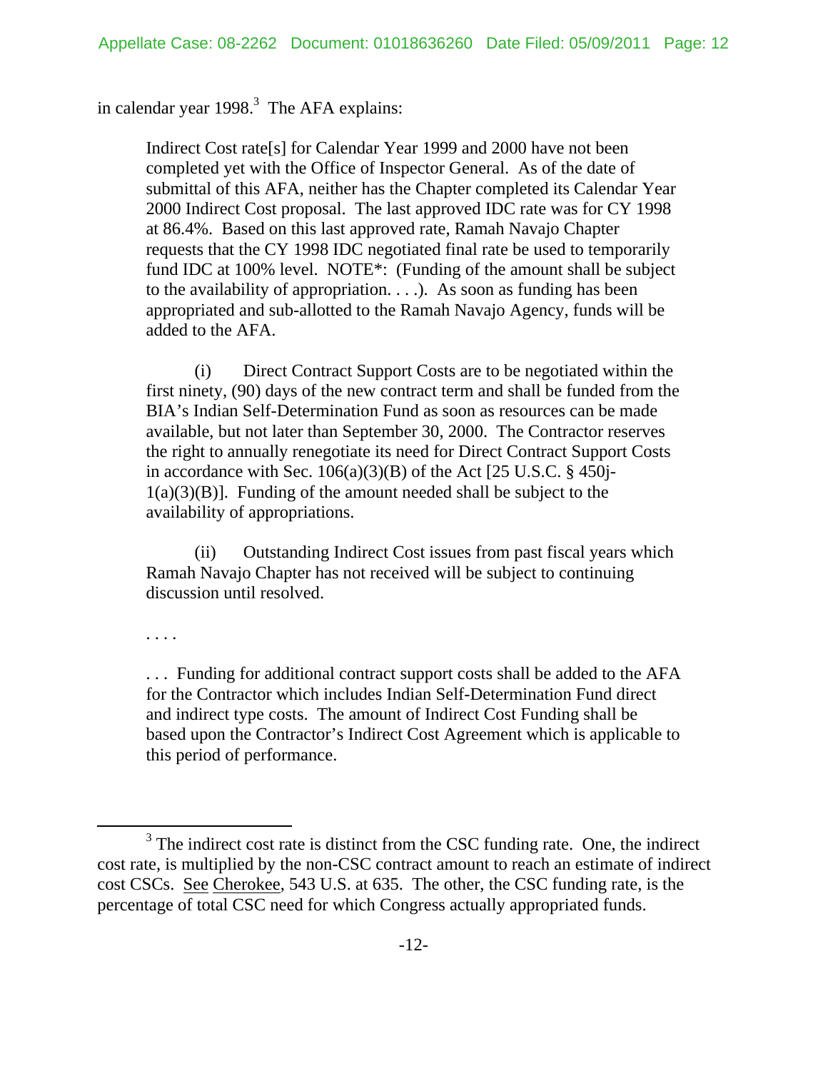in calendar year 1998.[3] The AFA explains:

> Indirect Cost rate[s] for Calendar Year 1999 and 2000 have not been completed yet with the Office of Inspector General. As of the date of submittal of this AFA, neither has the Chapter completed its Calendar Year 2000 Indirect Cost proposal. The last approved IDC rate was for CY 1998 at 86.4%. Based on this last approved rate, Ramah Navajo Chapter requests that the CY 1998 IDC negotiated final rate be used to temporarily fund IDC at 100% level. NOTE*: (Funding of the amount shall be subject to the availability of appropriation. . . .). As soon as funding has been appropriated and sub-allotted to the Ramah Navajo Agency, funds will be added to the AFA.
>
> (i) Direct Contract Support Costs are to be negotiated within the first ninety, (90) days of the new contract term and shall be funded from the BIA's Indian Self-Determination Fund as soon as resources can be made available, but not later than September 30, 2000. The Contractor reserves the right to annually renegotiate its need for Direct Contract Support Costs in accordance with Sec. 106(a)(3)(B) of the Act [25 U.S.C. § 450j-1(a)(3)(B)]. Funding of the amount needed shall be subject to the availability of appropriations.
>
> (ii) Outstanding Indirect Cost issues from past fiscal years which Ramah Navajo Chapter has not received will be subject to continuing discussion until resolved.
>
> . . . .
>
> . . . Funding for additional contract support costs shall be added to the AFA for the Contractor which includes Indian Self-Determination Fund direct and indirect type costs. The amount of Indirect Cost Funding shall be based upon the Contractor's Indirect Cost Agreement which is applicable to this period of performance.

---

[3] The indirect cost rate is distinct from the CSC funding rate. One, the indirect cost rate, is multiplied by the non-CSC contract amount to reach an estimate of indirect cost CSCs. See Cherokee, 543 U.S. at 635. The other, the CSC funding rate, is the percentage of total CSC need for which Congress actually appropriated funds.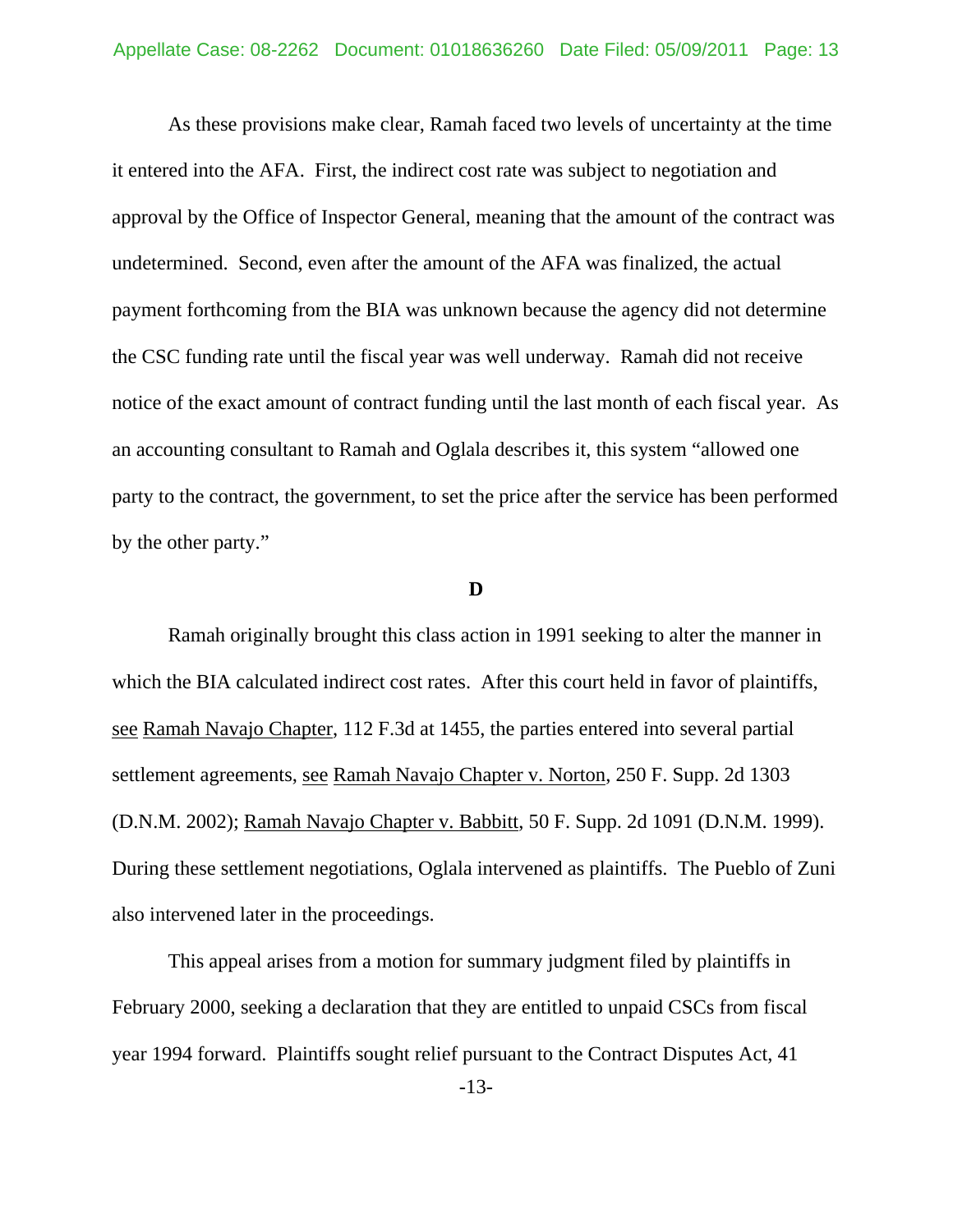As these provisions make clear, Ramah faced two levels of uncertainty at the time it entered into the AFA. First, the indirect cost rate was subject to negotiation and approval by the Office of Inspector General, meaning that the amount of the contract was undetermined. Second, even after the amount of the AFA was finalized, the actual payment forthcoming from the BIA was unknown because the agency did not determine the CSC funding rate until the fiscal year was well underway. Ramah did not receive notice of the exact amount of contract funding until the last month of each fiscal year. As an accounting consultant to Ramah and Oglala describes it, this system "allowed one party to the contract, the government, to set the price after the service has been performed by the other party."

**D**

Ramah originally brought this class action in 1991 seeking to alter the manner in which the BIA calculated indirect cost rates. After this court held in favor of plaintiffs, see Ramah Navajo Chapter, 112 F.3d at 1455, the parties entered into several partial settlement agreements, see Ramah Navajo Chapter v. Norton, 250 F. Supp. 2d 1303 (D.N.M. 2002); Ramah Navajo Chapter v. Babbitt, 50 F. Supp. 2d 1091 (D.N.M. 1999). During these settlement negotiations, Oglala intervened as plaintiffs. The Pueblo of Zuni also intervened later in the proceedings.

This appeal arises from a motion for summary judgment filed by plaintiffs in February 2000, seeking a declaration that they are entitled to unpaid CSCs from fiscal year 1994 forward. Plaintiffs sought relief pursuant to the Contract Disputes Act, 41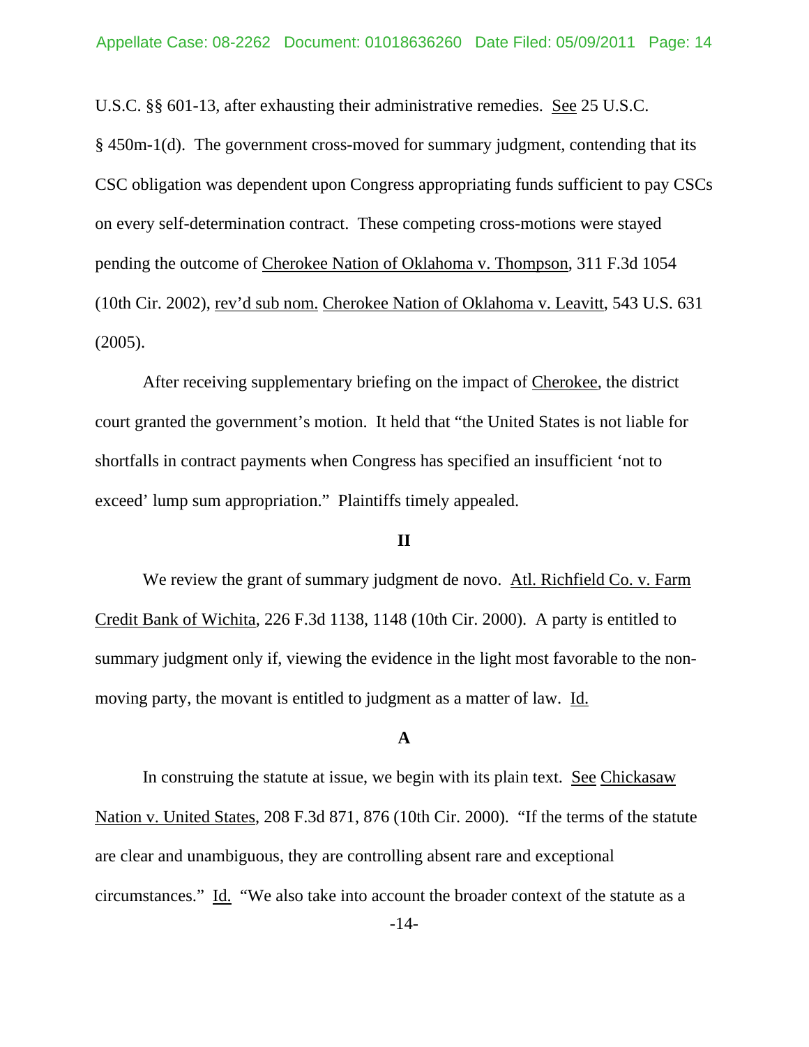U.S.C. §§ 601-13, after exhausting their administrative remedies. See 25 U.S.C. § 450m-1(d). The government cross-moved for summary judgment, contending that its CSC obligation was dependent upon Congress appropriating funds sufficient to pay CSCs on every self-determination contract. These competing cross-motions were stayed pending the outcome of Cherokee Nation of Oklahoma v. Thompson, 311 F.3d 1054 (10th Cir. 2002), rev'd sub nom. Cherokee Nation of Oklahoma v. Leavitt, 543 U.S. 631 (2005).

After receiving supplementary briefing on the impact of Cherokee, the district court granted the government's motion. It held that "the United States is not liable for shortfalls in contract payments when Congress has specified an insufficient 'not to exceed' lump sum appropriation." Plaintiffs timely appealed.

## II

We review the grant of summary judgment de novo. Atl. Richfield Co. v. Farm Credit Bank of Wichita, 226 F.3d 1138, 1148 (10th Cir. 2000). A party is entitled to summary judgment only if, viewing the evidence in the light most favorable to the non-moving party, the movant is entitled to judgment as a matter of law. Id.

### A

In construing the statute at issue, we begin with its plain text. See Chickasaw Nation v. United States, 208 F.3d 871, 876 (10th Cir. 2000). "If the terms of the statute are clear and unambiguous, they are controlling absent rare and exceptional circumstances." Id. "We also take into account the broader context of the statute as a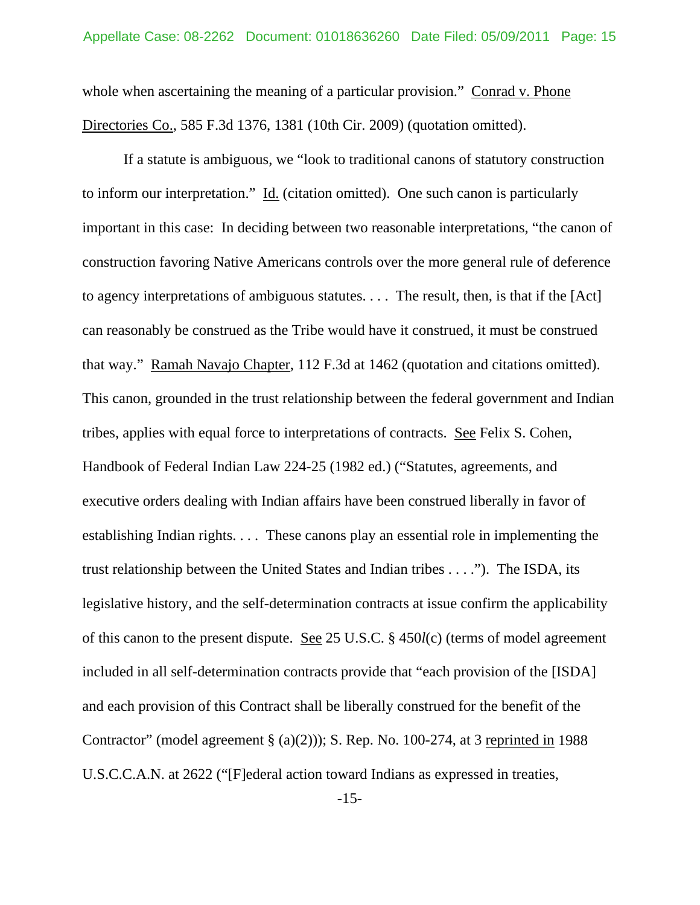whole when ascertaining the meaning of a particular provision." Conrad v. Phone Directories Co., 585 F.3d 1376, 1381 (10th Cir. 2009) (quotation omitted).

If a statute is ambiguous, we "look to traditional canons of statutory construction to inform our interpretation." Id. (citation omitted). One such canon is particularly important in this case: In deciding between two reasonable interpretations, "the canon of construction favoring Native Americans controls over the more general rule of deference to agency interpretations of ambiguous statutes. . . . The result, then, is that if the [Act] can reasonably be construed as the Tribe would have it construed, it must be construed that way." Ramah Navajo Chapter, 112 F.3d at 1462 (quotation and citations omitted). This canon, grounded in the trust relationship between the federal government and Indian tribes, applies with equal force to interpretations of contracts. See Felix S. Cohen, Handbook of Federal Indian Law 224-25 (1982 ed.) ("Statutes, agreements, and executive orders dealing with Indian affairs have been construed liberally in favor of establishing Indian rights. . . . These canons play an essential role in implementing the trust relationship between the United States and Indian tribes . . . ."). The ISDA, its legislative history, and the self-determination contracts at issue confirm the applicability of this canon to the present dispute. See 25 U.S.C. § 450*l*(c) (terms of model agreement included in all self-determination contracts provide that "each provision of the [ISDA] and each provision of this Contract shall be liberally construed for the benefit of the Contractor" (model agreement § (a)(2))); S. Rep. No. 100-274, at 3 reprinted in 1988 U.S.C.C.A.N. at 2622 ("[F]ederal action toward Indians as expressed in treaties,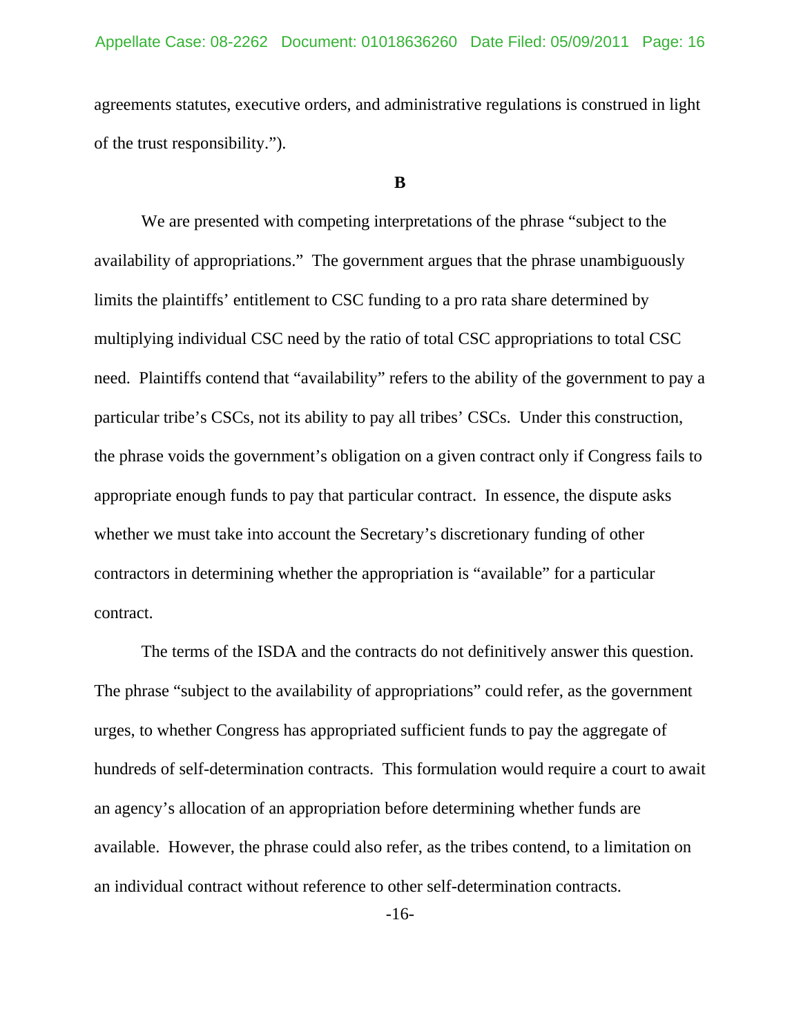agreements statutes, executive orders, and administrative regulations is construed in light of the trust responsibility.").

**B**

We are presented with competing interpretations of the phrase "subject to the availability of appropriations." The government argues that the phrase unambiguously limits the plaintiffs' entitlement to CSC funding to a pro rata share determined by multiplying individual CSC need by the ratio of total CSC appropriations to total CSC need. Plaintiffs contend that "availability" refers to the ability of the government to pay a particular tribe's CSCs, not its ability to pay all tribes' CSCs. Under this construction, the phrase voids the government's obligation on a given contract only if Congress fails to appropriate enough funds to pay that particular contract. In essence, the dispute asks whether we must take into account the Secretary's discretionary funding of other contractors in determining whether the appropriation is "available" for a particular contract.

The terms of the ISDA and the contracts do not definitively answer this question. The phrase "subject to the availability of appropriations" could refer, as the government urges, to whether Congress has appropriated sufficient funds to pay the aggregate of hundreds of self-determination contracts. This formulation would require a court to await an agency's allocation of an appropriation before determining whether funds are available. However, the phrase could also refer, as the tribes contend, to a limitation on an individual contract without reference to other self-determination contracts.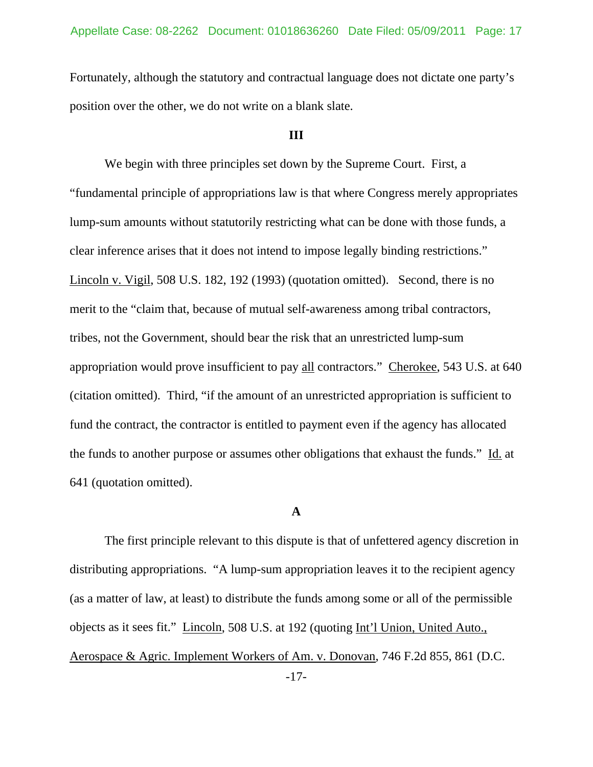Fortunately, although the statutory and contractual language does not dictate one party's position over the other, we do not write on a blank slate.

### III

We begin with three principles set down by the Supreme Court. First, a "fundamental principle of appropriations law is that where Congress merely appropriates lump-sum amounts without statutorily restricting what can be done with those funds, a clear inference arises that it does not intend to impose legally binding restrictions." Lincoln v. Vigil, 508 U.S. 182, 192 (1993) (quotation omitted). Second, there is no merit to the "claim that, because of mutual self-awareness among tribal contractors, tribes, not the Government, should bear the risk that an unrestricted lump-sum appropriation would prove insufficient to pay all contractors." Cherokee, 543 U.S. at 640 (citation omitted). Third, "if the amount of an unrestricted appropriation is sufficient to fund the contract, the contractor is entitled to payment even if the agency has allocated the funds to another purpose or assumes other obligations that exhaust the funds." Id. at 641 (quotation omitted).

#### A

The first principle relevant to this dispute is that of unfettered agency discretion in distributing appropriations. "A lump-sum appropriation leaves it to the recipient agency (as a matter of law, at least) to distribute the funds among some or all of the permissible objects as it sees fit." Lincoln, 508 U.S. at 192 (quoting Int'l Union, United Auto., Aerospace & Agric. Implement Workers of Am. v. Donovan, 746 F.2d 855, 861 (D.C.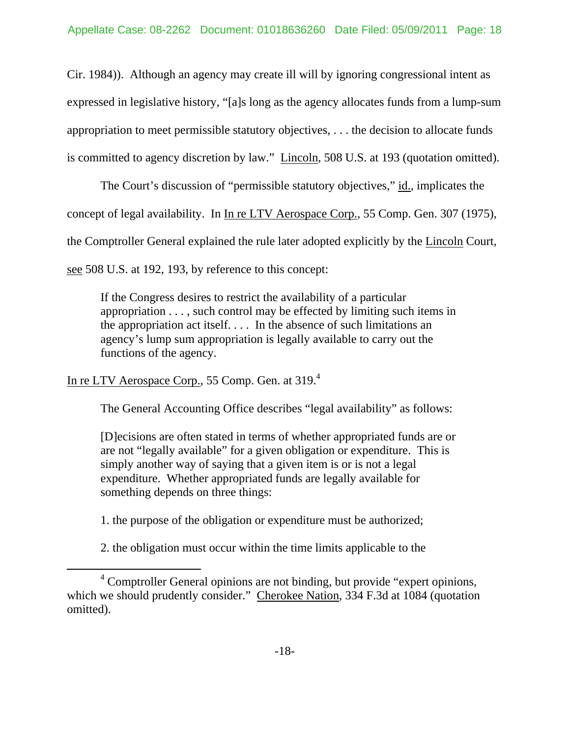Cir. 1984)). Although an agency may create ill will by ignoring congressional intent as expressed in legislative history, "[a]s long as the agency allocates funds from a lump-sum appropriation to meet permissible statutory objectives, . . . the decision to allocate funds is committed to agency discretion by law." Lincoln, 508 U.S. at 193 (quotation omitted).

The Court's discussion of "permissible statutory objectives," id., implicates the concept of legal availability. In In re LTV Aerospace Corp., 55 Comp. Gen. 307 (1975), the Comptroller General explained the rule later adopted explicitly by the Lincoln Court, see 508 U.S. at 192, 193, by reference to this concept:

> If the Congress desires to restrict the availability of a particular appropriation . . . , such control may be effected by limiting such items in the appropriation act itself. . . . In the absence of such limitations an agency's lump sum appropriation is legally available to carry out the functions of the agency.

In re LTV Aerospace Corp., 55 Comp. Gen. at 319.[4]

The General Accounting Office describes "legal availability" as follows:

> [D]ecisions are often stated in terms of whether appropriated funds are or are not "legally available" for a given obligation or expenditure. This is simply another way of saying that a given item is or is not a legal expenditure. Whether appropriated funds are legally available for something depends on three things:
>
> 1. the purpose of the obligation or expenditure must be authorized;
>
> 2. the obligation must occur within the time limits applicable to the

[4] Comptroller General opinions are not binding, but provide "expert opinions, which we should prudently consider." Cherokee Nation, 334 F.3d at 1084 (quotation omitted).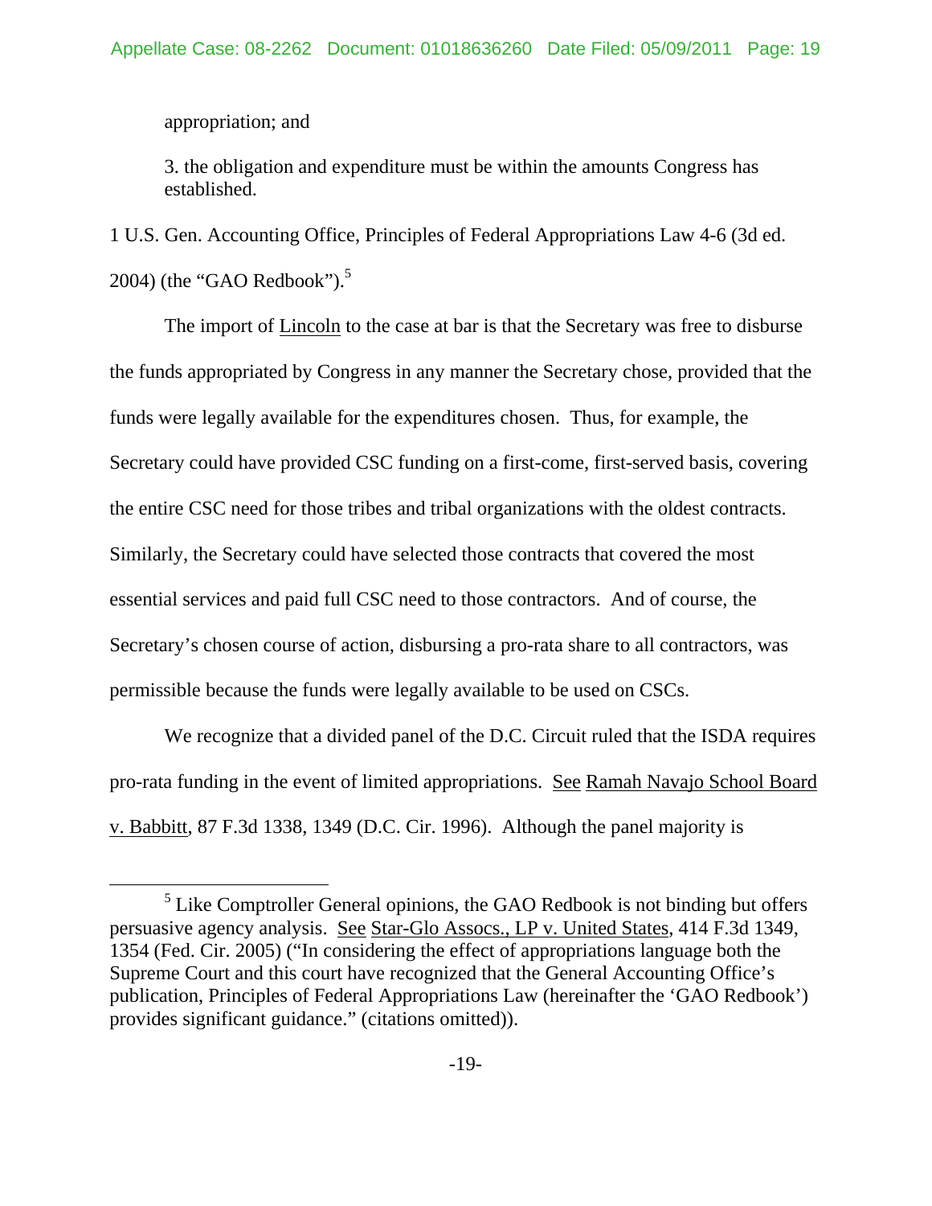appropriation; and

3. the obligation and expenditure must be within the amounts Congress has established.

1 U.S. Gen. Accounting Office, Principles of Federal Appropriations Law 4-6 (3d ed. 2004) (the "GAO Redbook").[5]

The import of Lincoln to the case at bar is that the Secretary was free to disburse the funds appropriated by Congress in any manner the Secretary chose, provided that the funds were legally available for the expenditures chosen. Thus, for example, the Secretary could have provided CSC funding on a first-come, first-served basis, covering the entire CSC need for those tribes and tribal organizations with the oldest contracts. Similarly, the Secretary could have selected those contracts that covered the most essential services and paid full CSC need to those contractors. And of course, the Secretary's chosen course of action, disbursing a pro-rata share to all contractors, was permissible because the funds were legally available to be used on CSCs.

We recognize that a divided panel of the D.C. Circuit ruled that the ISDA requires pro-rata funding in the event of limited appropriations. See Ramah Navajo School Board v. Babbitt, 87 F.3d 1338, 1349 (D.C. Cir. 1996). Although the panel majority is

---

[5] Like Comptroller General opinions, the GAO Redbook is not binding but offers persuasive agency analysis. See Star-Glo Assocs., LP v. United States, 414 F.3d 1349, 1354 (Fed. Cir. 2005) ("In considering the effect of appropriations language both the Supreme Court and this court have recognized that the General Accounting Office's publication, Principles of Federal Appropriations Law (hereinafter the 'GAO Redbook') provides significant guidance." (citations omitted)).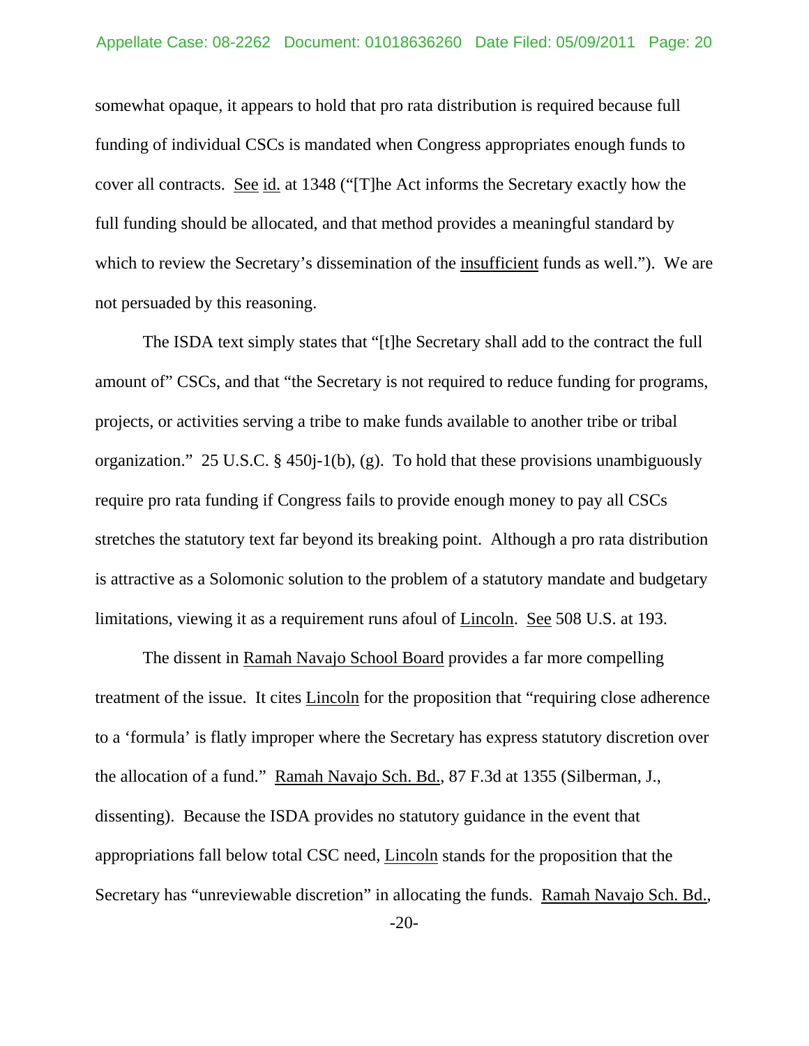somewhat opaque, it appears to hold that pro rata distribution is required because full funding of individual CSCs is mandated when Congress appropriates enough funds to cover all contracts. See id. at 1348 ("[T]he Act informs the Secretary exactly how the full funding should be allocated, and that method provides a meaningful standard by which to review the Secretary's dissemination of the insufficient funds as well."). We are not persuaded by this reasoning.

The ISDA text simply states that "[t]he Secretary shall add to the contract the full amount of" CSCs, and that "the Secretary is not required to reduce funding for programs, projects, or activities serving a tribe to make funds available to another tribe or tribal organization." 25 U.S.C. § 450j-1(b), (g). To hold that these provisions unambiguously require pro rata funding if Congress fails to provide enough money to pay all CSCs stretches the statutory text far beyond its breaking point. Although a pro rata distribution is attractive as a Solomonic solution to the problem of a statutory mandate and budgetary limitations, viewing it as a requirement runs afoul of Lincoln. See 508 U.S. at 193.

The dissent in Ramah Navajo School Board provides a far more compelling treatment of the issue. It cites Lincoln for the proposition that "requiring close adherence to a 'formula' is flatly improper where the Secretary has express statutory discretion over the allocation of a fund." Ramah Navajo Sch. Bd., 87 F.3d at 1355 (Silberman, J., dissenting). Because the ISDA provides no statutory guidance in the event that appropriations fall below total CSC need, Lincoln stands for the proposition that the Secretary has "unreviewable discretion" in allocating the funds. Ramah Navajo Sch. Bd.,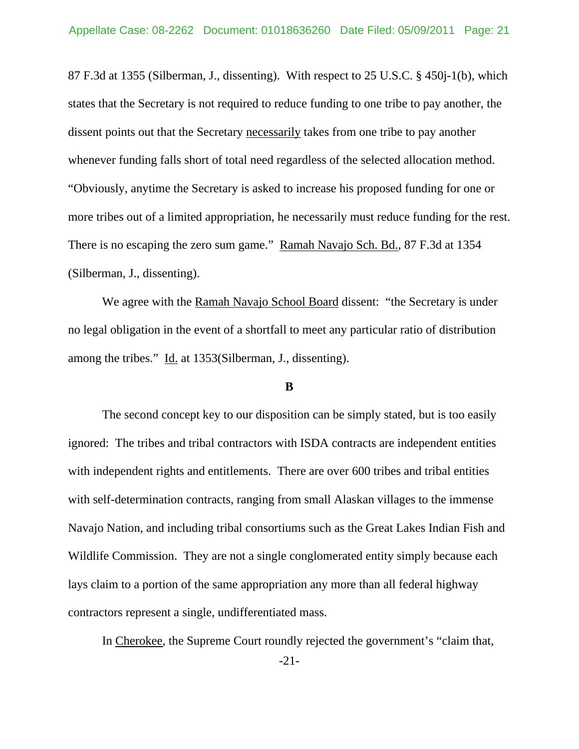87 F.3d at 1355 (Silberman, J., dissenting). With respect to 25 U.S.C. § 450j-1(b), which states that the Secretary is not required to reduce funding to one tribe to pay another, the dissent points out that the Secretary necessarily takes from one tribe to pay another whenever funding falls short of total need regardless of the selected allocation method. "Obviously, anytime the Secretary is asked to increase his proposed funding for one or more tribes out of a limited appropriation, he necessarily must reduce funding for the rest. There is no escaping the zero sum game." Ramah Navajo Sch. Bd., 87 F.3d at 1354 (Silberman, J., dissenting).

We agree with the Ramah Navajo School Board dissent: "the Secretary is under no legal obligation in the event of a shortfall to meet any particular ratio of distribution among the tribes." Id. at 1353(Silberman, J., dissenting).

**B**

The second concept key to our disposition can be simply stated, but is too easily ignored: The tribes and tribal contractors with ISDA contracts are independent entities with independent rights and entitlements. There are over 600 tribes and tribal entities with self-determination contracts, ranging from small Alaskan villages to the immense Navajo Nation, and including tribal consortiums such as the Great Lakes Indian Fish and Wildlife Commission. They are not a single conglomerated entity simply because each lays claim to a portion of the same appropriation any more than all federal highway contractors represent a single, undifferentiated mass.

In Cherokee, the Supreme Court roundly rejected the government's "claim that,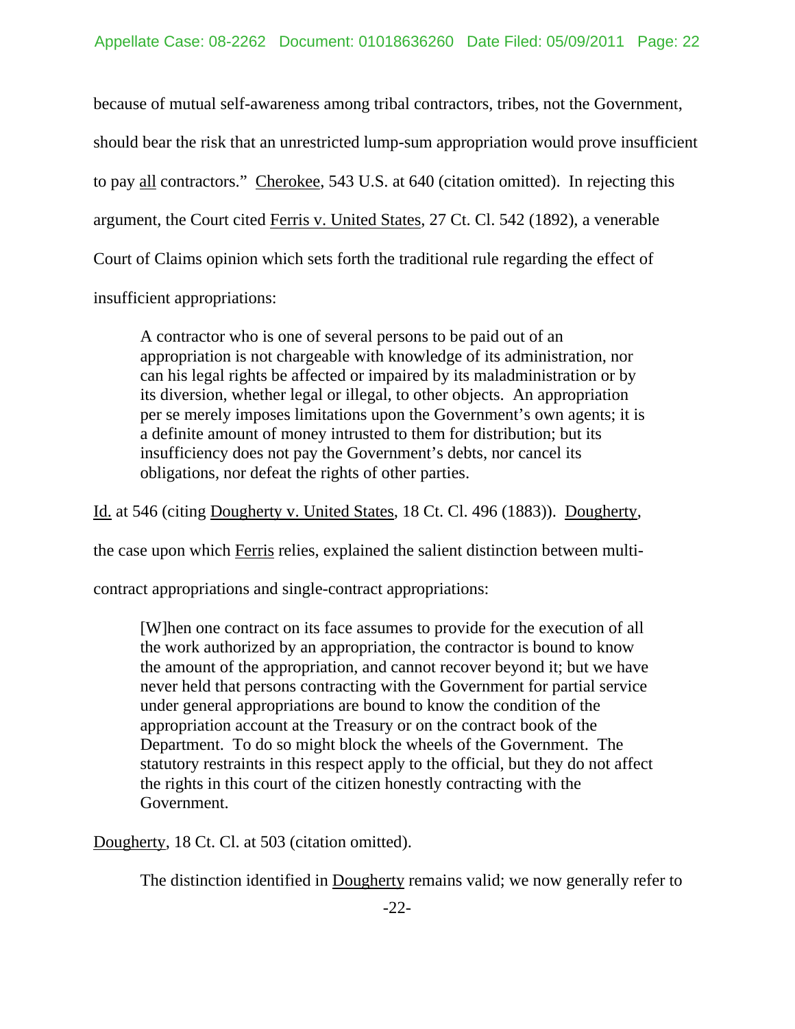because of mutual self-awareness among tribal contractors, tribes, not the Government, should bear the risk that an unrestricted lump-sum appropriation would prove insufficient to pay all contractors." Cherokee, 543 U.S. at 640 (citation omitted). In rejecting this argument, the Court cited Ferris v. United States, 27 Ct. Cl. 542 (1892), a venerable Court of Claims opinion which sets forth the traditional rule regarding the effect of insufficient appropriations:

> A contractor who is one of several persons to be paid out of an appropriation is not chargeable with knowledge of its administration, nor can his legal rights be affected or impaired by its maladministration or by its diversion, whether legal or illegal, to other objects. An appropriation per se merely imposes limitations upon the Government's own agents; it is a definite amount of money intrusted to them for distribution; but its insufficiency does not pay the Government's debts, nor cancel its obligations, nor defeat the rights of other parties.

Id. at 546 (citing Dougherty v. United States, 18 Ct. Cl. 496 (1883)). Dougherty, the case upon which Ferris relies, explained the salient distinction between multi-contract appropriations and single-contract appropriations:

> [W]hen one contract on its face assumes to provide for the execution of all the work authorized by an appropriation, the contractor is bound to know the amount of the appropriation, and cannot recover beyond it; but we have never held that persons contracting with the Government for partial service under general appropriations are bound to know the condition of the appropriation account at the Treasury or on the contract book of the Department. To do so might block the wheels of the Government. The statutory restraints in this respect apply to the official, but they do not affect the rights in this court of the citizen honestly contracting with the Government.

Dougherty, 18 Ct. Cl. at 503 (citation omitted).

The distinction identified in Dougherty remains valid; we now generally refer to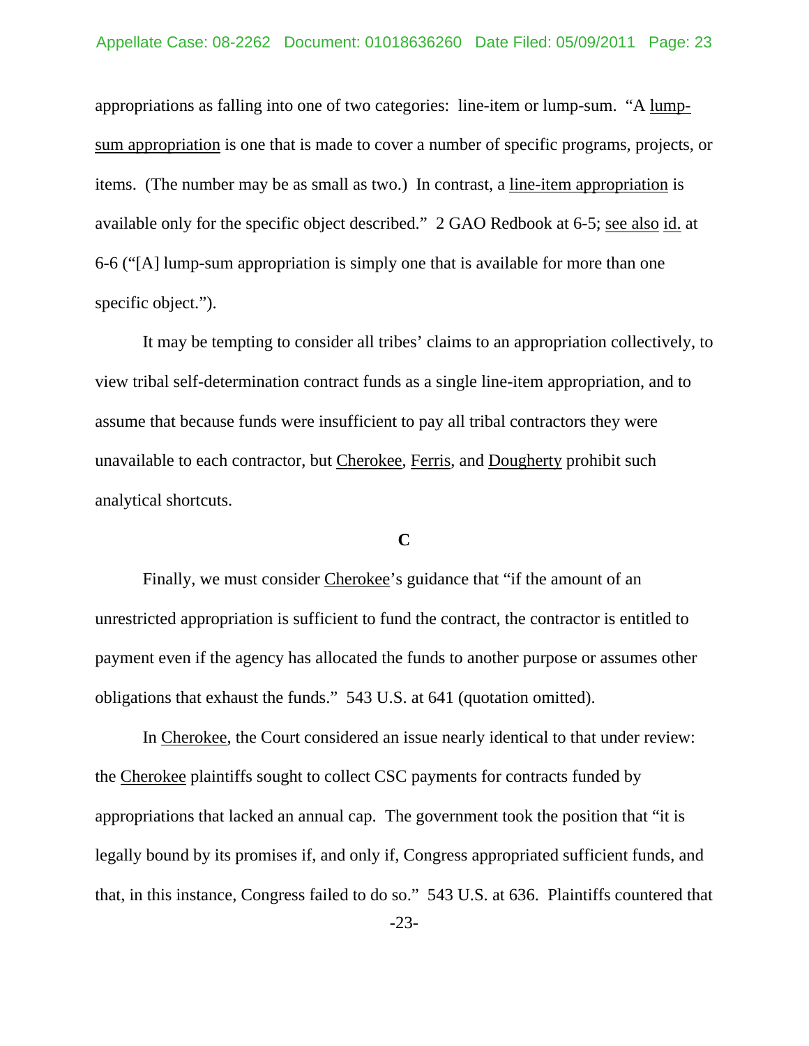appropriations as falling into one of two categories: line-item or lump-sum. "A lump-sum appropriation is one that is made to cover a number of specific programs, projects, or items. (The number may be as small as two.) In contrast, a line-item appropriation is available only for the specific object described." 2 GAO Redbook at 6-5; see also id. at 6-6 ("[A] lump-sum appropriation is simply one that is available for more than one specific object.").

It may be tempting to consider all tribes' claims to an appropriation collectively, to view tribal self-determination contract funds as a single line-item appropriation, and to assume that because funds were insufficient to pay all tribal contractors they were unavailable to each contractor, but Cherokee, Ferris, and Dougherty prohibit such analytical shortcuts.

**C**

Finally, we must consider Cherokee's guidance that "if the amount of an unrestricted appropriation is sufficient to fund the contract, the contractor is entitled to payment even if the agency has allocated the funds to another purpose or assumes other obligations that exhaust the funds." 543 U.S. at 641 (quotation omitted).

In Cherokee, the Court considered an issue nearly identical to that under review: the Cherokee plaintiffs sought to collect CSC payments for contracts funded by appropriations that lacked an annual cap. The government took the position that "it is legally bound by its promises if, and only if, Congress appropriated sufficient funds, and that, in this instance, Congress failed to do so." 543 U.S. at 636. Plaintiffs countered that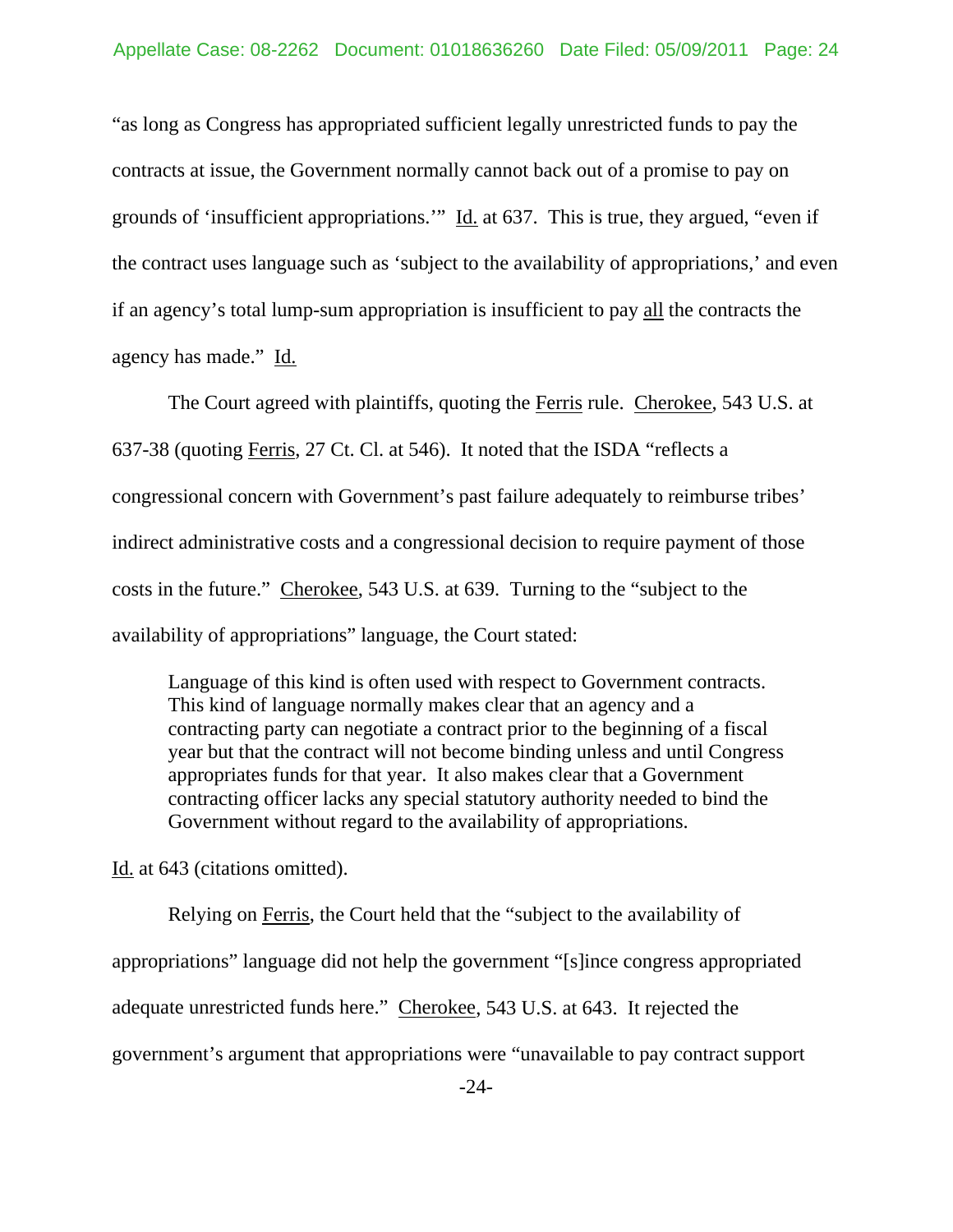"as long as Congress has appropriated sufficient legally unrestricted funds to pay the contracts at issue, the Government normally cannot back out of a promise to pay on grounds of 'insufficient appropriations.'" Id. at 637. This is true, they argued, "even if the contract uses language such as 'subject to the availability of appropriations,' and even if an agency's total lump-sum appropriation is insufficient to pay all the contracts the agency has made." Id.

The Court agreed with plaintiffs, quoting the Ferris rule. Cherokee, 543 U.S. at 637-38 (quoting Ferris, 27 Ct. Cl. at 546). It noted that the ISDA "reflects a congressional concern with Government's past failure adequately to reimburse tribes' indirect administrative costs and a congressional decision to require payment of those costs in the future." Cherokee, 543 U.S. at 639. Turning to the "subject to the availability of appropriations" language, the Court stated:

> Language of this kind is often used with respect to Government contracts. This kind of language normally makes clear that an agency and a contracting party can negotiate a contract prior to the beginning of a fiscal year but that the contract will not become binding unless and until Congress appropriates funds for that year. It also makes clear that a Government contracting officer lacks any special statutory authority needed to bind the Government without regard to the availability of appropriations.

Id. at 643 (citations omitted).

Relying on Ferris, the Court held that the "subject to the availability of appropriations" language did not help the government "[s]ince congress appropriated adequate unrestricted funds here." Cherokee, 543 U.S. at 643. It rejected the government's argument that appropriations were "unavailable to pay contract support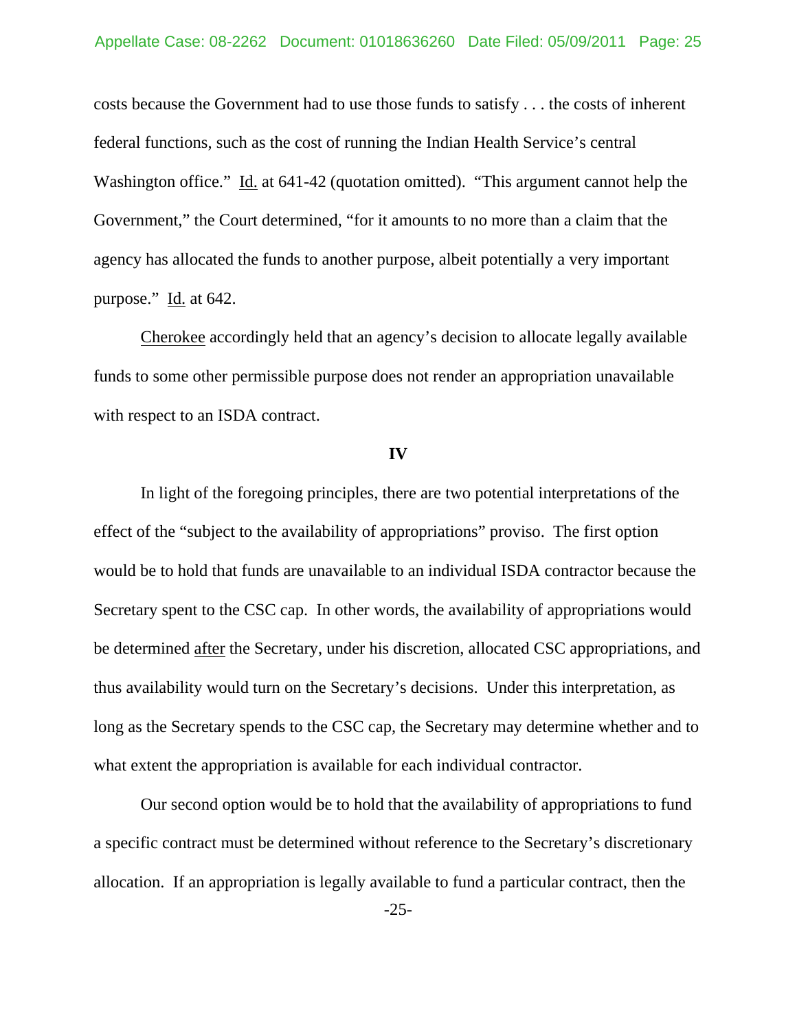costs because the Government had to use those funds to satisfy . . . the costs of inherent federal functions, such as the cost of running the Indian Health Service's central Washington office." Id. at 641-42 (quotation omitted). "This argument cannot help the Government," the Court determined, "for it amounts to no more than a claim that the agency has allocated the funds to another purpose, albeit potentially a very important purpose." Id. at 642.

Cherokee accordingly held that an agency's decision to allocate legally available funds to some other permissible purpose does not render an appropriation unavailable with respect to an ISDA contract.

**IV**

In light of the foregoing principles, there are two potential interpretations of the effect of the "subject to the availability of appropriations" proviso. The first option would be to hold that funds are unavailable to an individual ISDA contractor because the Secretary spent to the CSC cap. In other words, the availability of appropriations would be determined after the Secretary, under his discretion, allocated CSC appropriations, and thus availability would turn on the Secretary's decisions. Under this interpretation, as long as the Secretary spends to the CSC cap, the Secretary may determine whether and to what extent the appropriation is available for each individual contractor.

Our second option would be to hold that the availability of appropriations to fund a specific contract must be determined without reference to the Secretary's discretionary allocation. If an appropriation is legally available to fund a particular contract, then the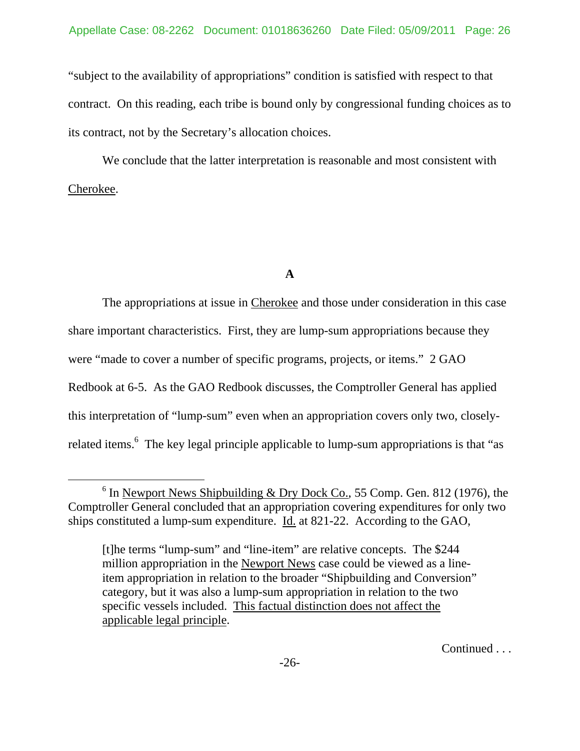"subject to the availability of appropriations" condition is satisfied with respect to that contract. On this reading, each tribe is bound only by congressional funding choices as to its contract, not by the Secretary's allocation choices.

We conclude that the latter interpretation is reasonable and most consistent with Cherokee.

**A**

The appropriations at issue in Cherokee and those under consideration in this case share important characteristics. First, they are lump-sum appropriations because they were "made to cover a number of specific programs, projects, or items." 2 GAO Redbook at 6-5. As the GAO Redbook discusses, the Comptroller General has applied this interpretation of "lump-sum" even when an appropriation covers only two, closely-related items.[6] The key legal principle applicable to lump-sum appropriations is that "as

---

[6] In Newport News Shipbuilding & Dry Dock Co., 55 Comp. Gen. 812 (1976), the Comptroller General concluded that an appropriation covering expenditures for only two ships constituted a lump-sum expenditure. Id. at 821-22. According to the GAO,

> [t]he terms "lump-sum" and "line-item" are relative concepts. The $244 million appropriation in the Newport News case could be viewed as a line-item appropriation in relation to the broader "Shipbuilding and Conversion" category, but it was also a lump-sum appropriation in relation to the two specific vessels included. This factual distinction does not affect the applicable legal principle.

Continued . . .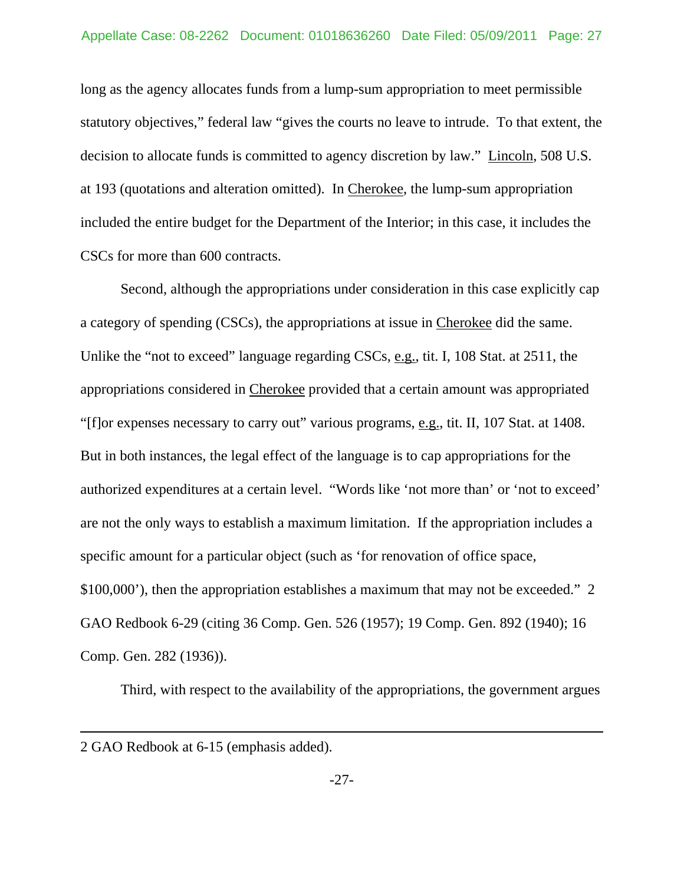long as the agency allocates funds from a lump-sum appropriation to meet permissible statutory objectives," federal law "gives the courts no leave to intrude. To that extent, the decision to allocate funds is committed to agency discretion by law." Lincoln, 508 U.S. at 193 (quotations and alteration omitted). In Cherokee, the lump-sum appropriation included the entire budget for the Department of the Interior; in this case, it includes the CSCs for more than 600 contracts.

Second, although the appropriations under consideration in this case explicitly cap a category of spending (CSCs), the appropriations at issue in Cherokee did the same. Unlike the "not to exceed" language regarding CSCs, e.g., tit. I, 108 Stat. at 2511, the appropriations considered in Cherokee provided that a certain amount was appropriated "[f]or expenses necessary to carry out" various programs, e.g., tit. II, 107 Stat. at 1408. But in both instances, the legal effect of the language is to cap appropriations for the authorized expenditures at a certain level. "Words like 'not more than' or 'not to exceed' are not the only ways to establish a maximum limitation. If the appropriation includes a specific amount for a particular object (such as 'for renovation of office space, $100,000'), then the appropriation establishes a maximum that may not be exceeded." 2 GAO Redbook 6-29 (citing 36 Comp. Gen. 526 (1957); 19 Comp. Gen. 892 (1940); 16 Comp. Gen. 282 (1936)).

Third, with respect to the availability of the appropriations, the government argues

---

2 GAO Redbook at 6-15 (emphasis added).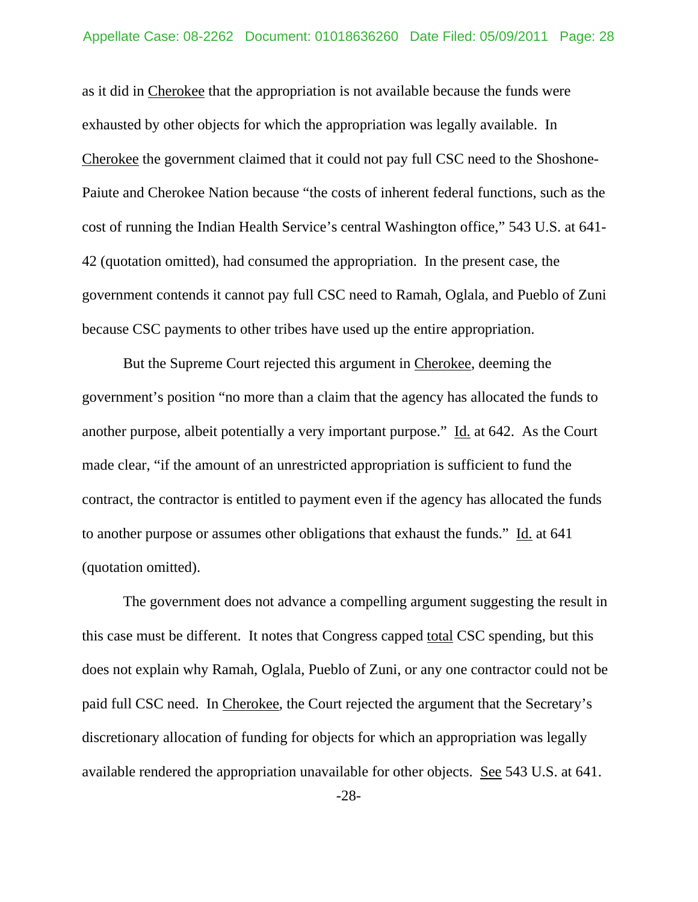as it did in Cherokee that the appropriation is not available because the funds were exhausted by other objects for which the appropriation was legally available. In Cherokee the government claimed that it could not pay full CSC need to the Shoshone-Paiute and Cherokee Nation because "the costs of inherent federal functions, such as the cost of running the Indian Health Service's central Washington office," 543 U.S. at 641-42 (quotation omitted), had consumed the appropriation. In the present case, the government contends it cannot pay full CSC need to Ramah, Oglala, and Pueblo of Zuni because CSC payments to other tribes have used up the entire appropriation.

But the Supreme Court rejected this argument in Cherokee, deeming the government's position "no more than a claim that the agency has allocated the funds to another purpose, albeit potentially a very important purpose." Id. at 642. As the Court made clear, "if the amount of an unrestricted appropriation is sufficient to fund the contract, the contractor is entitled to payment even if the agency has allocated the funds to another purpose or assumes other obligations that exhaust the funds." Id. at 641 (quotation omitted).

The government does not advance a compelling argument suggesting the result in this case must be different. It notes that Congress capped total CSC spending, but this does not explain why Ramah, Oglala, Pueblo of Zuni, or any one contractor could not be paid full CSC need. In Cherokee, the Court rejected the argument that the Secretary's discretionary allocation of funding for objects for which an appropriation was legally available rendered the appropriation unavailable for other objects. See 543 U.S. at 641.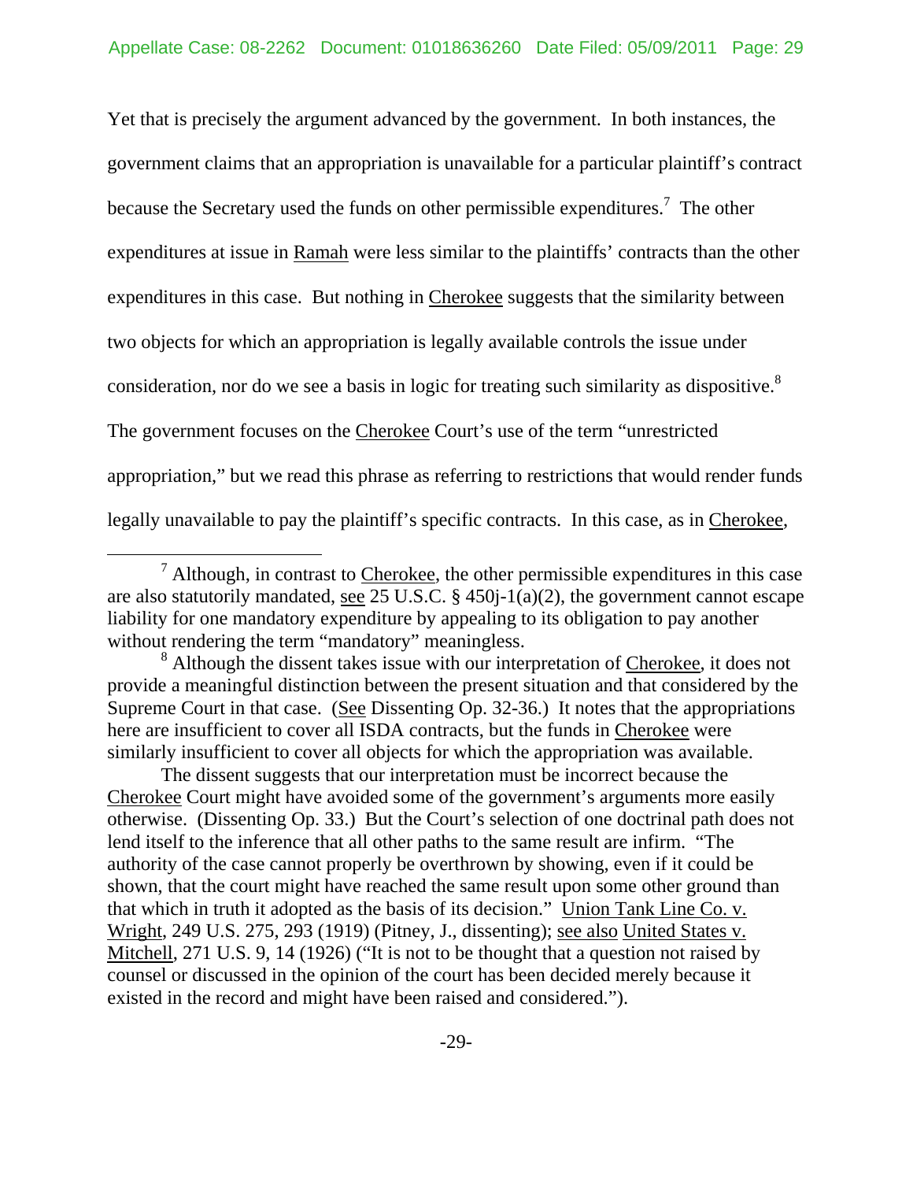Yet that is precisely the argument advanced by the government. In both instances, the government claims that an appropriation is unavailable for a particular plaintiff's contract because the Secretary used the funds on other permissible expenditures.[7] The other expenditures at issue in Ramah were less similar to the plaintiffs' contracts than the other expenditures in this case. But nothing in Cherokee suggests that the similarity between two objects for which an appropriation is legally available controls the issue under consideration, nor do we see a basis in logic for treating such similarity as dispositive.[8] The government focuses on the Cherokee Court's use of the term "unrestricted appropriation," but we read this phrase as referring to restrictions that would render funds legally unavailable to pay the plaintiff's specific contracts. In this case, as in Cherokee,

[7] Although, in contrast to Cherokee, the other permissible expenditures in this case are also statutorily mandated, see 25 U.S.C. § 450j-1(a)(2), the government cannot escape liability for one mandatory expenditure by appealing to its obligation to pay another without rendering the term "mandatory" meaningless.

[8] Although the dissent takes issue with our interpretation of Cherokee, it does not provide a meaningful distinction between the present situation and that considered by the Supreme Court in that case. (See Dissenting Op. 32-36.) It notes that the appropriations here are insufficient to cover all ISDA contracts, but the funds in Cherokee were similarly insufficient to cover all objects for which the appropriation was available.

The dissent suggests that our interpretation must be incorrect because the Cherokee Court might have avoided some of the government's arguments more easily otherwise. (Dissenting Op. 33.) But the Court's selection of one doctrinal path does not lend itself to the inference that all other paths to the same result are infirm. "The authority of the case cannot properly be overthrown by showing, even if it could be shown, that the court might have reached the same result upon some other ground than that which in truth it adopted as the basis of its decision." Union Tank Line Co. v. Wright, 249 U.S. 275, 293 (1919) (Pitney, J., dissenting); see also United States v. Mitchell, 271 U.S. 9, 14 (1926) ("It is not to be thought that a question not raised by counsel or discussed in the opinion of the court has been decided merely because it existed in the record and might have been raised and considered.").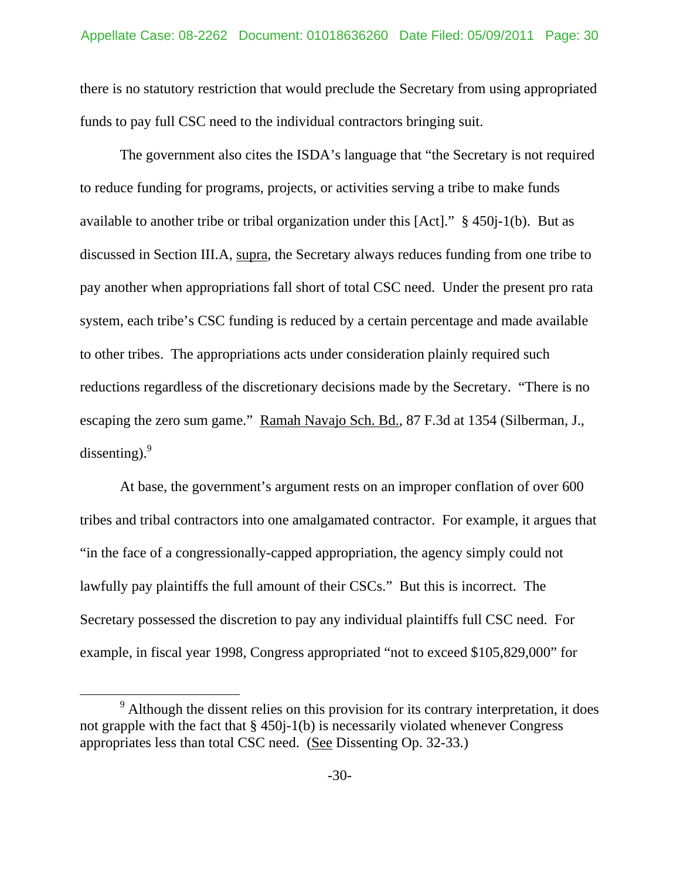there is no statutory restriction that would preclude the Secretary from using appropriated funds to pay full CSC need to the individual contractors bringing suit.

The government also cites the ISDA's language that "the Secretary is not required to reduce funding for programs, projects, or activities serving a tribe to make funds available to another tribe or tribal organization under this [Act]." § 450j-1(b). But as discussed in Section III.A, supra, the Secretary always reduces funding from one tribe to pay another when appropriations fall short of total CSC need. Under the present pro rata system, each tribe's CSC funding is reduced by a certain percentage and made available to other tribes. The appropriations acts under consideration plainly required such reductions regardless of the discretionary decisions made by the Secretary. "There is no escaping the zero sum game." Ramah Navajo Sch. Bd., 87 F.3d at 1354 (Silberman, J., dissenting).[9]

At base, the government's argument rests on an improper conflation of over 600 tribes and tribal contractors into one amalgamated contractor. For example, it argues that "in the face of a congressionally-capped appropriation, the agency simply could not lawfully pay plaintiffs the full amount of their CSCs." But this is incorrect. The Secretary possessed the discretion to pay any individual plaintiffs full CSC need. For example, in fiscal year 1998, Congress appropriated "not to exceed $105,829,000" for

---

[9] Although the dissent relies on this provision for its contrary interpretation, it does not grapple with the fact that § 450j-1(b) is necessarily violated whenever Congress appropriates less than total CSC need. (See Dissenting Op. 32-33.)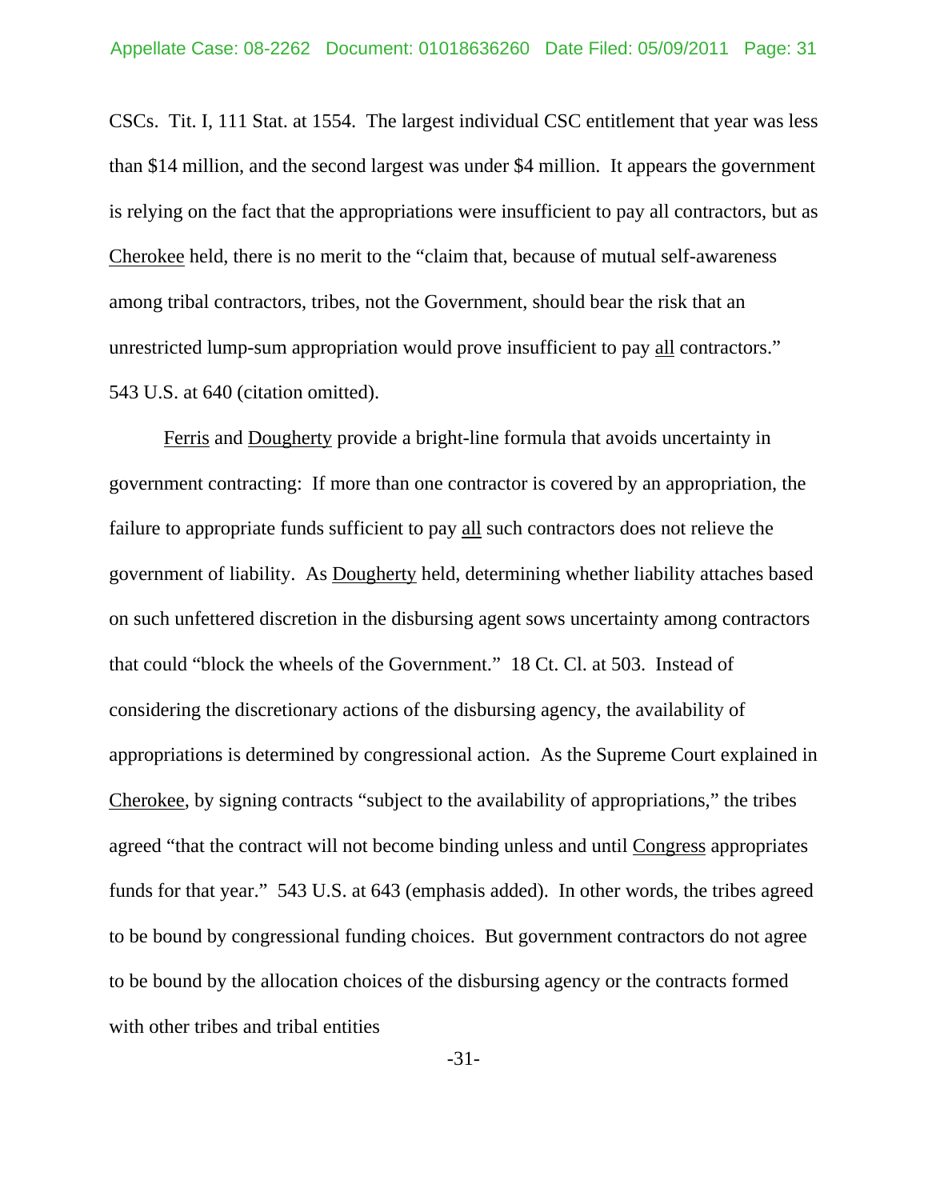CSCs. Tit. I, 111 Stat. at 1554. The largest individual CSC entitlement that year was less than $14 million, and the second largest was under $4 million. It appears the government is relying on the fact that the appropriations were insufficient to pay all contractors, but as Cherokee held, there is no merit to the "claim that, because of mutual self-awareness among tribal contractors, tribes, not the Government, should bear the risk that an unrestricted lump-sum appropriation would prove insufficient to pay all contractors." 543 U.S. at 640 (citation omitted).

Ferris and Dougherty provide a bright-line formula that avoids uncertainty in government contracting: If more than one contractor is covered by an appropriation, the failure to appropriate funds sufficient to pay all such contractors does not relieve the government of liability. As Dougherty held, determining whether liability attaches based on such unfettered discretion in the disbursing agent sows uncertainty among contractors that could "block the wheels of the Government." 18 Ct. Cl. at 503. Instead of considering the discretionary actions of the disbursing agency, the availability of appropriations is determined by congressional action. As the Supreme Court explained in Cherokee, by signing contracts "subject to the availability of appropriations," the tribes agreed "that the contract will not become binding unless and until Congress appropriates funds for that year." 543 U.S. at 643 (emphasis added). In other words, the tribes agreed to be bound by congressional funding choices. But government contractors do not agree to be bound by the allocation choices of the disbursing agency or the contracts formed with other tribes and tribal entities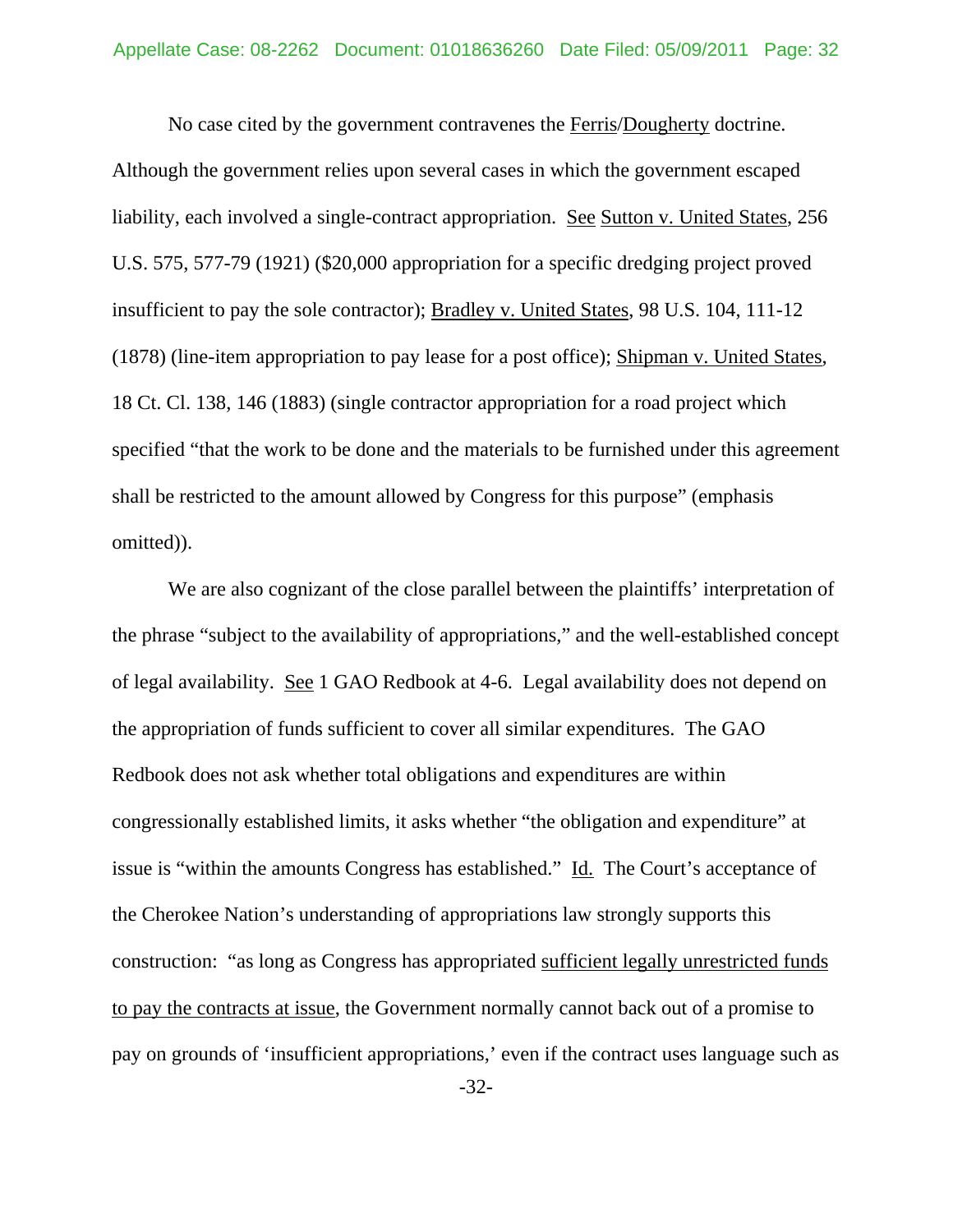No case cited by the government contravenes the Ferris/Dougherty doctrine. Although the government relies upon several cases in which the government escaped liability, each involved a single-contract appropriation. See Sutton v. United States, 256 U.S. 575, 577-79 (1921) ($20,000 appropriation for a specific dredging project proved insufficient to pay the sole contractor); Bradley v. United States, 98 U.S. 104, 111-12 (1878) (line-item appropriation to pay lease for a post office); Shipman v. United States, 18 Ct. Cl. 138, 146 (1883) (single contractor appropriation for a road project which specified "that the work to be done and the materials to be furnished under this agreement shall be restricted to the amount allowed by Congress for this purpose" (emphasis omitted)).

We are also cognizant of the close parallel between the plaintiffs' interpretation of the phrase "subject to the availability of appropriations," and the well-established concept of legal availability. See 1 GAO Redbook at 4-6. Legal availability does not depend on the appropriation of funds sufficient to cover all similar expenditures. The GAO Redbook does not ask whether total obligations and expenditures are within congressionally established limits, it asks whether "the obligation and expenditure" at issue is "within the amounts Congress has established." Id. The Court's acceptance of the Cherokee Nation's understanding of appropriations law strongly supports this construction: "as long as Congress has appropriated sufficient legally unrestricted funds to pay the contracts at issue, the Government normally cannot back out of a promise to pay on grounds of 'insufficient appropriations,' even if the contract uses language such as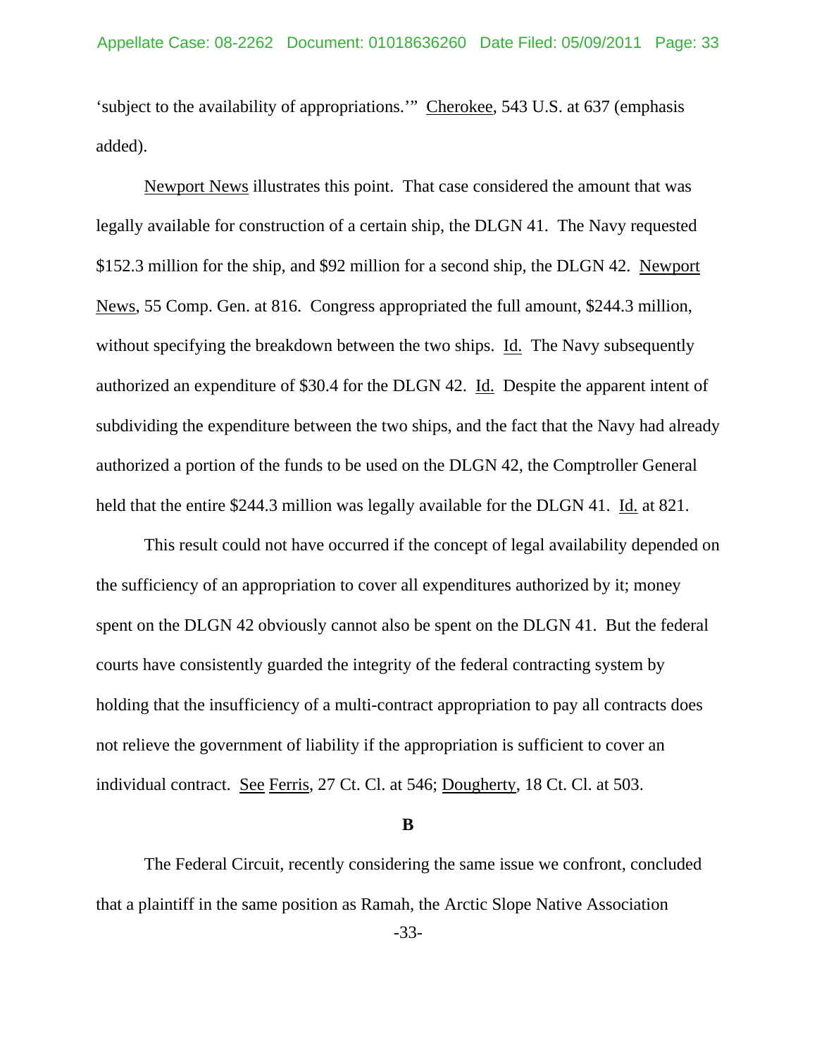'subject to the availability of appropriations.'" Cherokee, 543 U.S. at 637 (emphasis added).

Newport News illustrates this point. That case considered the amount that was legally available for construction of a certain ship, the DLGN 41. The Navy requested $152.3 million for the ship, and $92 million for a second ship, the DLGN 42. Newport News, 55 Comp. Gen. at 816. Congress appropriated the full amount, $244.3 million, without specifying the breakdown between the two ships. Id. The Navy subsequently authorized an expenditure of $30.4 for the DLGN 42. Id. Despite the apparent intent of subdividing the expenditure between the two ships, and the fact that the Navy had already authorized a portion of the funds to be used on the DLGN 42, the Comptroller General held that the entire $244.3 million was legally available for the DLGN 41. Id. at 821.

This result could not have occurred if the concept of legal availability depended on the sufficiency of an appropriation to cover all expenditures authorized by it; money spent on the DLGN 42 obviously cannot also be spent on the DLGN 41. But the federal courts have consistently guarded the integrity of the federal contracting system by holding that the insufficiency of a multi-contract appropriation to pay all contracts does not relieve the government of liability if the appropriation is sufficient to cover an individual contract. See Ferris, 27 Ct. Cl. at 546; Dougherty, 18 Ct. Cl. at 503.

**B**

The Federal Circuit, recently considering the same issue we confront, concluded that a plaintiff in the same position as Ramah, the Arctic Slope Native Association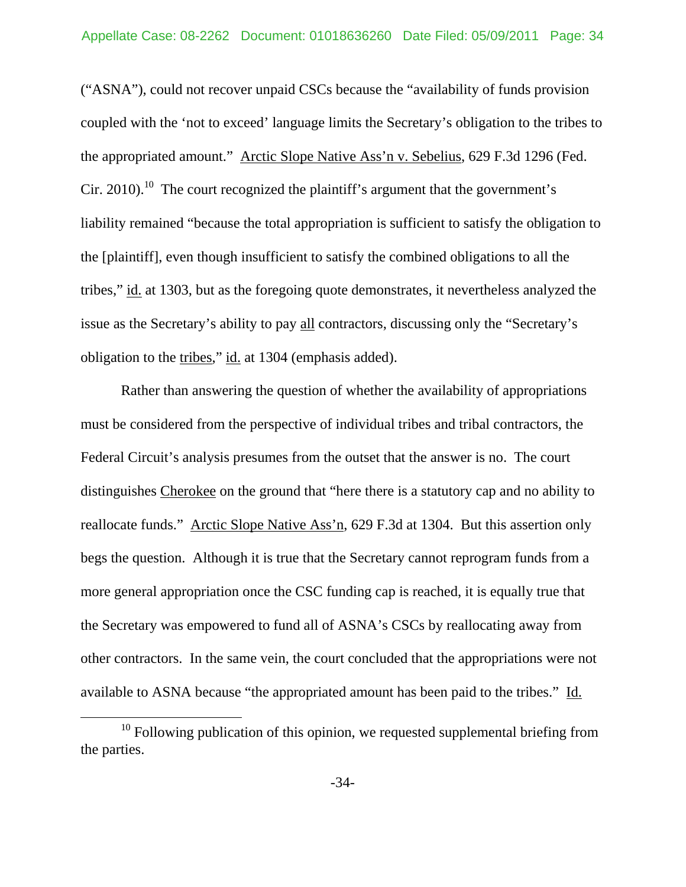("ASNA"), could not recover unpaid CSCs because the "availability of funds provision coupled with the 'not to exceed' language limits the Secretary's obligation to the tribes to the appropriated amount." Arctic Slope Native Ass'n v. Sebelius, 629 F.3d 1296 (Fed. Cir. 2010).[10] The court recognized the plaintiff's argument that the government's liability remained "because the total appropriation is sufficient to satisfy the obligation to the [plaintiff], even though insufficient to satisfy the combined obligations to all the tribes," id. at 1303, but as the foregoing quote demonstrates, it nevertheless analyzed the issue as the Secretary's ability to pay all contractors, discussing only the "Secretary's obligation to the tribes," id. at 1304 (emphasis added).

Rather than answering the question of whether the availability of appropriations must be considered from the perspective of individual tribes and tribal contractors, the Federal Circuit's analysis presumes from the outset that the answer is no. The court distinguishes Cherokee on the ground that "here there is a statutory cap and no ability to reallocate funds." Arctic Slope Native Ass'n, 629 F.3d at 1304. But this assertion only begs the question. Although it is true that the Secretary cannot reprogram funds from a more general appropriation once the CSC funding cap is reached, it is equally true that the Secretary was empowered to fund all of ASNA's CSCs by reallocating away from other contractors. In the same vein, the court concluded that the appropriations were not available to ASNA because "the appropriated amount has been paid to the tribes." Id.

[10] Following publication of this opinion, we requested supplemental briefing from the parties.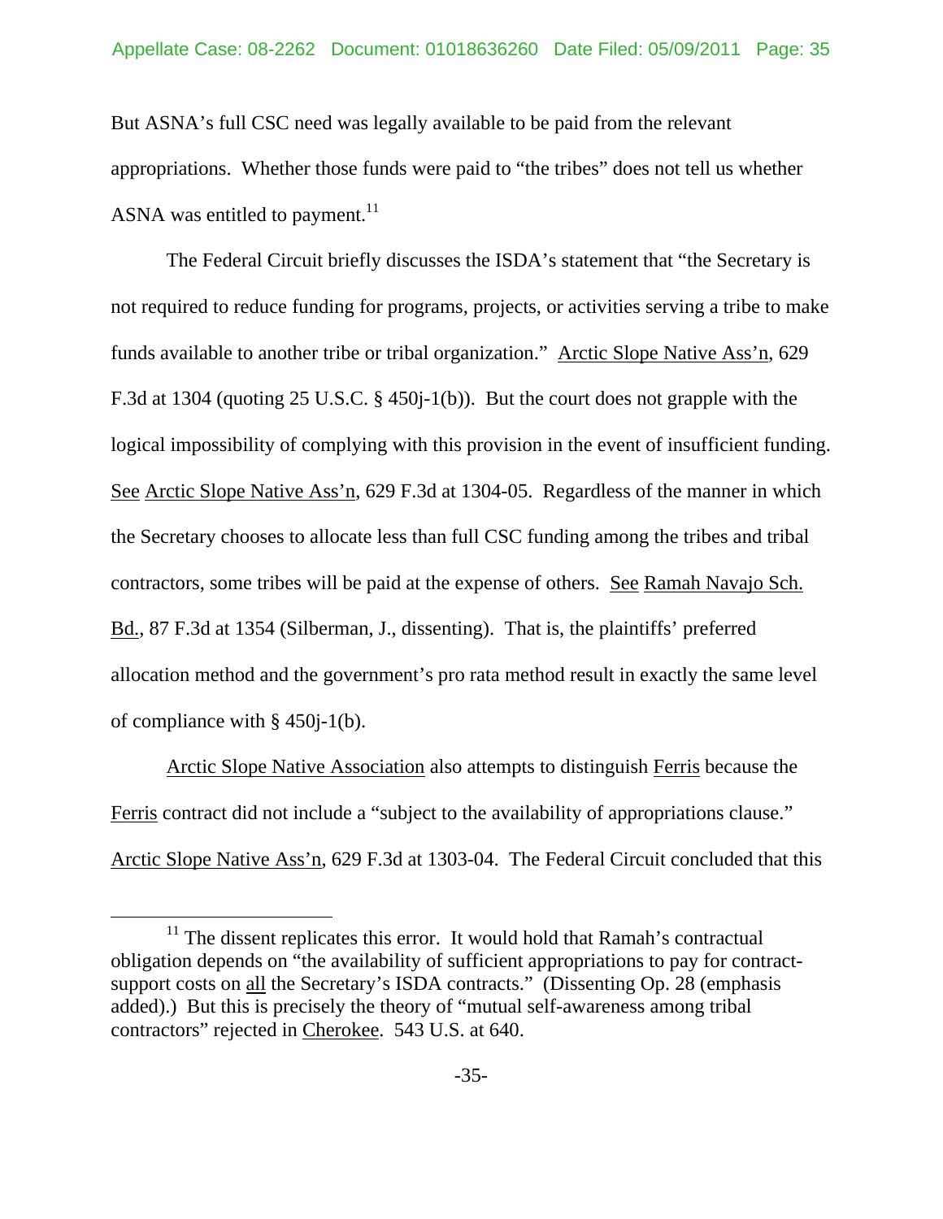But ASNA's full CSC need was legally available to be paid from the relevant appropriations. Whether those funds were paid to "the tribes" does not tell us whether ASNA was entitled to payment.[11]

The Federal Circuit briefly discusses the ISDA's statement that "the Secretary is not required to reduce funding for programs, projects, or activities serving a tribe to make funds available to another tribe or tribal organization." Arctic Slope Native Ass'n, 629 F.3d at 1304 (quoting 25 U.S.C. § 450j-1(b)). But the court does not grapple with the logical impossibility of complying with this provision in the event of insufficient funding. See Arctic Slope Native Ass'n, 629 F.3d at 1304-05. Regardless of the manner in which the Secretary chooses to allocate less than full CSC funding among the tribes and tribal contractors, some tribes will be paid at the expense of others. See Ramah Navajo Sch. Bd., 87 F.3d at 1354 (Silberman, J., dissenting). That is, the plaintiffs' preferred allocation method and the government's pro rata method result in exactly the same level of compliance with § 450j-1(b).

Arctic Slope Native Association also attempts to distinguish Ferris because the Ferris contract did not include a "subject to the availability of appropriations clause." Arctic Slope Native Ass'n, 629 F.3d at 1303-04. The Federal Circuit concluded that this

---

[11] The dissent replicates this error. It would hold that Ramah's contractual obligation depends on "the availability of sufficient appropriations to pay for contract-support costs on all the Secretary's ISDA contracts." (Dissenting Op. 28 (emphasis added).) But this is precisely the theory of "mutual self-awareness among tribal contractors" rejected in Cherokee. 543 U.S. at 640.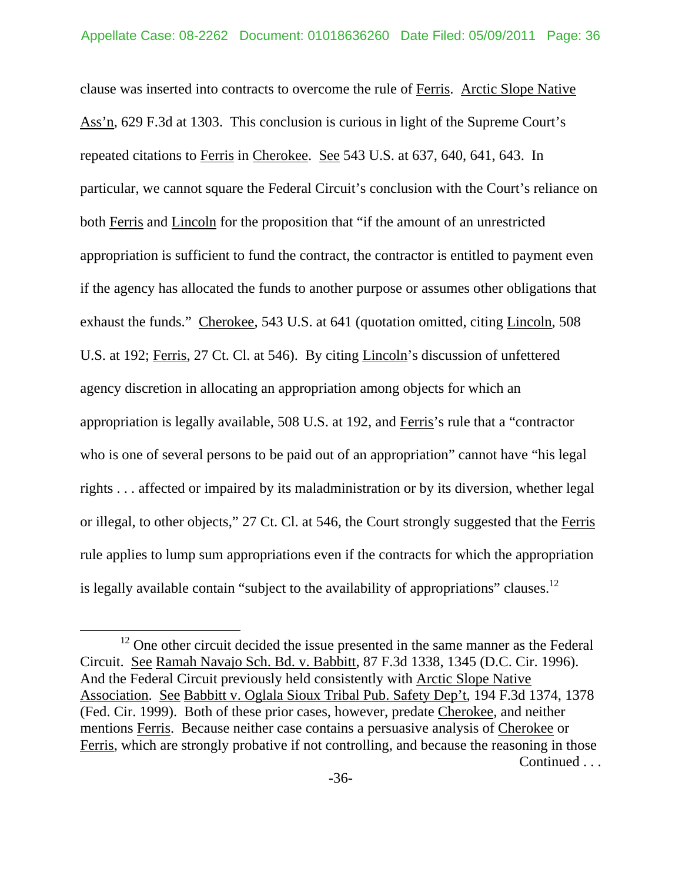clause was inserted into contracts to overcome the rule of Ferris. Arctic Slope Native Ass'n, 629 F.3d at 1303. This conclusion is curious in light of the Supreme Court's repeated citations to Ferris in Cherokee. See 543 U.S. at 637, 640, 641, 643. In particular, we cannot square the Federal Circuit's conclusion with the Court's reliance on both Ferris and Lincoln for the proposition that "if the amount of an unrestricted appropriation is sufficient to fund the contract, the contractor is entitled to payment even if the agency has allocated the funds to another purpose or assumes other obligations that exhaust the funds." Cherokee, 543 U.S. at 641 (quotation omitted, citing Lincoln, 508 U.S. at 192; Ferris, 27 Ct. Cl. at 546). By citing Lincoln's discussion of unfettered agency discretion in allocating an appropriation among objects for which an appropriation is legally available, 508 U.S. at 192, and Ferris's rule that a "contractor who is one of several persons to be paid out of an appropriation" cannot have "his legal rights . . . affected or impaired by its maladministration or by its diversion, whether legal or illegal, to other objects," 27 Ct. Cl. at 546, the Court strongly suggested that the Ferris rule applies to lump sum appropriations even if the contracts for which the appropriation is legally available contain "subject to the availability of appropriations" clauses.[12]

---

[12] One other circuit decided the issue presented in the same manner as the Federal Circuit. See Ramah Navajo Sch. Bd. v. Babbitt, 87 F.3d 1338, 1345 (D.C. Cir. 1996). And the Federal Circuit previously held consistently with Arctic Slope Native Association. See Babbitt v. Oglala Sioux Tribal Pub. Safety Dep't, 194 F.3d 1374, 1378 (Fed. Cir. 1999). Both of these prior cases, however, predate Cherokee, and neither mentions Ferris. Because neither case contains a persuasive analysis of Cherokee or Ferris, which are strongly probative if not controlling, and because the reasoning in those

Continued . . .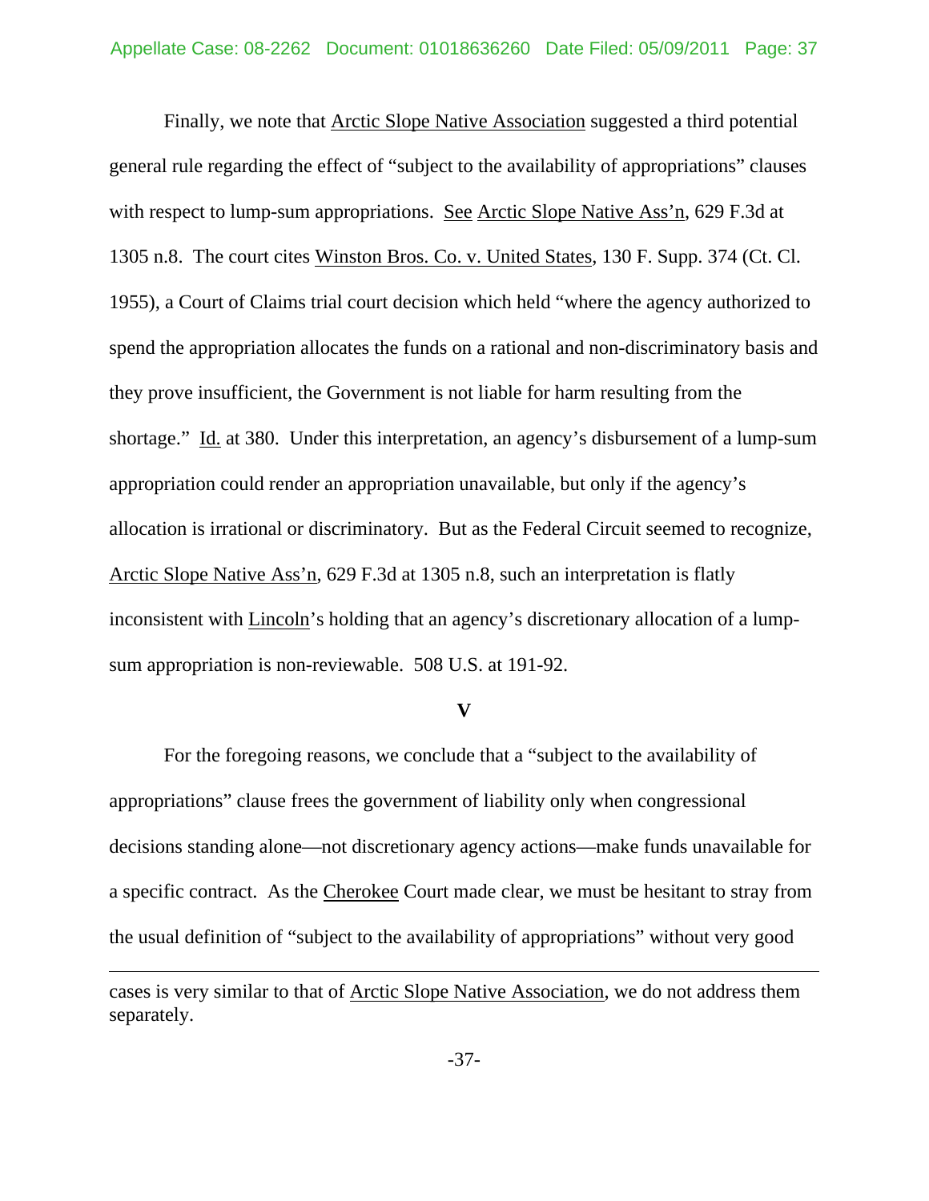Finally, we note that Arctic Slope Native Association suggested a third potential general rule regarding the effect of "subject to the availability of appropriations" clauses with respect to lump-sum appropriations. See Arctic Slope Native Ass'n, 629 F.3d at 1305 n.8. The court cites Winston Bros. Co. v. United States, 130 F. Supp. 374 (Ct. Cl. 1955), a Court of Claims trial court decision which held "where the agency authorized to spend the appropriation allocates the funds on a rational and non-discriminatory basis and they prove insufficient, the Government is not liable for harm resulting from the shortage." Id. at 380. Under this interpretation, an agency's disbursement of a lump-sum appropriation could render an appropriation unavailable, but only if the agency's allocation is irrational or discriminatory. But as the Federal Circuit seemed to recognize, Arctic Slope Native Ass'n, 629 F.3d at 1305 n.8, such an interpretation is flatly inconsistent with Lincoln's holding that an agency's discretionary allocation of a lump-sum appropriation is non-reviewable. 508 U.S. at 191-92.

## V

For the foregoing reasons, we conclude that a "subject to the availability of appropriations" clause frees the government of liability only when congressional decisions standing alone—not discretionary agency actions—make funds unavailable for a specific contract. As the Cherokee Court made clear, we must be hesitant to stray from the usual definition of "subject to the availability of appropriations" without very good

---

cases is very similar to that of Arctic Slope Native Association, we do not address them separately.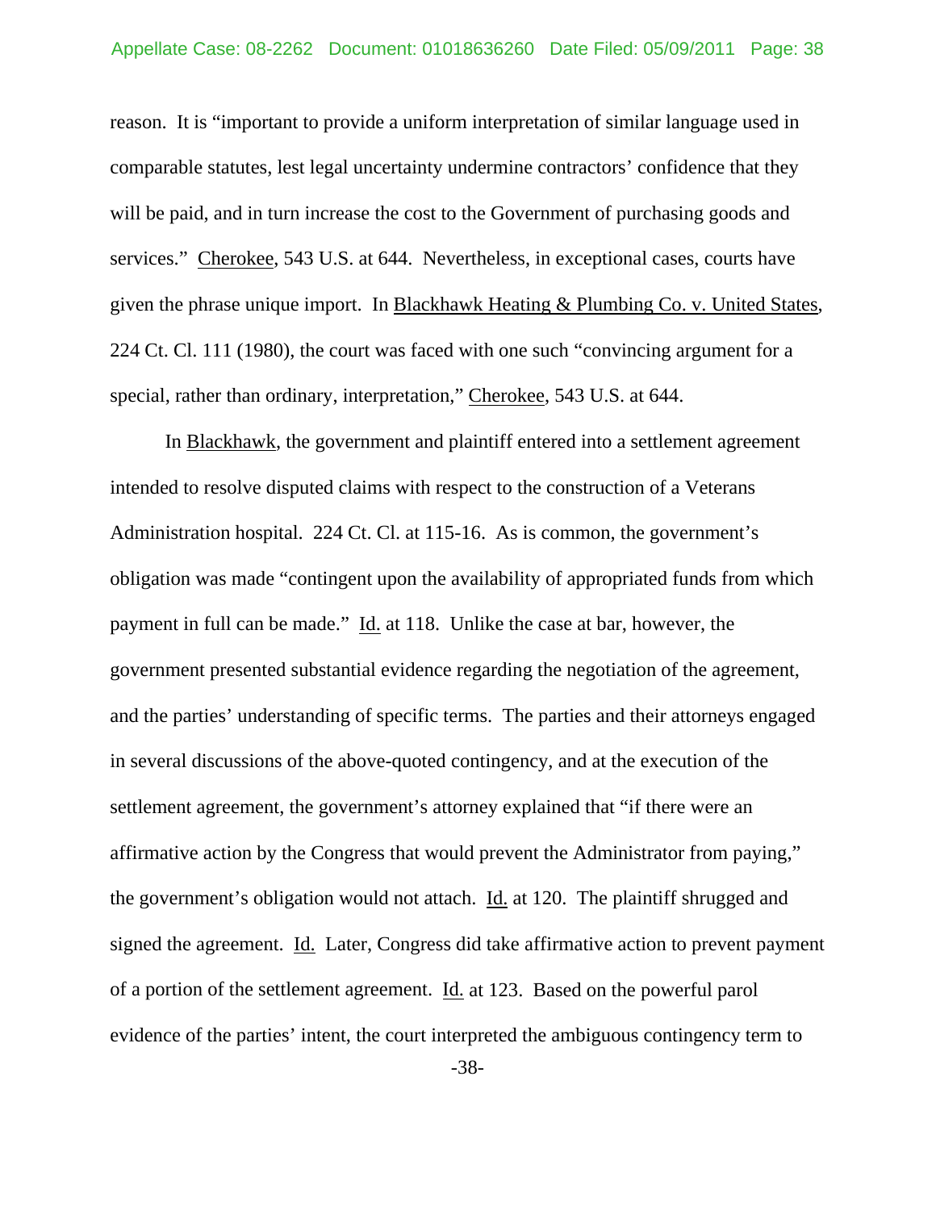reason. It is "important to provide a uniform interpretation of similar language used in comparable statutes, lest legal uncertainty undermine contractors' confidence that they will be paid, and in turn increase the cost to the Government of purchasing goods and services." Cherokee, 543 U.S. at 644. Nevertheless, in exceptional cases, courts have given the phrase unique import. In Blackhawk Heating & Plumbing Co. v. United States, 224 Ct. Cl. 111 (1980), the court was faced with one such "convincing argument for a special, rather than ordinary, interpretation," Cherokee, 543 U.S. at 644.

In Blackhawk, the government and plaintiff entered into a settlement agreement intended to resolve disputed claims with respect to the construction of a Veterans Administration hospital. 224 Ct. Cl. at 115-16. As is common, the government's obligation was made "contingent upon the availability of appropriated funds from which payment in full can be made." Id. at 118. Unlike the case at bar, however, the government presented substantial evidence regarding the negotiation of the agreement, and the parties' understanding of specific terms. The parties and their attorneys engaged in several discussions of the above-quoted contingency, and at the execution of the settlement agreement, the government's attorney explained that "if there were an affirmative action by the Congress that would prevent the Administrator from paying," the government's obligation would not attach. Id. at 120. The plaintiff shrugged and signed the agreement. Id. Later, Congress did take affirmative action to prevent payment of a portion of the settlement agreement. Id. at 123. Based on the powerful parol evidence of the parties' intent, the court interpreted the ambiguous contingency term to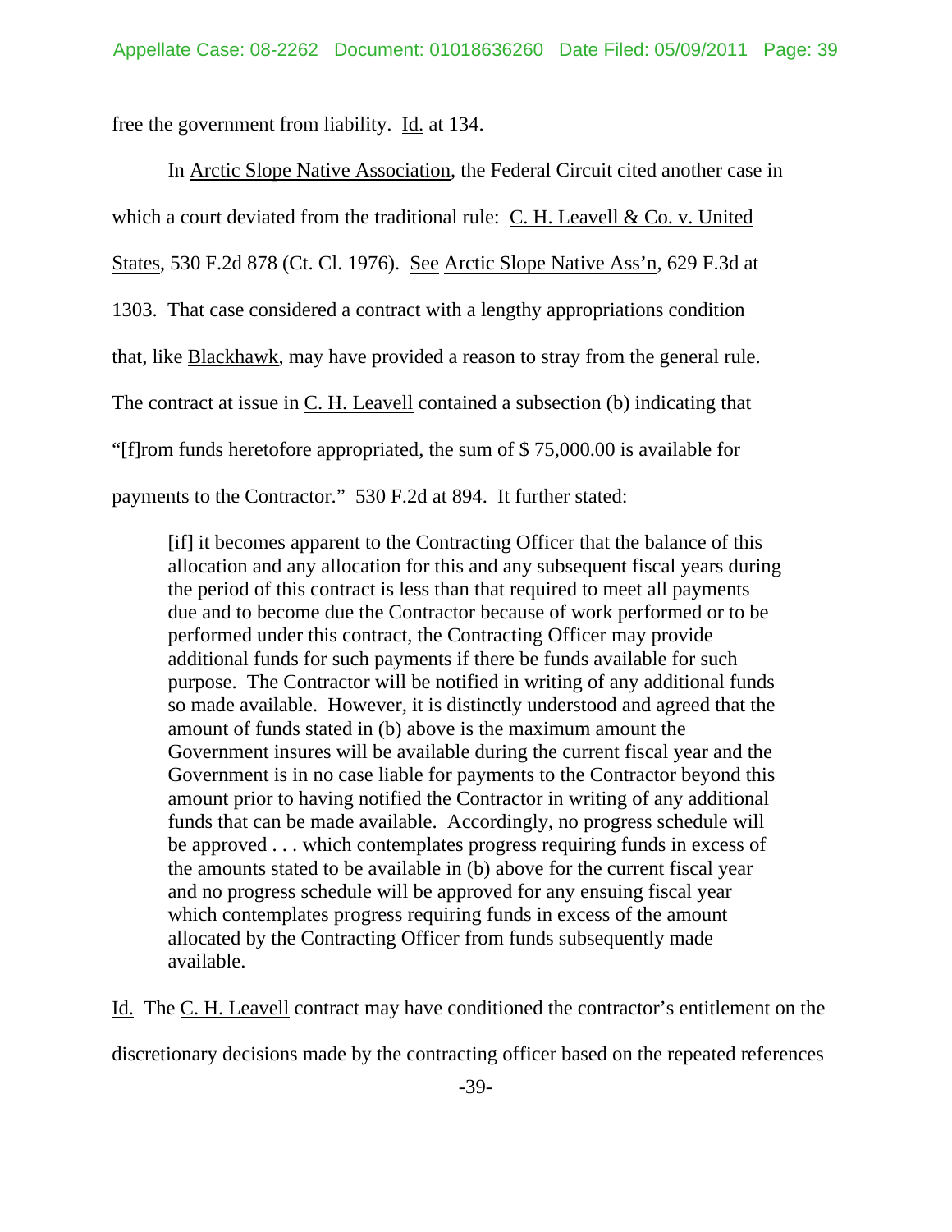free the government from liability. Id. at 134.

In Arctic Slope Native Association, the Federal Circuit cited another case in which a court deviated from the traditional rule: C. H. Leavell & Co. v. United States, 530 F.2d 878 (Ct. Cl. 1976). See Arctic Slope Native Ass'n, 629 F.3d at 1303. That case considered a contract with a lengthy appropriations condition that, like Blackhawk, may have provided a reason to stray from the general rule. The contract at issue in C. H. Leavell contained a subsection (b) indicating that "[f]rom funds heretofore appropriated, the sum of $ 75,000.00 is available for payments to the Contractor." 530 F.2d at 894. It further stated:

> [if] it becomes apparent to the Contracting Officer that the balance of this allocation and any allocation for this and any subsequent fiscal years during the period of this contract is less than that required to meet all payments due and to become due the Contractor because of work performed or to be performed under this contract, the Contracting Officer may provide additional funds for such payments if there be funds available for such purpose. The Contractor will be notified in writing of any additional funds so made available. However, it is distinctly understood and agreed that the amount of funds stated in (b) above is the maximum amount the Government insures will be available during the current fiscal year and the Government is in no case liable for payments to the Contractor beyond this amount prior to having notified the Contractor in writing of any additional funds that can be made available. Accordingly, no progress schedule will be approved . . . which contemplates progress requiring funds in excess of the amounts stated to be available in (b) above for the current fiscal year and no progress schedule will be approved for any ensuing fiscal year which contemplates progress requiring funds in excess of the amount allocated by the Contracting Officer from funds subsequently made available.

Id. The C. H. Leavell contract may have conditioned the contractor's entitlement on the discretionary decisions made by the contracting officer based on the repeated references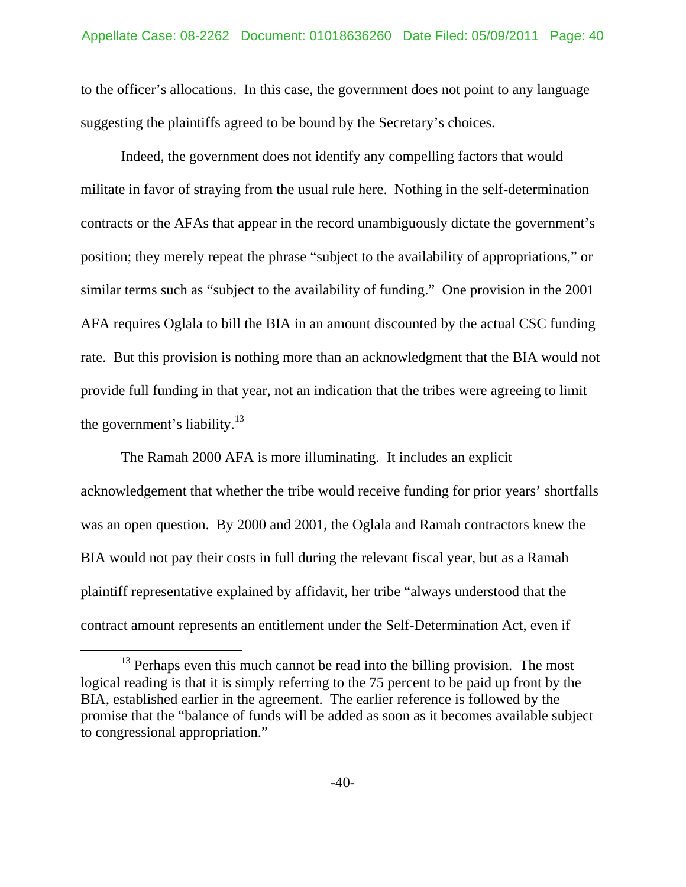to the officer's allocations. In this case, the government does not point to any language suggesting the plaintiffs agreed to be bound by the Secretary's choices.

Indeed, the government does not identify any compelling factors that would militate in favor of straying from the usual rule here. Nothing in the self-determination contracts or the AFAs that appear in the record unambiguously dictate the government's position; they merely repeat the phrase "subject to the availability of appropriations," or similar terms such as "subject to the availability of funding." One provision in the 2001 AFA requires Oglala to bill the BIA in an amount discounted by the actual CSC funding rate. But this provision is nothing more than an acknowledgment that the BIA would not provide full funding in that year, not an indication that the tribes were agreeing to limit the government's liability.[13]

The Ramah 2000 AFA is more illuminating. It includes an explicit acknowledgement that whether the tribe would receive funding for prior years' shortfalls was an open question. By 2000 and 2001, the Oglala and Ramah contractors knew the BIA would not pay their costs in full during the relevant fiscal year, but as a Ramah plaintiff representative explained by affidavit, her tribe "always understood that the contract amount represents an entitlement under the Self-Determination Act, even if

[13] Perhaps even this much cannot be read into the billing provision. The most logical reading is that it is simply referring to the 75 percent to be paid up front by the BIA, established earlier in the agreement. The earlier reference is followed by the promise that the "balance of funds will be added as soon as it becomes available subject to congressional appropriation."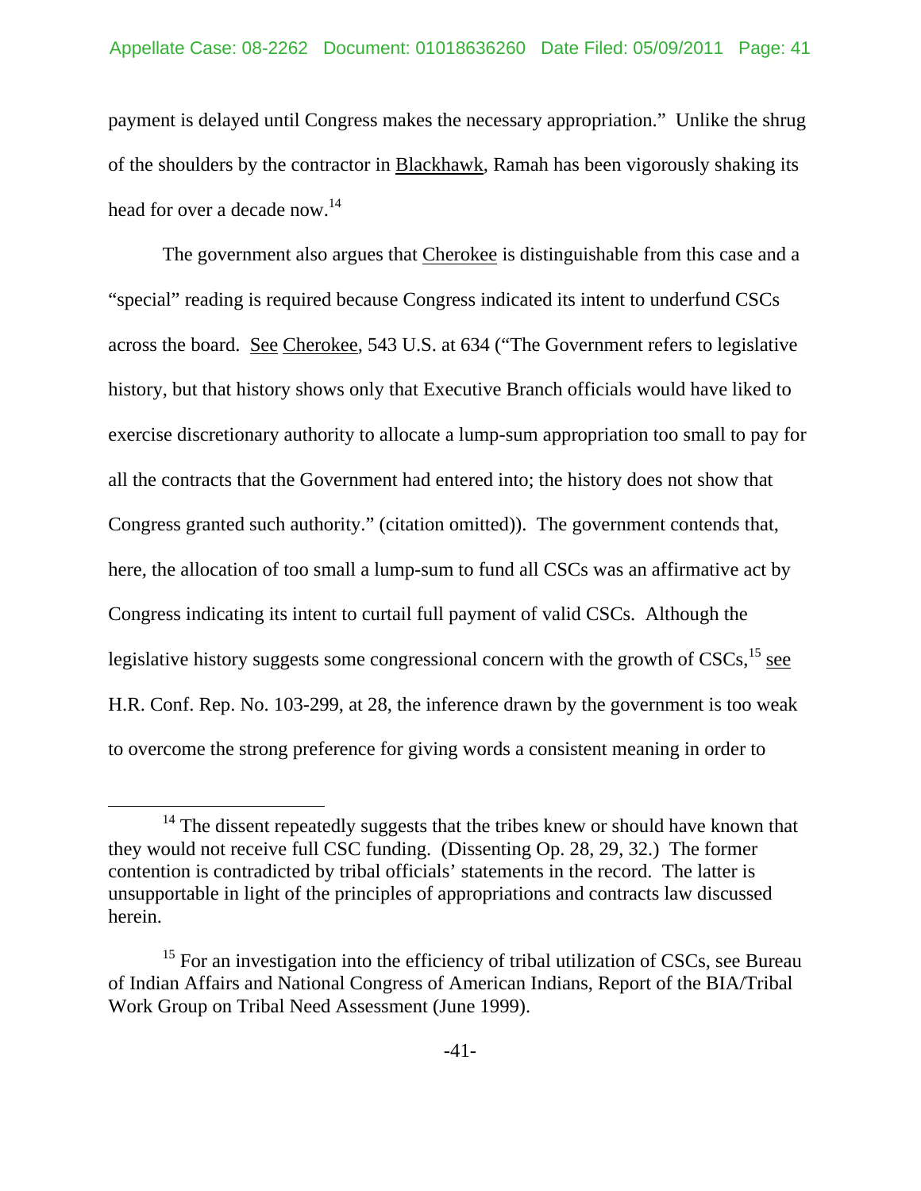payment is delayed until Congress makes the necessary appropriation." Unlike the shrug of the shoulders by the contractor in Blackhawk, Ramah has been vigorously shaking its head for over a decade now.[14]

The government also argues that Cherokee is distinguishable from this case and a "special" reading is required because Congress indicated its intent to underfund CSCs across the board. See Cherokee, 543 U.S. at 634 ("The Government refers to legislative history, but that history shows only that Executive Branch officials would have liked to exercise discretionary authority to allocate a lump-sum appropriation too small to pay for all the contracts that the Government had entered into; the history does not show that Congress granted such authority." (citation omitted)). The government contends that, here, the allocation of too small a lump-sum to fund all CSCs was an affirmative act by Congress indicating its intent to curtail full payment of valid CSCs. Although the legislative history suggests some congressional concern with the growth of CSCs,[15] see H.R. Conf. Rep. No. 103-299, at 28, the inference drawn by the government is too weak to overcome the strong preference for giving words a consistent meaning in order to

---

[14] The dissent repeatedly suggests that the tribes knew or should have known that they would not receive full CSC funding. (Dissenting Op. 28, 29, 32.) The former contention is contradicted by tribal officials' statements in the record. The latter is unsupportable in light of the principles of appropriations and contracts law discussed herein.

[15] For an investigation into the efficiency of tribal utilization of CSCs, see Bureau of Indian Affairs and National Congress of American Indians, Report of the BIA/Tribal Work Group on Tribal Need Assessment (June 1999).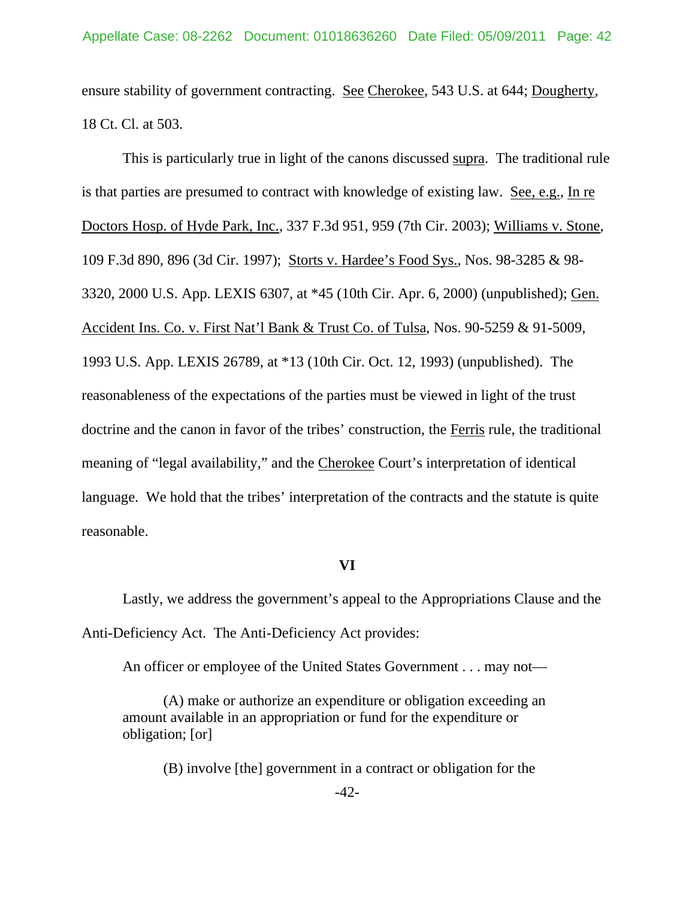ensure stability of government contracting. See Cherokee, 543 U.S. at 644; Dougherty, 18 Ct. Cl. at 503.

This is particularly true in light of the canons discussed supra. The traditional rule is that parties are presumed to contract with knowledge of existing law. See, e.g., In re Doctors Hosp. of Hyde Park, Inc., 337 F.3d 951, 959 (7th Cir. 2003); Williams v. Stone, 109 F.3d 890, 896 (3d Cir. 1997); Storts v. Hardee's Food Sys., Nos. 98-3285 & 98-3320, 2000 U.S. App. LEXIS 6307, at *45 (10th Cir. Apr. 6, 2000) (unpublished); Gen. Accident Ins. Co. v. First Nat'l Bank & Trust Co. of Tulsa, Nos. 90-5259 & 91-5009, 1993 U.S. App. LEXIS 26789, at *13 (10th Cir. Oct. 12, 1993) (unpublished). The reasonableness of the expectations of the parties must be viewed in light of the trust doctrine and the canon in favor of the tribes' construction, the Ferris rule, the traditional meaning of "legal availability," and the Cherokee Court's interpretation of identical language. We hold that the tribes' interpretation of the contracts and the statute is quite reasonable.

## VI

Lastly, we address the government's appeal to the Appropriations Clause and the Anti-Deficiency Act. The Anti-Deficiency Act provides:

> An officer or employee of the United States Government . . . may not—
>
> (A) make or authorize an expenditure or obligation exceeding an amount available in an appropriation or fund for the expenditure or obligation; [or]
>
> (B) involve [the] government in a contract or obligation for the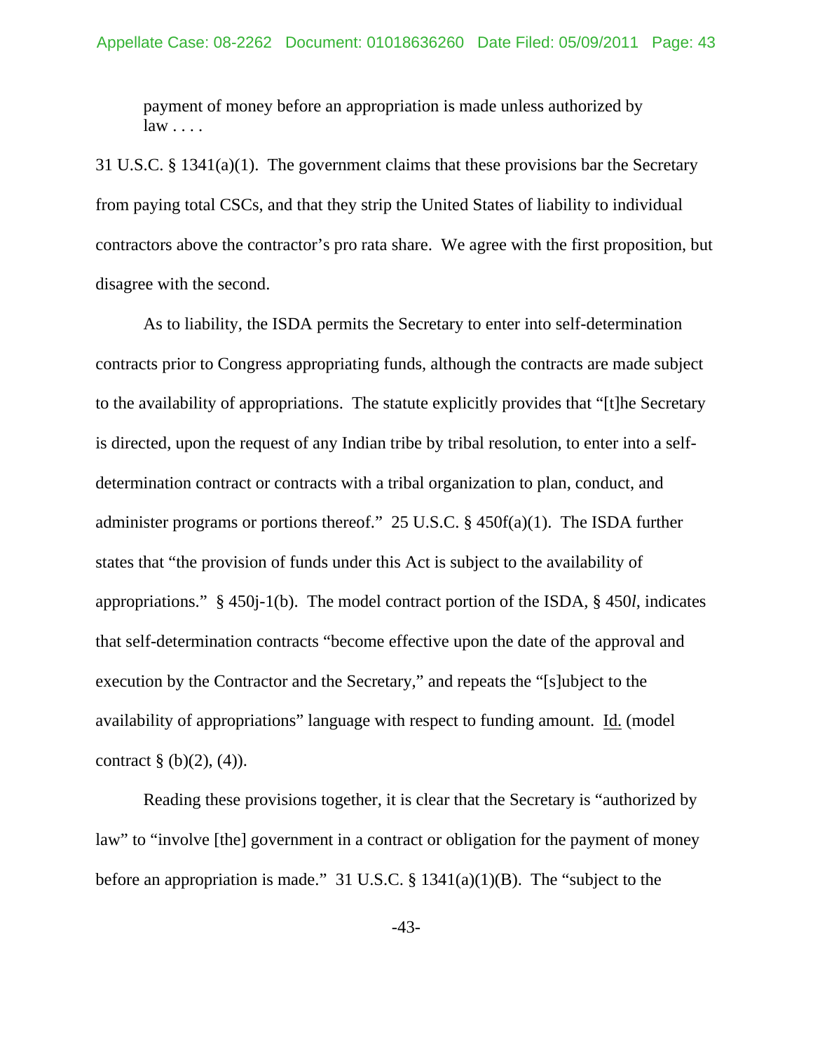payment of money before an appropriation is made unless authorized by law . . . .

31 U.S.C. § 1341(a)(1). The government claims that these provisions bar the Secretary from paying total CSCs, and that they strip the United States of liability to individual contractors above the contractor's pro rata share. We agree with the first proposition, but disagree with the second.

As to liability, the ISDA permits the Secretary to enter into self-determination contracts prior to Congress appropriating funds, although the contracts are made subject to the availability of appropriations. The statute explicitly provides that "[t]he Secretary is directed, upon the request of any Indian tribe by tribal resolution, to enter into a self-determination contract or contracts with a tribal organization to plan, conduct, and administer programs or portions thereof." 25 U.S.C. § 450f(a)(1). The ISDA further states that "the provision of funds under this Act is subject to the availability of appropriations." § 450j-1(b). The model contract portion of the ISDA, § 450*l*, indicates that self-determination contracts "become effective upon the date of the approval and execution by the Contractor and the Secretary," and repeats the "[s]ubject to the availability of appropriations" language with respect to funding amount. Id. (model contract § (b)(2), (4)).

Reading these provisions together, it is clear that the Secretary is "authorized by law" to "involve [the] government in a contract or obligation for the payment of money before an appropriation is made." 31 U.S.C. § 1341(a)(1)(B). The "subject to the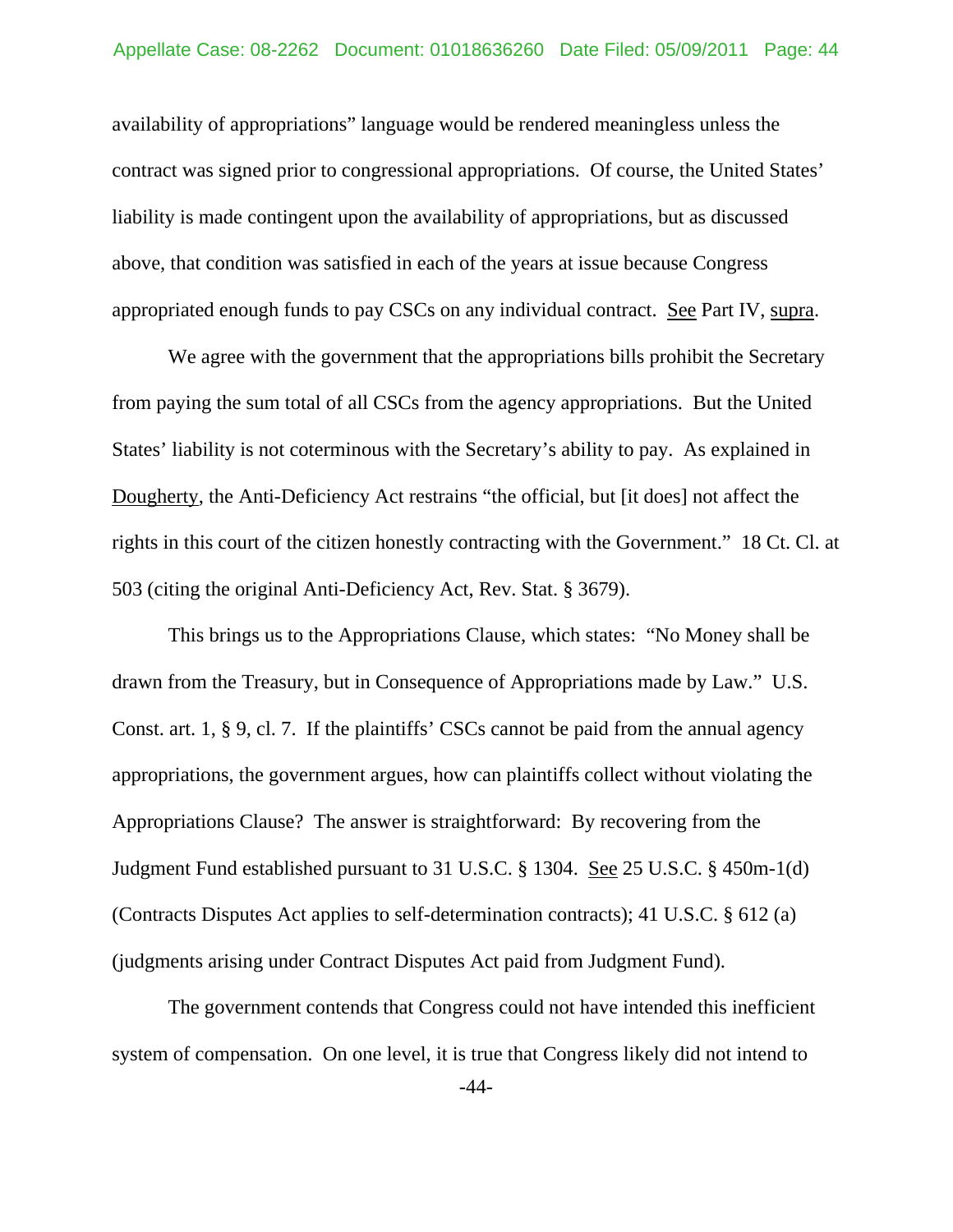availability of appropriations" language would be rendered meaningless unless the contract was signed prior to congressional appropriations. Of course, the United States' liability is made contingent upon the availability of appropriations, but as discussed above, that condition was satisfied in each of the years at issue because Congress appropriated enough funds to pay CSCs on any individual contract. See Part IV, supra.

We agree with the government that the appropriations bills prohibit the Secretary from paying the sum total of all CSCs from the agency appropriations. But the United States' liability is not coterminous with the Secretary's ability to pay. As explained in Dougherty, the Anti-Deficiency Act restrains "the official, but [it does] not affect the rights in this court of the citizen honestly contracting with the Government." 18 Ct. Cl. at 503 (citing the original Anti-Deficiency Act, Rev. Stat. § 3679).

This brings us to the Appropriations Clause, which states: "No Money shall be drawn from the Treasury, but in Consequence of Appropriations made by Law." U.S. Const. art. 1, § 9, cl. 7. If the plaintiffs' CSCs cannot be paid from the annual agency appropriations, the government argues, how can plaintiffs collect without violating the Appropriations Clause? The answer is straightforward: By recovering from the Judgment Fund established pursuant to 31 U.S.C. § 1304. See 25 U.S.C. § 450m-1(d) (Contracts Disputes Act applies to self-determination contracts); 41 U.S.C. § 612 (a) (judgments arising under Contract Disputes Act paid from Judgment Fund).

The government contends that Congress could not have intended this inefficient system of compensation. On one level, it is true that Congress likely did not intend to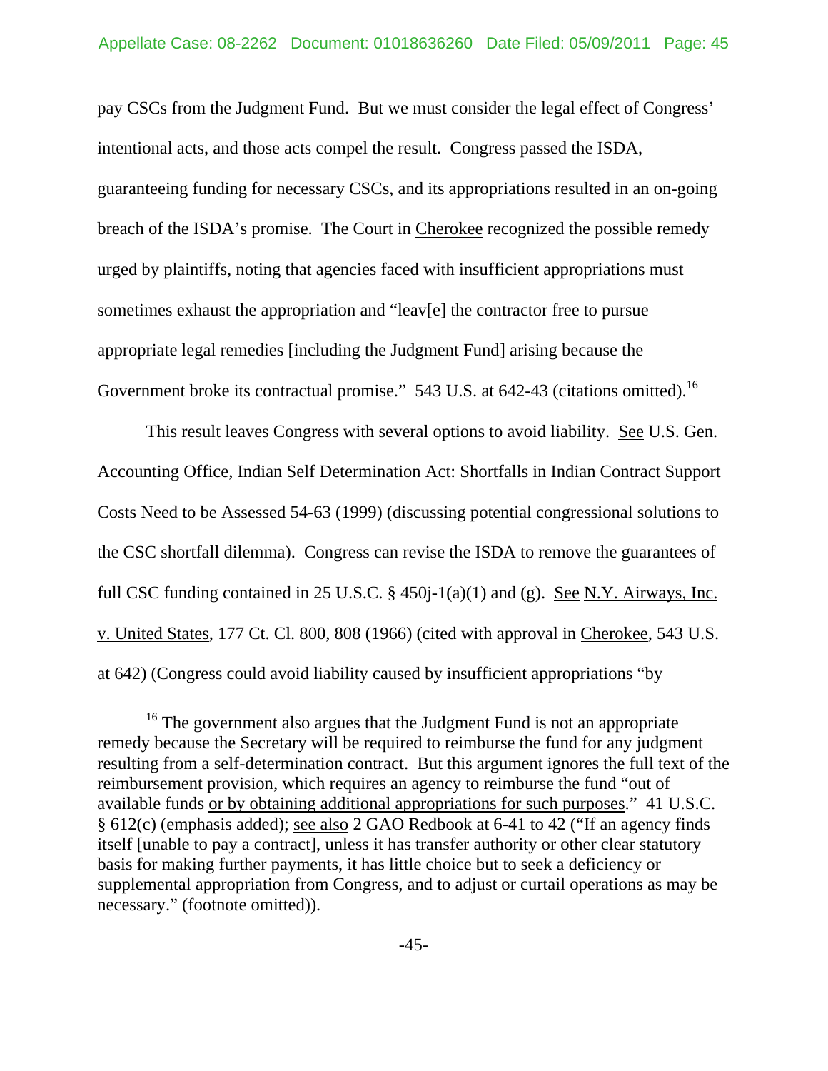pay CSCs from the Judgment Fund. But we must consider the legal effect of Congress' intentional acts, and those acts compel the result. Congress passed the ISDA, guaranteeing funding for necessary CSCs, and its appropriations resulted in an on-going breach of the ISDA's promise. The Court in Cherokee recognized the possible remedy urged by plaintiffs, noting that agencies faced with insufficient appropriations must sometimes exhaust the appropriation and "leav[e] the contractor free to pursue appropriate legal remedies [including the Judgment Fund] arising because the Government broke its contractual promise." 543 U.S. at 642-43 (citations omitted).[16]

This result leaves Congress with several options to avoid liability. See U.S. Gen. Accounting Office, Indian Self Determination Act: Shortfalls in Indian Contract Support Costs Need to be Assessed 54-63 (1999) (discussing potential congressional solutions to the CSC shortfall dilemma). Congress can revise the ISDA to remove the guarantees of full CSC funding contained in 25 U.S.C. § 450j-1(a)(1) and (g). See N.Y. Airways, Inc. v. United States, 177 Ct. Cl. 800, 808 (1966) (cited with approval in Cherokee, 543 U.S. at 642) (Congress could avoid liability caused by insufficient appropriations "by

[16] The government also argues that the Judgment Fund is not an appropriate remedy because the Secretary will be required to reimburse the fund for any judgment resulting from a self-determination contract. But this argument ignores the full text of the reimbursement provision, which requires an agency to reimburse the fund "out of available funds or by obtaining additional appropriations for such purposes." 41 U.S.C. § 612(c) (emphasis added); see also 2 GAO Redbook at 6-41 to 42 ("If an agency finds itself [unable to pay a contract], unless it has transfer authority or other clear statutory basis for making further payments, it has little choice but to seek a deficiency or supplemental appropriation from Congress, and to adjust or curtail operations as may be necessary." (footnote omitted)).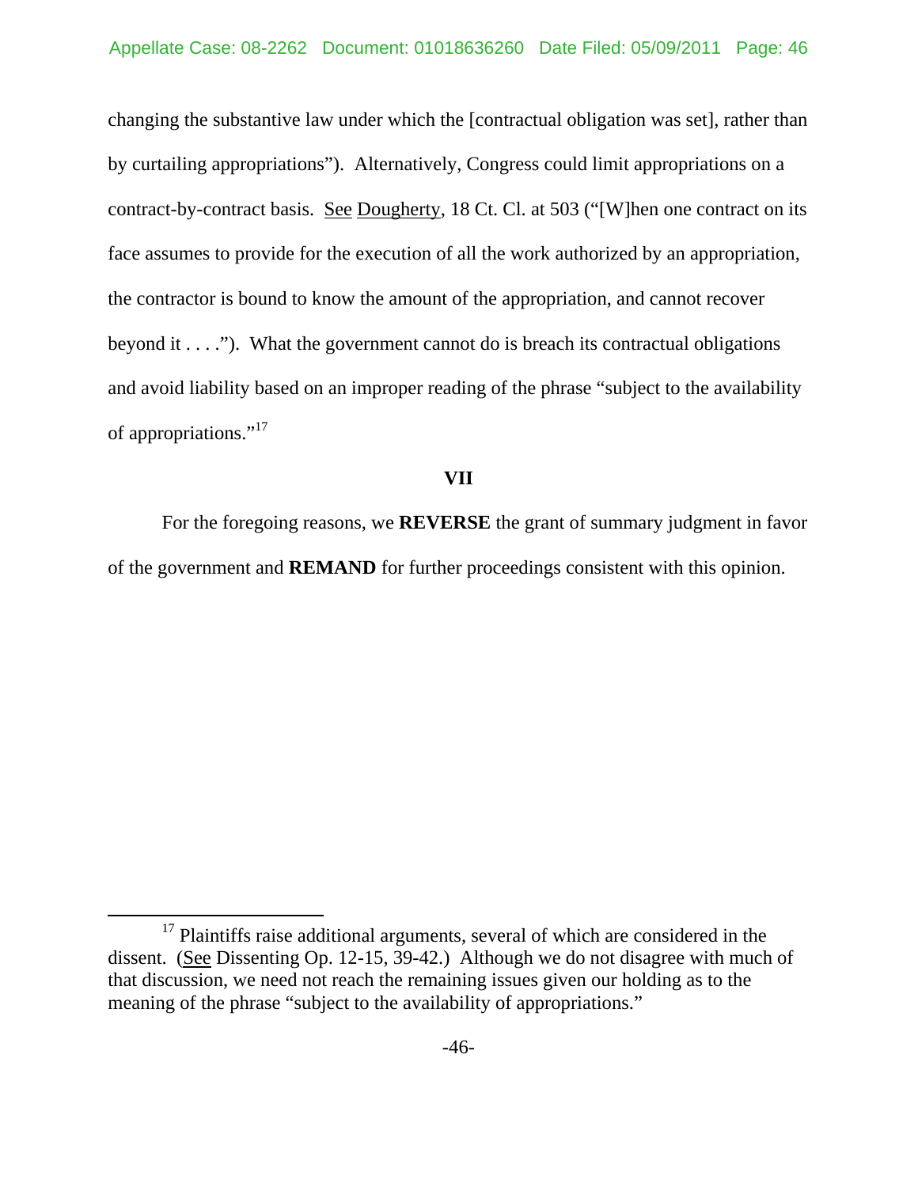changing the substantive law under which the [contractual obligation was set], rather than by curtailing appropriations"). Alternatively, Congress could limit appropriations on a contract-by-contract basis. See Dougherty, 18 Ct. Cl. at 503 ("[W]hen one contract on its face assumes to provide for the execution of all the work authorized by an appropriation, the contractor is bound to know the amount of the appropriation, and cannot recover beyond it . . . ."). What the government cannot do is breach its contractual obligations and avoid liability based on an improper reading of the phrase "subject to the availability of appropriations."[17]

## VII

For the foregoing reasons, we **REVERSE** the grant of summary judgment in favor of the government and **REMAND** for further proceedings consistent with this opinion.

---

[17] Plaintiffs raise additional arguments, several of which are considered in the dissent. (See Dissenting Op. 12-15, 39-42.) Although we do not disagree with much of that discussion, we need not reach the remaining issues given our holding as to the meaning of the phrase "subject to the availability of appropriations."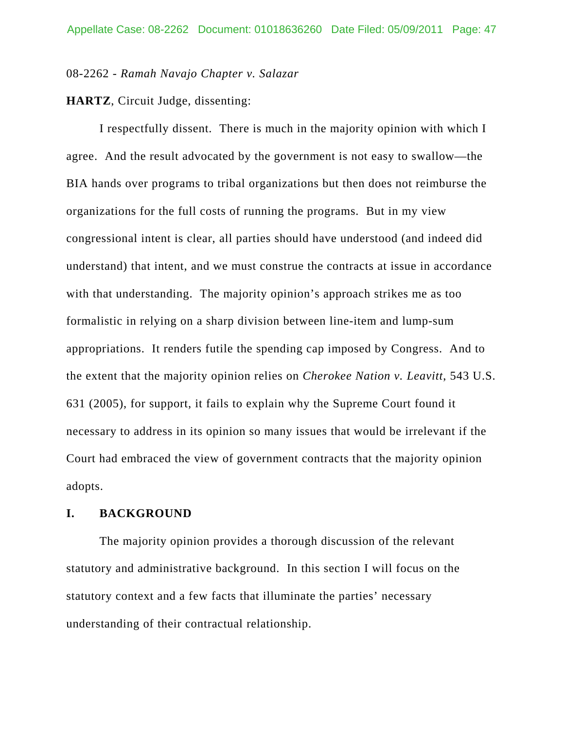08-2262 - *Ramah Navajo Chapter v. Salazar*

**HARTZ**, Circuit Judge, dissenting:

I respectfully dissent. There is much in the majority opinion with which I agree. And the result advocated by the government is not easy to swallow—the BIA hands over programs to tribal organizations but then does not reimburse the organizations for the full costs of running the programs. But in my view congressional intent is clear, all parties should have understood (and indeed did understand) that intent, and we must construe the contracts at issue in accordance with that understanding. The majority opinion's approach strikes me as too formalistic in relying on a sharp division between line-item and lump-sum appropriations. It renders futile the spending cap imposed by Congress. And to the extent that the majority opinion relies on *Cherokee Nation v. Leavitt*, 543 U.S. 631 (2005), for support, it fails to explain why the Supreme Court found it necessary to address in its opinion so many issues that would be irrelevant if the Court had embraced the view of government contracts that the majority opinion adopts.

## I. BACKGROUND

The majority opinion provides a thorough discussion of the relevant statutory and administrative background. In this section I will focus on the statutory context and a few facts that illuminate the parties' necessary understanding of their contractual relationship.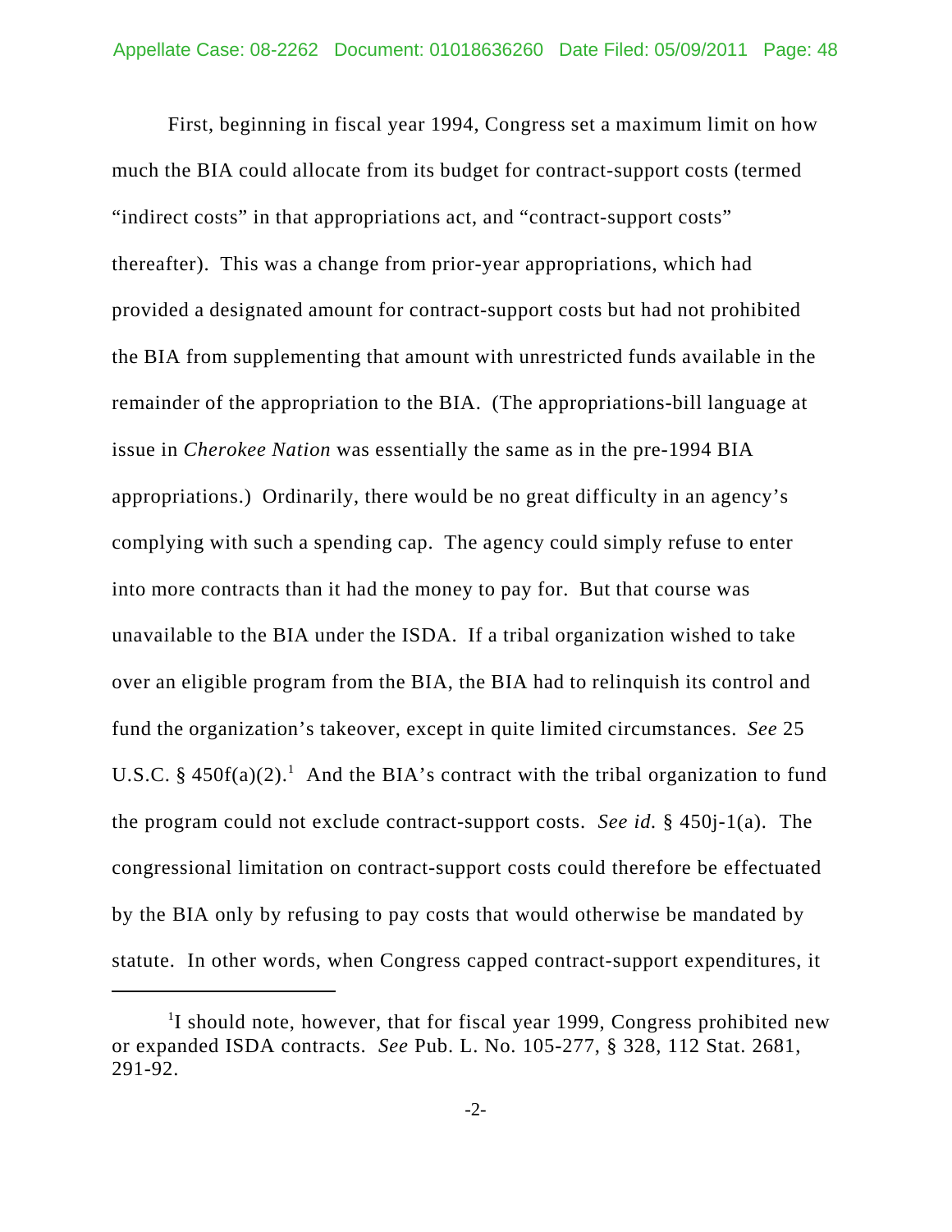First, beginning in fiscal year 1994, Congress set a maximum limit on how much the BIA could allocate from its budget for contract-support costs (termed "indirect costs" in that appropriations act, and "contract-support costs" thereafter). This was a change from prior-year appropriations, which had provided a designated amount for contract-support costs but had not prohibited the BIA from supplementing that amount with unrestricted funds available in the remainder of the appropriation to the BIA. (The appropriations-bill language at issue in *Cherokee Nation* was essentially the same as in the pre-1994 BIA appropriations.) Ordinarily, there would be no great difficulty in an agency's complying with such a spending cap. The agency could simply refuse to enter into more contracts than it had the money to pay for. But that course was unavailable to the BIA under the ISDA. If a tribal organization wished to take over an eligible program from the BIA, the BIA had to relinquish its control and fund the organization's takeover, except in quite limited circumstances. *See* 25 U.S.C. § 450f(a)(2).[1] And the BIA's contract with the tribal organization to fund the program could not exclude contract-support costs. *See id.* § 450j-1(a). The congressional limitation on contract-support costs could therefore be effectuated by the BIA only by refusing to pay costs that would otherwise be mandated by statute. In other words, when Congress capped contract-support expenditures, it

[1] I should note, however, that for fiscal year 1999, Congress prohibited new or expanded ISDA contracts. *See* Pub. L. No. 105-277, § 328, 112 Stat. 2681, 291-92.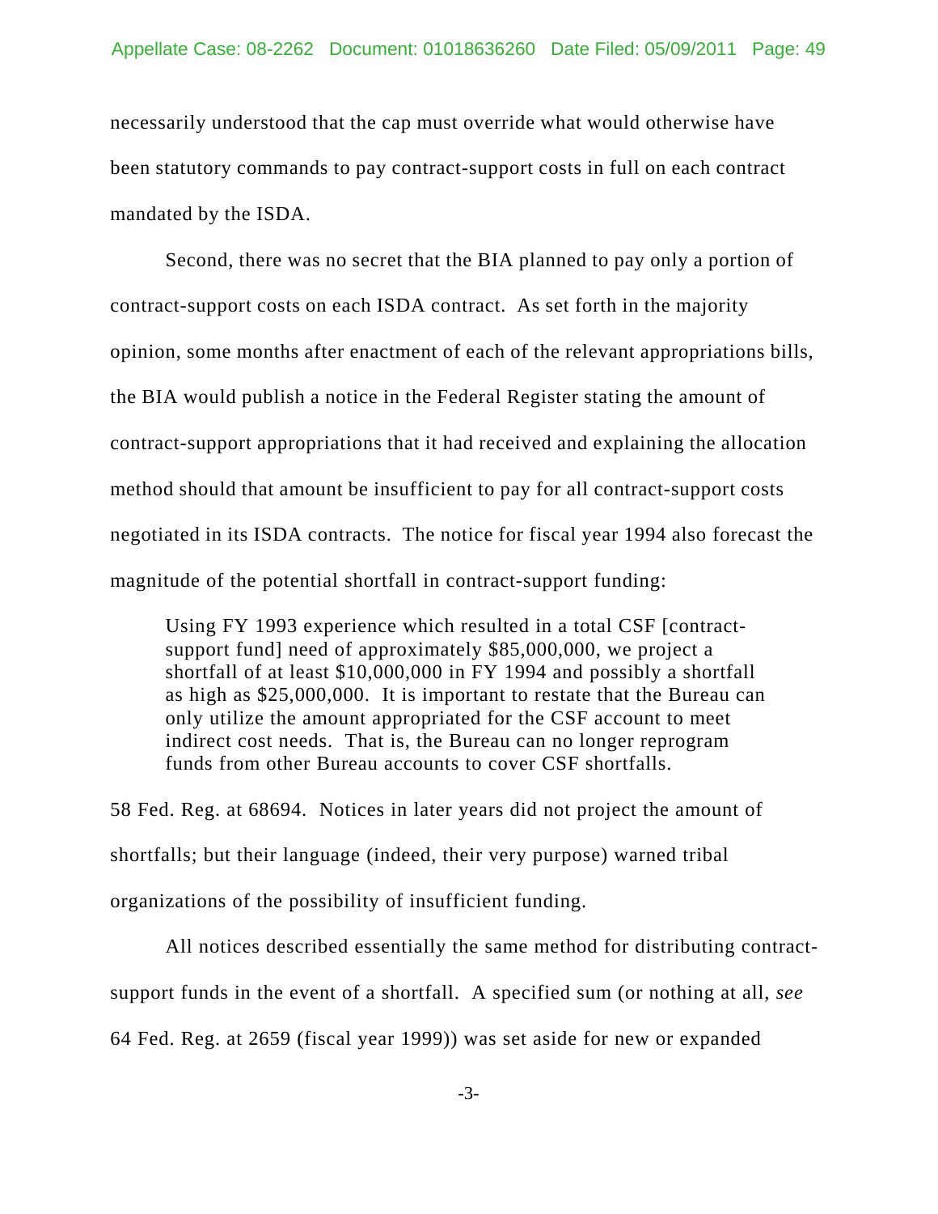necessarily understood that the cap must override what would otherwise have been statutory commands to pay contract-support costs in full on each contract mandated by the ISDA.

Second, there was no secret that the BIA planned to pay only a portion of contract-support costs on each ISDA contract. As set forth in the majority opinion, some months after enactment of each of the relevant appropriations bills, the BIA would publish a notice in the Federal Register stating the amount of contract-support appropriations that it had received and explaining the allocation method should that amount be insufficient to pay for all contract-support costs negotiated in its ISDA contracts. The notice for fiscal year 1994 also forecast the magnitude of the potential shortfall in contract-support funding:

> Using FY 1993 experience which resulted in a total CSF [contract-support fund] need of approximately $85,000,000, we project a shortfall of at least $10,000,000 in FY 1994 and possibly a shortfall as high as $25,000,000. It is important to restate that the Bureau can only utilize the amount appropriated for the CSF account to meet indirect cost needs. That is, the Bureau can no longer reprogram funds from other Bureau accounts to cover CSF shortfalls.

58 Fed. Reg. at 68694. Notices in later years did not project the amount of shortfalls; but their language (indeed, their very purpose) warned tribal organizations of the possibility of insufficient funding.

All notices described essentially the same method for distributing contract-support funds in the event of a shortfall. A specified sum (or nothing at all, *see* 64 Fed. Reg. at 2659 (fiscal year 1999)) was set aside for new or expanded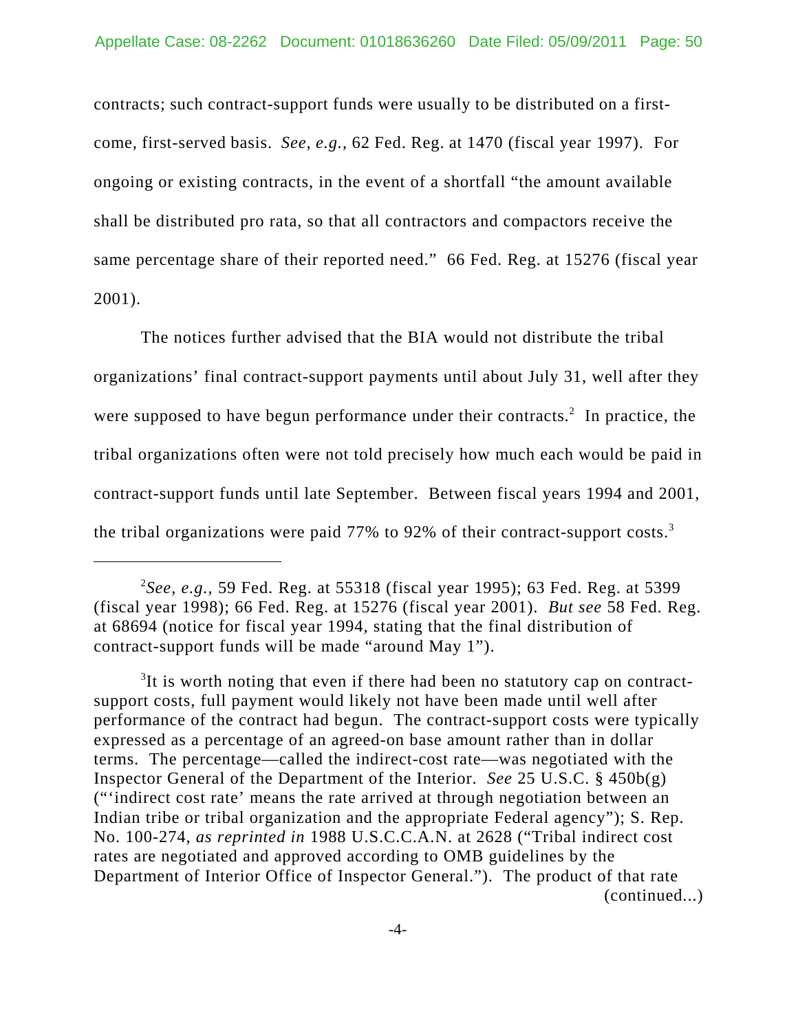contracts; such contract-support funds were usually to be distributed on a first-come, first-served basis. *See, e.g.*, 62 Fed. Reg. at 1470 (fiscal year 1997). For ongoing or existing contracts, in the event of a shortfall "the amount available shall be distributed pro rata, so that all contractors and compactors receive the same percentage share of their reported need." 66 Fed. Reg. at 15276 (fiscal year 2001).

The notices further advised that the BIA would not distribute the tribal organizations' final contract-support payments until about July 31, well after they were supposed to have begun performance under their contracts.[2] In practice, the tribal organizations often were not told precisely how much each would be paid in contract-support funds until late September. Between fiscal years 1994 and 2001, the tribal organizations were paid 77% to 92% of their contract-support costs.[3]

---

[2]*See, e.g.*, 59 Fed. Reg. at 55318 (fiscal year 1995); 63 Fed. Reg. at 5399 (fiscal year 1998); 66 Fed. Reg. at 15276 (fiscal year 2001). *But see* 58 Fed. Reg. at 68694 (notice for fiscal year 1994, stating that the final distribution of contract-support funds will be made "around May 1").

[3]It is worth noting that even if there had been no statutory cap on contract-support costs, full payment would likely not have been made until well after performance of the contract had begun. The contract-support costs were typically expressed as a percentage of an agreed-on base amount rather than in dollar terms. The percentage—called the indirect-cost rate—was negotiated with the Inspector General of the Department of the Interior. *See* 25 U.S.C. § 450b(g) ("'indirect cost rate' means the rate arrived at through negotiation between an Indian tribe or tribal organization and the appropriate Federal agency"); S. Rep. No. 100-274, *as reprinted in* 1988 U.S.C.C.A.N. at 2628 ("Tribal indirect cost rates are negotiated and approved according to OMB guidelines by the Department of Interior Office of Inspector General."). The product of that rate (continued...)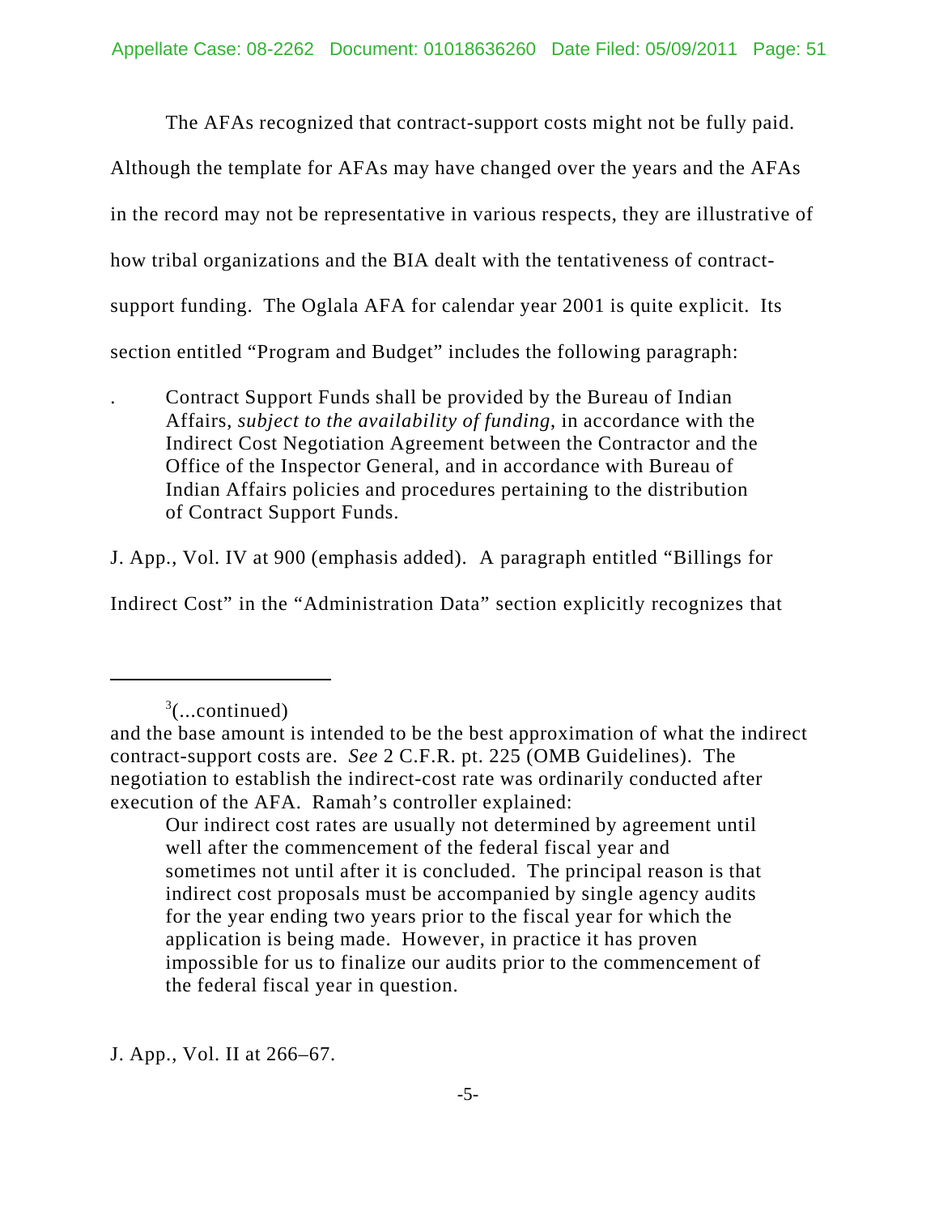The AFAs recognized that contract-support costs might not be fully paid. Although the template for AFAs may have changed over the years and the AFAs in the record may not be representative in various respects, they are illustrative of how tribal organizations and the BIA dealt with the tentativeness of contract-support funding. The Oglala AFA for calendar year 2001 is quite explicit. Its section entitled "Program and Budget" includes the following paragraph:

> . Contract Support Funds shall be provided by the Bureau of Indian Affairs, *subject to the availability of funding*, in accordance with the Indirect Cost Negotiation Agreement between the Contractor and the Office of the Inspector General, and in accordance with Bureau of Indian Affairs policies and procedures pertaining to the distribution of Contract Support Funds.

J. App., Vol. IV at 900 (emphasis added). A paragraph entitled "Billings for Indirect Cost" in the "Administration Data" section explicitly recognizes that

---

[3](...continued)
and the base amount is intended to be the best approximation of what the indirect contract-support costs are. *See* 2 C.F.R. pt. 225 (OMB Guidelines). The negotiation to establish the indirect-cost rate was ordinarily conducted after execution of the AFA. Ramah's controller explained:

> Our indirect cost rates are usually not determined by agreement until well after the commencement of the federal fiscal year and sometimes not until after it is concluded. The principal reason is that indirect cost proposals must be accompanied by single agency audits for the year ending two years prior to the fiscal year for which the application is being made. However, in practice it has proven impossible for us to finalize our audits prior to the commencement of the federal fiscal year in question.

J. App., Vol. II at 266–67.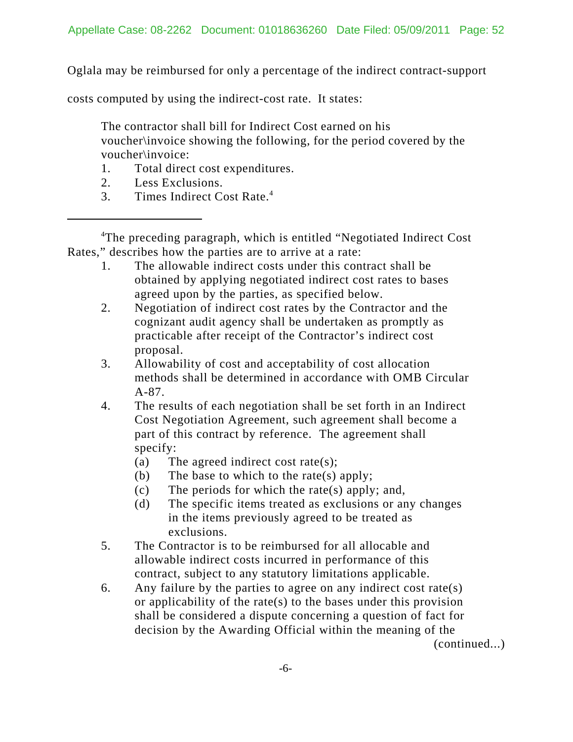Oglala may be reimbursed for only a percentage of the indirect contract-support costs computed by using the indirect-cost rate. It states:

> The contractor shall bill for Indirect Cost earned on his voucher\invoice showing the following, for the period covered by the voucher\invoice:
>
> 1. Total direct cost expenditures.
> 2. Less Exclusions.
> 3. Times Indirect Cost Rate.[4]

---

[4]The preceding paragraph, which is entitled "Negotiated Indirect Cost Rates," describes how the parties are to arrive at a rate:

1. The allowable indirect costs under this contract shall be obtained by applying negotiated indirect cost rates to bases agreed upon by the parties, as specified below.
2. Negotiation of indirect cost rates by the Contractor and the cognizant audit agency shall be undertaken as promptly as practicable after receipt of the Contractor's indirect cost proposal.
3. Allowability of cost and acceptability of cost allocation methods shall be determined in accordance with OMB Circular A-87.
4. The results of each negotiation shall be set forth in an Indirect Cost Negotiation Agreement, such agreement shall become a part of this contract by reference. The agreement shall specify:
   (a) The agreed indirect cost rate(s);
   (b) The base to which to the rate(s) apply;
   (c) The periods for which the rate(s) apply; and,
   (d) The specific items treated as exclusions or any changes in the items previously agreed to be treated as exclusions.
5. The Contractor is to be reimbursed for all allocable and allowable indirect costs incurred in performance of this contract, subject to any statutory limitations applicable.
6. Any failure by the parties to agree on any indirect cost rate(s) or applicability of the rate(s) to the bases under this provision shall be considered a dispute concerning a question of fact for decision by the Awarding Official within the meaning of the

(continued...)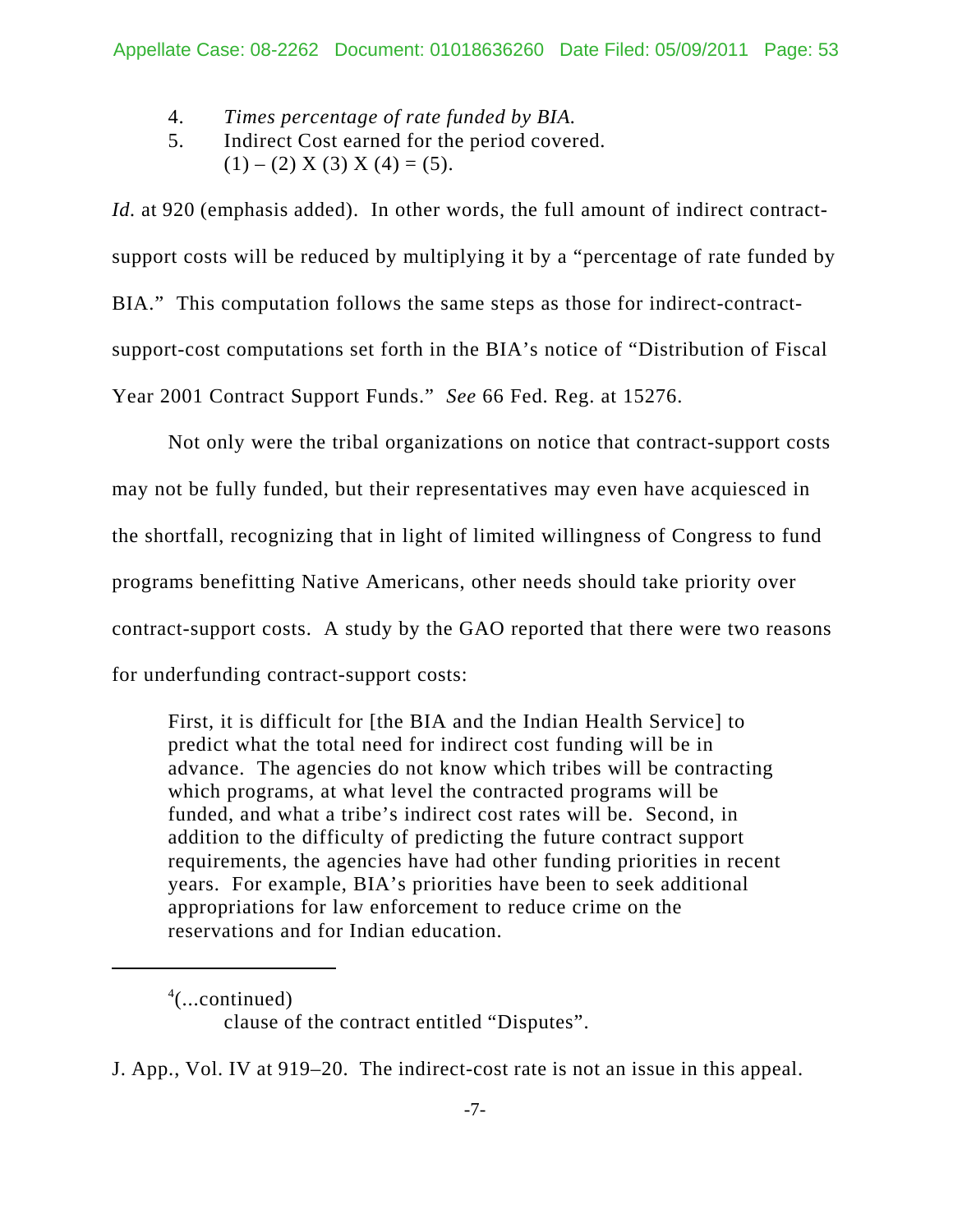4. *Times percentage of rate funded by BIA.*
5. Indirect Cost earned for the period covered.
   (1) – (2) X (3) X (4) = (5).

*Id.* at 920 (emphasis added). In other words, the full amount of indirect contract-support costs will be reduced by multiplying it by a "percentage of rate funded by BIA." This computation follows the same steps as those for indirect-contract-support-cost computations set forth in the BIA's notice of "Distribution of Fiscal Year 2001 Contract Support Funds." *See* 66 Fed. Reg. at 15276.

Not only were the tribal organizations on notice that contract-support costs may not be fully funded, but their representatives may even have acquiesced in the shortfall, recognizing that in light of limited willingness of Congress to fund programs benefitting Native Americans, other needs should take priority over contract-support costs. A study by the GAO reported that there were two reasons for underfunding contract-support costs:

> First, it is difficult for [the BIA and the Indian Health Service] to predict what the total need for indirect cost funding will be in advance. The agencies do not know which tribes will be contracting which programs, at what level the contracted programs will be funded, and what a tribe's indirect cost rates will be. Second, in addition to the difficulty of predicting the future contract support requirements, the agencies have had other funding priorities in recent years. For example, BIA's priorities have been to seek additional appropriations for law enforcement to reduce crime on the reservations and for Indian education.

---

[4](...continued)
clause of the contract entitled "Disputes".

J. App., Vol. IV at 919–20. The indirect-cost rate is not an issue in this appeal.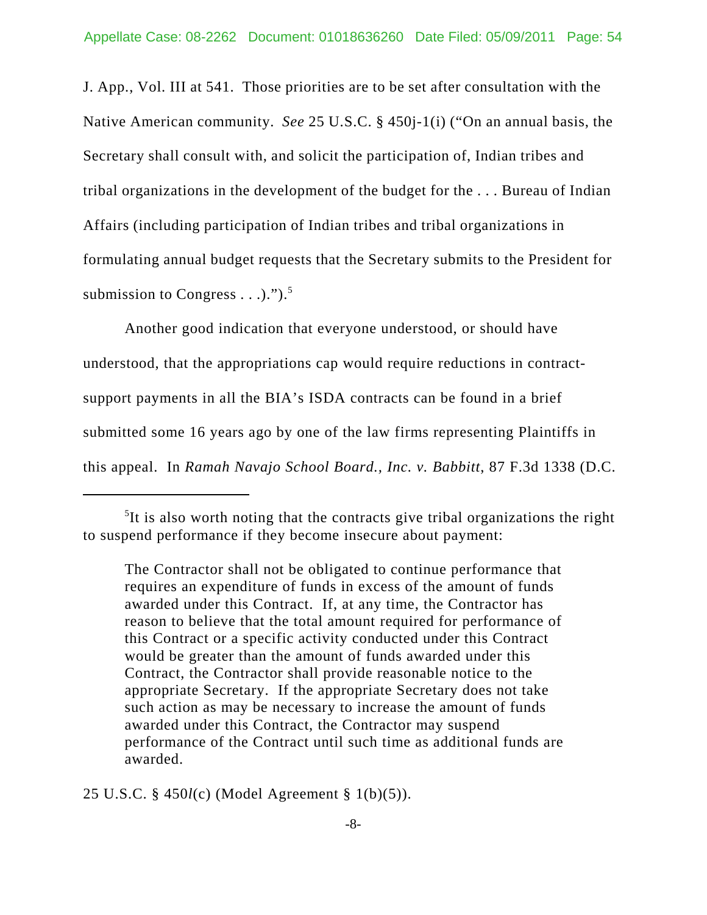J. App., Vol. III at 541. Those priorities are to be set after consultation with the Native American community. *See* 25 U.S.C. § 450j-1(i) ("On an annual basis, the Secretary shall consult with, and solicit the participation of, Indian tribes and tribal organizations in the development of the budget for the . . . Bureau of Indian Affairs (including participation of Indian tribes and tribal organizations in formulating annual budget requests that the Secretary submits to the President for submission to Congress . . .).").[5]

Another good indication that everyone understood, or should have understood, that the appropriations cap would require reductions in contract-support payments in all the BIA's ISDA contracts can be found in a brief submitted some 16 years ago by one of the law firms representing Plaintiffs in this appeal. In *Ramah Navajo School Board., Inc. v. Babbitt*, 87 F.3d 1338 (D.C.

---

[5]It is also worth noting that the contracts give tribal organizations the right to suspend performance if they become insecure about payment:

> The Contractor shall not be obligated to continue performance that requires an expenditure of funds in excess of the amount of funds awarded under this Contract. If, at any time, the Contractor has reason to believe that the total amount required for performance of this Contract or a specific activity conducted under this Contract would be greater than the amount of funds awarded under this Contract, the Contractor shall provide reasonable notice to the appropriate Secretary. If the appropriate Secretary does not take such action as may be necessary to increase the amount of funds awarded under this Contract, the Contractor may suspend performance of the Contract until such time as additional funds are awarded.

25 U.S.C. § 450*l*(c) (Model Agreement § 1(b)(5)).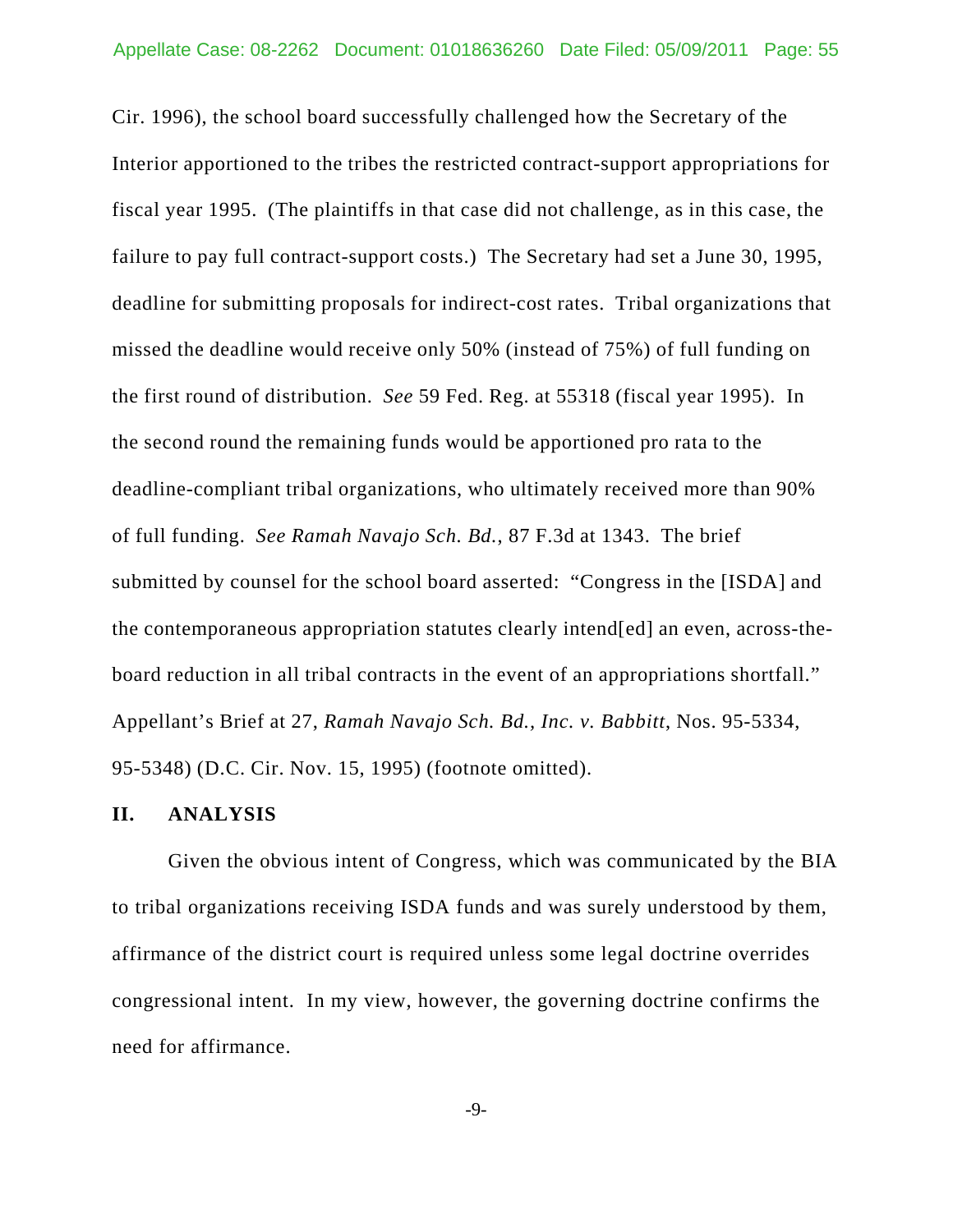Cir. 1996), the school board successfully challenged how the Secretary of the Interior apportioned to the tribes the restricted contract-support appropriations for fiscal year 1995. (The plaintiffs in that case did not challenge, as in this case, the failure to pay full contract-support costs.) The Secretary had set a June 30, 1995, deadline for submitting proposals for indirect-cost rates. Tribal organizations that missed the deadline would receive only 50% (instead of 75%) of full funding on the first round of distribution. *See* 59 Fed. Reg. at 55318 (fiscal year 1995). In the second round the remaining funds would be apportioned pro rata to the deadline-compliant tribal organizations, who ultimately received more than 90% of full funding. *See Ramah Navajo Sch. Bd.*, 87 F.3d at 1343. The brief submitted by counsel for the school board asserted: "Congress in the [ISDA] and the contemporaneous appropriation statutes clearly intend[ed] an even, across-the-board reduction in all tribal contracts in the event of an appropriations shortfall." Appellant's Brief at 27, *Ramah Navajo Sch. Bd., Inc. v. Babbitt*, Nos. 95-5334, 95-5348) (D.C. Cir. Nov. 15, 1995) (footnote omitted).

## II. ANALYSIS

Given the obvious intent of Congress, which was communicated by the BIA to tribal organizations receiving ISDA funds and was surely understood by them, affirmance of the district court is required unless some legal doctrine overrides congressional intent. In my view, however, the governing doctrine confirms the need for affirmance.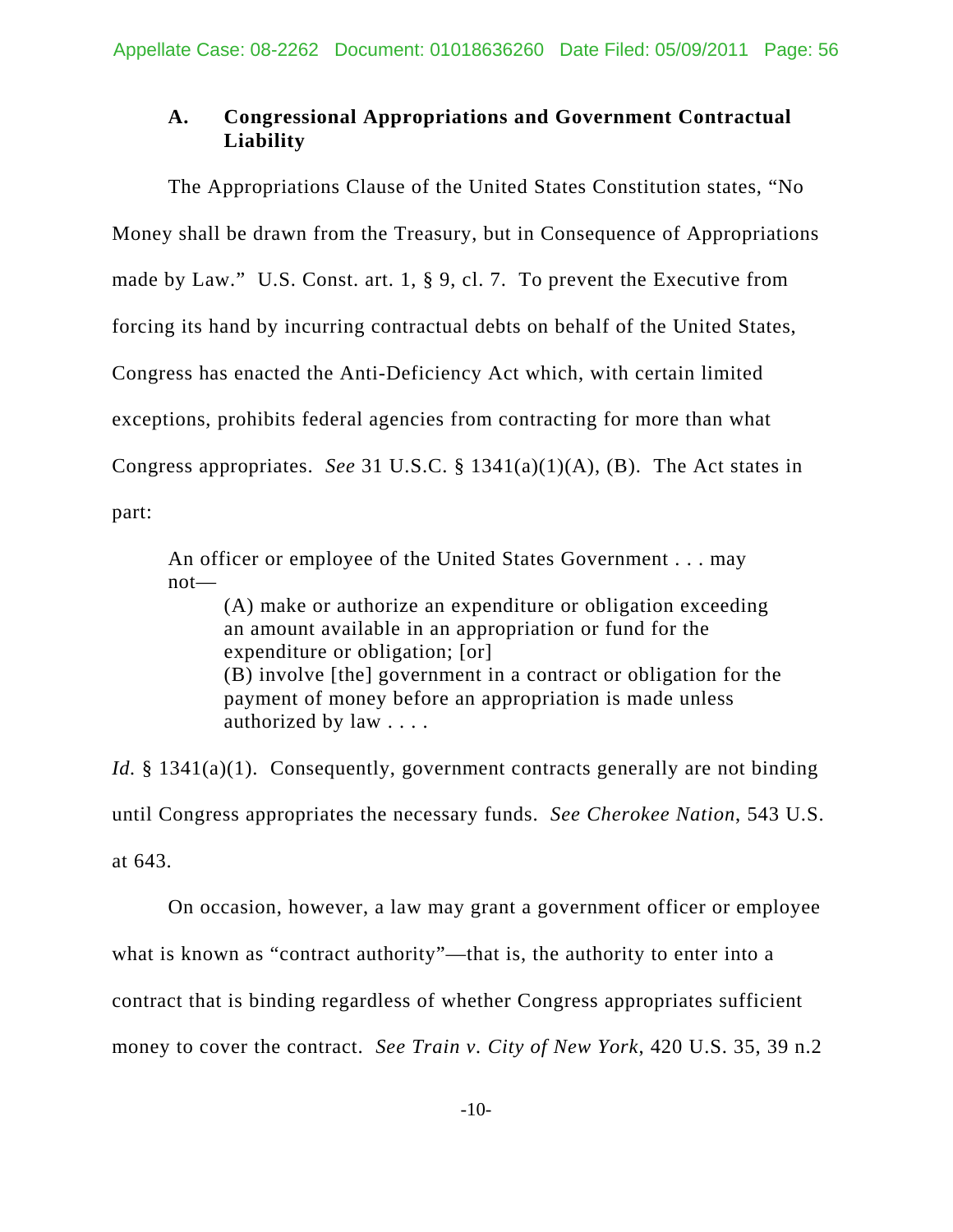### A. Congressional Appropriations and Government Contractual Liability

The Appropriations Clause of the United States Constitution states, "No Money shall be drawn from the Treasury, but in Consequence of Appropriations made by Law." U.S. Const. art. 1, § 9, cl. 7. To prevent the Executive from forcing its hand by incurring contractual debts on behalf of the United States, Congress has enacted the Anti-Deficiency Act which, with certain limited exceptions, prohibits federal agencies from contracting for more than what Congress appropriates. *See* 31 U.S.C. § 1341(a)(1)(A), (B). The Act states in part:

> An officer or employee of the United States Government . . . may not—
>
> (A) make or authorize an expenditure or obligation exceeding an amount available in an appropriation or fund for the expenditure or obligation; [or]
>
> (B) involve [the] government in a contract or obligation for the payment of money before an appropriation is made unless authorized by law . . . .

*Id.* § 1341(a)(1). Consequently, government contracts generally are not binding until Congress appropriates the necessary funds. *See Cherokee Nation*, 543 U.S. at 643.

On occasion, however, a law may grant a government officer or employee what is known as "contract authority"—that is, the authority to enter into a contract that is binding regardless of whether Congress appropriates sufficient money to cover the contract. *See Train v. City of New York*, 420 U.S. 35, 39 n.2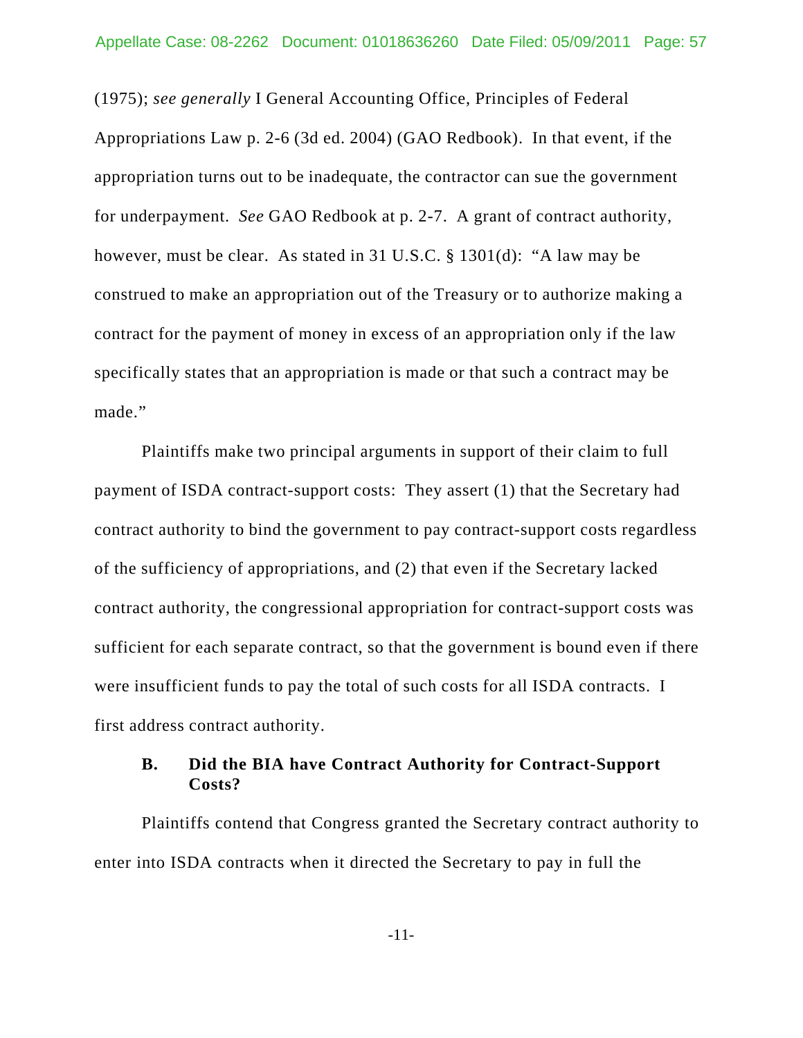(1975); *see generally* I General Accounting Office, Principles of Federal Appropriations Law p. 2-6 (3d ed. 2004) (GAO Redbook). In that event, if the appropriation turns out to be inadequate, the contractor can sue the government for underpayment. *See* GAO Redbook at p. 2-7. A grant of contract authority, however, must be clear. As stated in 31 U.S.C. § 1301(d): "A law may be construed to make an appropriation out of the Treasury or to authorize making a contract for the payment of money in excess of an appropriation only if the law specifically states that an appropriation is made or that such a contract may be made."

Plaintiffs make two principal arguments in support of their claim to full payment of ISDA contract-support costs: They assert (1) that the Secretary had contract authority to bind the government to pay contract-support costs regardless of the sufficiency of appropriations, and (2) that even if the Secretary lacked contract authority, the congressional appropriation for contract-support costs was sufficient for each separate contract, so that the government is bound even if there were insufficient funds to pay the total of such costs for all ISDA contracts. I first address contract authority.

### B. Did the BIA have Contract Authority for Contract-Support Costs?

Plaintiffs contend that Congress granted the Secretary contract authority to enter into ISDA contracts when it directed the Secretary to pay in full the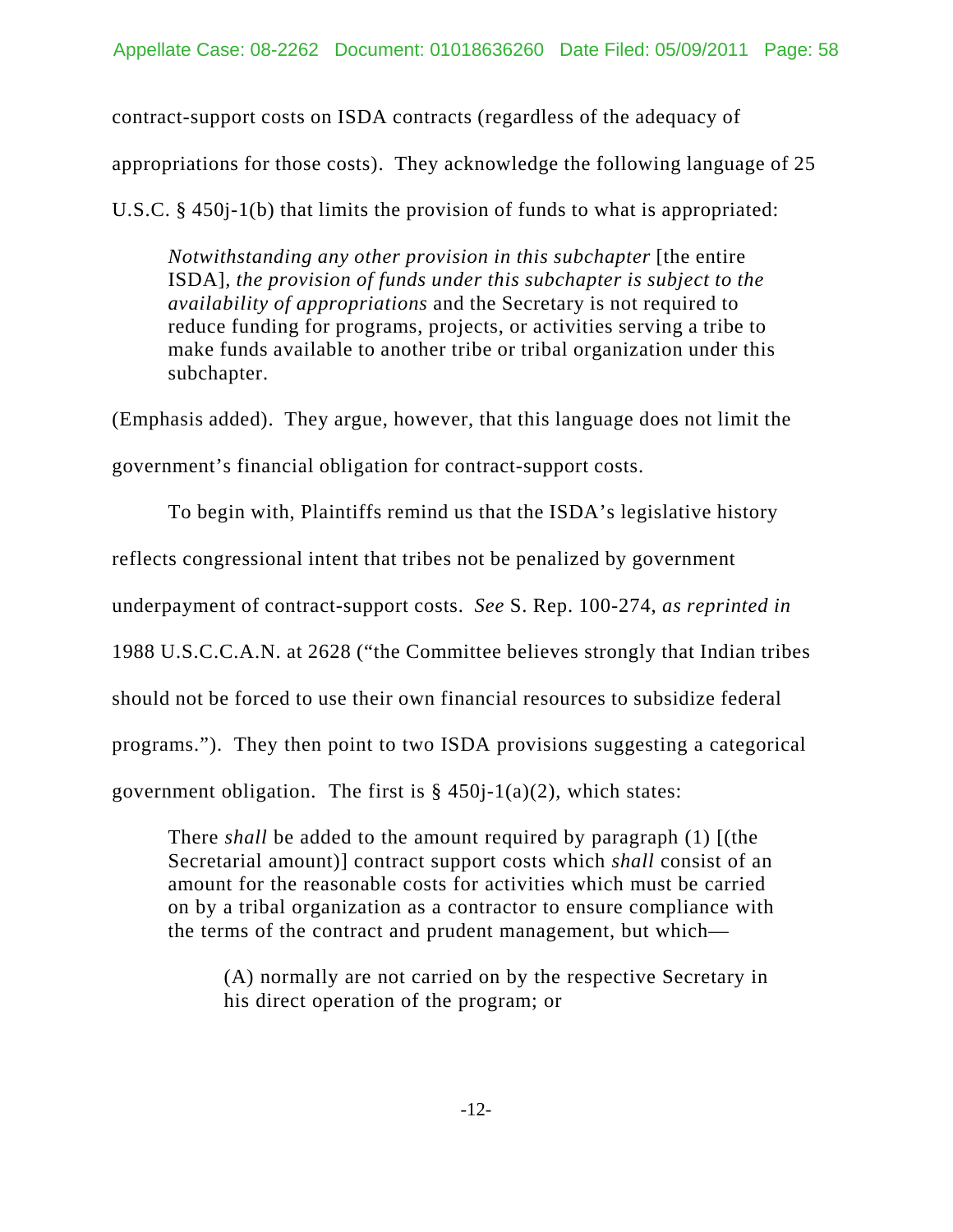contract-support costs on ISDA contracts (regardless of the adequacy of appropriations for those costs). They acknowledge the following language of 25 U.S.C. § 450j-1(b) that limits the provision of funds to what is appropriated:

> *Notwithstanding any other provision in this subchapter* [the entire ISDA], *the provision of funds under this subchapter is subject to the availability of appropriations* and the Secretary is not required to reduce funding for programs, projects, or activities serving a tribe to make funds available to another tribe or tribal organization under this subchapter.

(Emphasis added). They argue, however, that this language does not limit the government's financial obligation for contract-support costs.

To begin with, Plaintiffs remind us that the ISDA's legislative history reflects congressional intent that tribes not be penalized by government underpayment of contract-support costs. *See* S. Rep. 100-274, *as reprinted in* 1988 U.S.C.C.A.N. at 2628 ("the Committee believes strongly that Indian tribes should not be forced to use their own financial resources to subsidize federal programs."). They then point to two ISDA provisions suggesting a categorical government obligation. The first is § 450j-1(a)(2), which states:

> There *shall* be added to the amount required by paragraph (1) [(the Secretarial amount)] contract support costs which *shall* consist of an amount for the reasonable costs for activities which must be carried on by a tribal organization as a contractor to ensure compliance with the terms of the contract and prudent management, but which—
>
> > (A) normally are not carried on by the respective Secretary in his direct operation of the program; or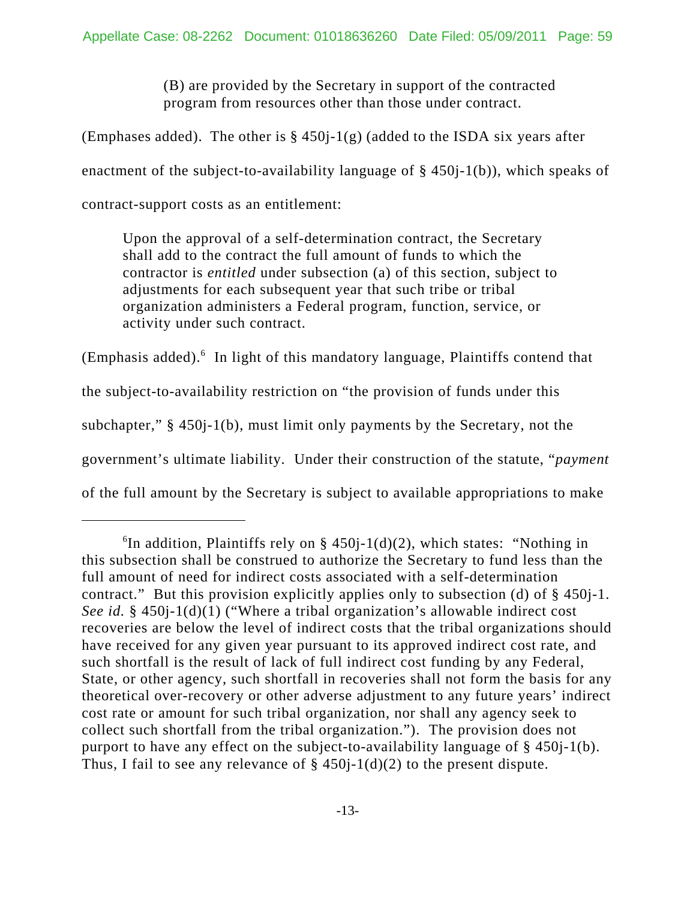> (B) are provided by the Secretary in support of the contracted program from resources other than those under contract.

(Emphases added). The other is § 450j-1(g) (added to the ISDA six years after enactment of the subject-to-availability language of § 450j-1(b)), which speaks of contract-support costs as an entitlement:

> Upon the approval of a self-determination contract, the Secretary shall add to the contract the full amount of funds to which the contractor is *entitled* under subsection (a) of this section, subject to adjustments for each subsequent year that such tribe or tribal organization administers a Federal program, function, service, or activity under such contract.

(Emphasis added).[6] In light of this mandatory language, Plaintiffs contend that the subject-to-availability restriction on "the provision of funds under this subchapter," § 450j-1(b), must limit only payments by the Secretary, not the government's ultimate liability. Under their construction of the statute, "*payment* of the full amount by the Secretary is subject to available appropriations to make

---

[6]In addition, Plaintiffs rely on § 450j-1(d)(2), which states: "Nothing in this subsection shall be construed to authorize the Secretary to fund less than the full amount of need for indirect costs associated with a self-determination contract." But this provision explicitly applies only to subsection (d) of § 450j-1. *See id.* § 450j-1(d)(1) ("Where a tribal organization's allowable indirect cost recoveries are below the level of indirect costs that the tribal organizations should have received for any given year pursuant to its approved indirect cost rate, and such shortfall is the result of lack of full indirect cost funding by any Federal, State, or other agency, such shortfall in recoveries shall not form the basis for any theoretical over-recovery or other adverse adjustment to any future years' indirect cost rate or amount for such tribal organization, nor shall any agency seek to collect such shortfall from the tribal organization."). The provision does not purport to have any effect on the subject-to-availability language of § 450j-1(b). Thus, I fail to see any relevance of § 450j-1(d)(2) to the present dispute.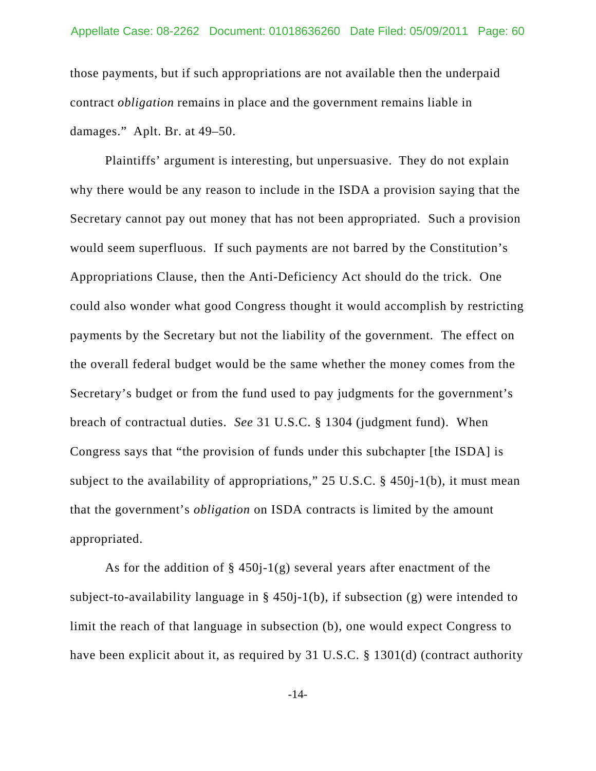those payments, but if such appropriations are not available then the underpaid contract *obligation* remains in place and the government remains liable in damages." Aplt. Br. at 49–50.

Plaintiffs' argument is interesting, but unpersuasive. They do not explain why there would be any reason to include in the ISDA a provision saying that the Secretary cannot pay out money that has not been appropriated. Such a provision would seem superfluous. If such payments are not barred by the Constitution's Appropriations Clause, then the Anti-Deficiency Act should do the trick. One could also wonder what good Congress thought it would accomplish by restricting payments by the Secretary but not the liability of the government. The effect on the overall federal budget would be the same whether the money comes from the Secretary's budget or from the fund used to pay judgments for the government's breach of contractual duties. *See* 31 U.S.C. § 1304 (judgment fund). When Congress says that "the provision of funds under this subchapter [the ISDA] is subject to the availability of appropriations," 25 U.S.C. § 450j-1(b), it must mean that the government's *obligation* on ISDA contracts is limited by the amount appropriated.

As for the addition of § 450j-1(g) several years after enactment of the subject-to-availability language in § 450j-1(b), if subsection (g) were intended to limit the reach of that language in subsection (b), one would expect Congress to have been explicit about it, as required by 31 U.S.C. § 1301(d) (contract authority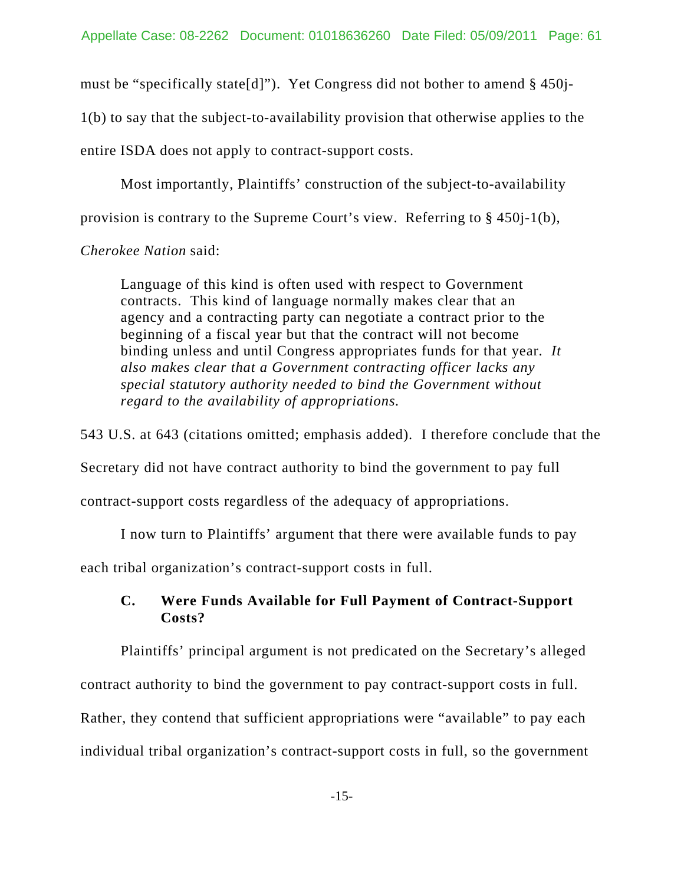must be "specifically state[d]"). Yet Congress did not bother to amend § 450j-1(b) to say that the subject-to-availability provision that otherwise applies to the entire ISDA does not apply to contract-support costs.

Most importantly, Plaintiffs' construction of the subject-to-availability provision is contrary to the Supreme Court's view. Referring to § 450j-1(b), *Cherokee Nation* said:

> Language of this kind is often used with respect to Government contracts. This kind of language normally makes clear that an agency and a contracting party can negotiate a contract prior to the beginning of a fiscal year but that the contract will not become binding unless and until Congress appropriates funds for that year. *It also makes clear that a Government contracting officer lacks any special statutory authority needed to bind the Government without regard to the availability of appropriations.*

543 U.S. at 643 (citations omitted; emphasis added). I therefore conclude that the Secretary did not have contract authority to bind the government to pay full contract-support costs regardless of the adequacy of appropriations.

I now turn to Plaintiffs' argument that there were available funds to pay each tribal organization's contract-support costs in full.

### C. Were Funds Available for Full Payment of Contract-Support Costs?

Plaintiffs' principal argument is not predicated on the Secretary's alleged contract authority to bind the government to pay contract-support costs in full. Rather, they contend that sufficient appropriations were "available" to pay each individual tribal organization's contract-support costs in full, so the government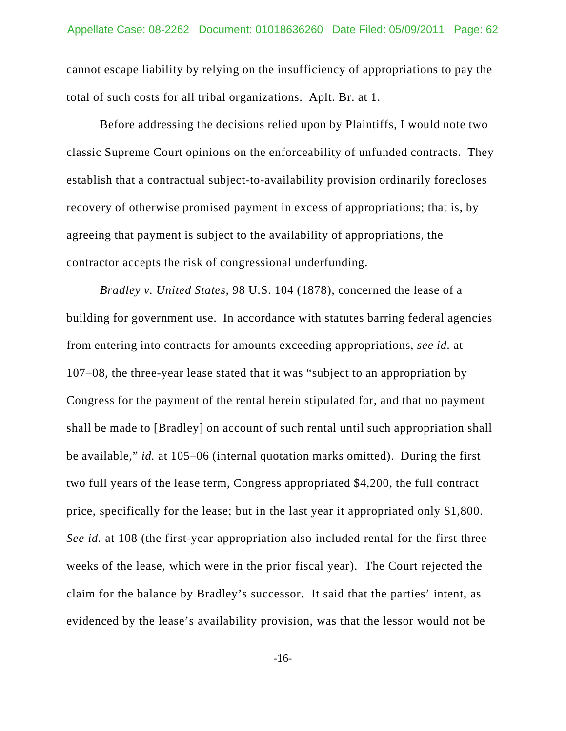cannot escape liability by relying on the insufficiency of appropriations to pay the total of such costs for all tribal organizations. Aplt. Br. at 1.

Before addressing the decisions relied upon by Plaintiffs, I would note two classic Supreme Court opinions on the enforceability of unfunded contracts. They establish that a contractual subject-to-availability provision ordinarily forecloses recovery of otherwise promised payment in excess of appropriations; that is, by agreeing that payment is subject to the availability of appropriations, the contractor accepts the risk of congressional underfunding.

*Bradley v. United States*, 98 U.S. 104 (1878), concerned the lease of a building for government use. In accordance with statutes barring federal agencies from entering into contracts for amounts exceeding appropriations, *see id.* at 107–08, the three-year lease stated that it was "subject to an appropriation by Congress for the payment of the rental herein stipulated for, and that no payment shall be made to [Bradley] on account of such rental until such appropriation shall be available," *id.* at 105–06 (internal quotation marks omitted). During the first two full years of the lease term, Congress appropriated $4,200, the full contract price, specifically for the lease; but in the last year it appropriated only $1,800. *See id.* at 108 (the first-year appropriation also included rental for the first three weeks of the lease, which were in the prior fiscal year). The Court rejected the claim for the balance by Bradley's successor. It said that the parties' intent, as evidenced by the lease's availability provision, was that the lessor would not be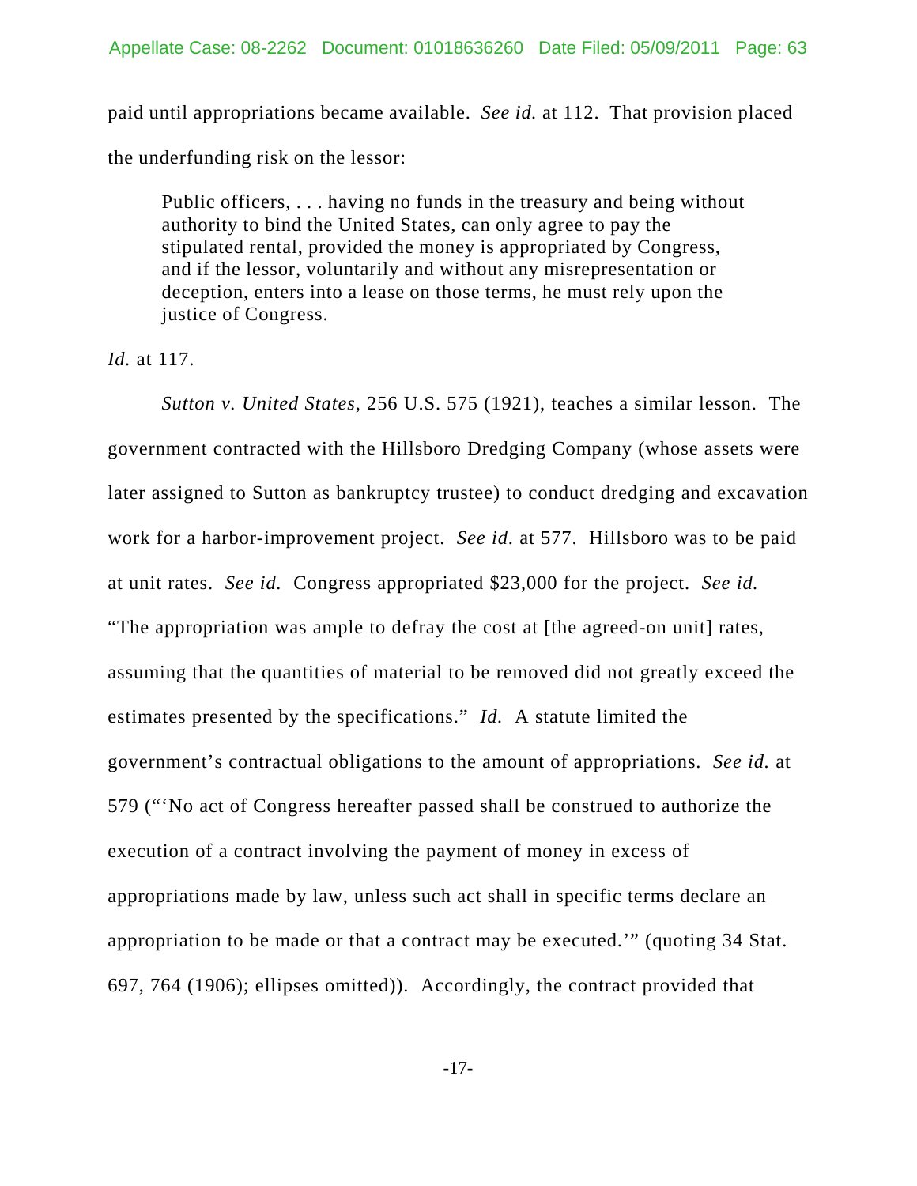paid until appropriations became available. *See id.* at 112. That provision placed the underfunding risk on the lessor:

> Public officers, . . . having no funds in the treasury and being without authority to bind the United States, can only agree to pay the stipulated rental, provided the money is appropriated by Congress, and if the lessor, voluntarily and without any misrepresentation or deception, enters into a lease on those terms, he must rely upon the justice of Congress.

*Id.* at 117.

*Sutton v. United States*, 256 U.S. 575 (1921), teaches a similar lesson. The government contracted with the Hillsboro Dredging Company (whose assets were later assigned to Sutton as bankruptcy trustee) to conduct dredging and excavation work for a harbor-improvement project. *See id*. at 577. Hillsboro was to be paid at unit rates. *See id.* Congress appropriated $23,000 for the project. *See id.* "The appropriation was ample to defray the cost at [the agreed-on unit] rates, assuming that the quantities of material to be removed did not greatly exceed the estimates presented by the specifications." *Id.* A statute limited the government's contractual obligations to the amount of appropriations. *See id.* at 579 ("'No act of Congress hereafter passed shall be construed to authorize the execution of a contract involving the payment of money in excess of appropriations made by law, unless such act shall in specific terms declare an appropriation to be made or that a contract may be executed.'" (quoting 34 Stat. 697, 764 (1906); ellipses omitted)). Accordingly, the contract provided that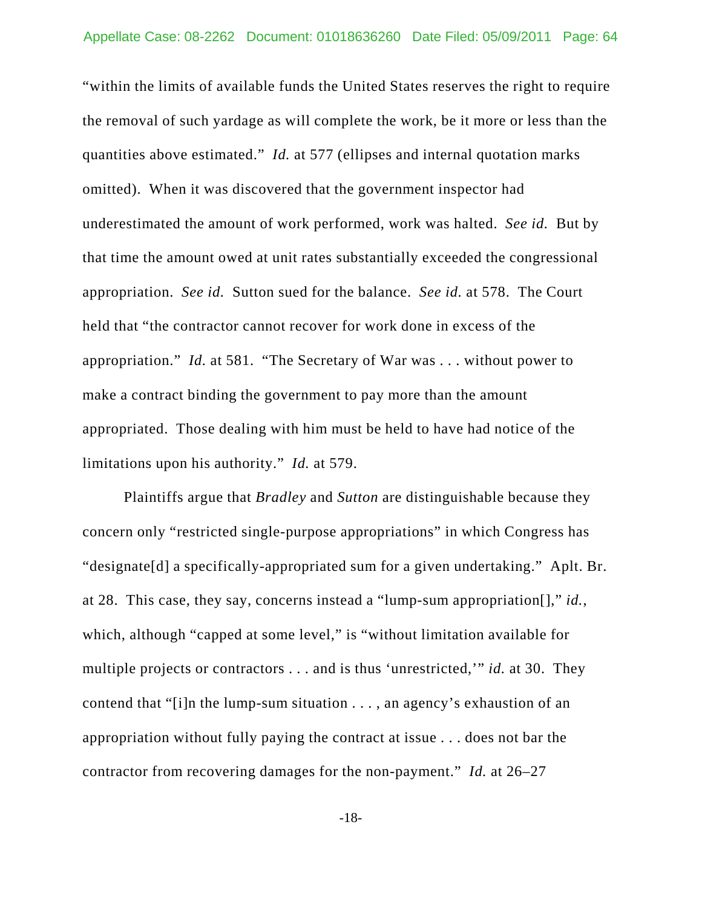"within the limits of available funds the United States reserves the right to require the removal of such yardage as will complete the work, be it more or less than the quantities above estimated." *Id.* at 577 (ellipses and internal quotation marks omitted). When it was discovered that the government inspector had underestimated the amount of work performed, work was halted. *See id.* But by that time the amount owed at unit rates substantially exceeded the congressional appropriation. *See id.* Sutton sued for the balance. *See id.* at 578. The Court held that "the contractor cannot recover for work done in excess of the appropriation." *Id.* at 581. "The Secretary of War was . . . without power to make a contract binding the government to pay more than the amount appropriated. Those dealing with him must be held to have had notice of the limitations upon his authority." *Id.* at 579.

Plaintiffs argue that *Bradley* and *Sutton* are distinguishable because they concern only "restricted single-purpose appropriations" in which Congress has "designate[d] a specifically-appropriated sum for a given undertaking." Aplt. Br. at 28. This case, they say, concerns instead a "lump-sum appropriation[]," *id.*, which, although "capped at some level," is "without limitation available for multiple projects or contractors . . . and is thus 'unrestricted,'" *id.* at 30. They contend that "[i]n the lump-sum situation . . . , an agency's exhaustion of an appropriation without fully paying the contract at issue . . . does not bar the contractor from recovering damages for the non-payment." *Id.* at 26–27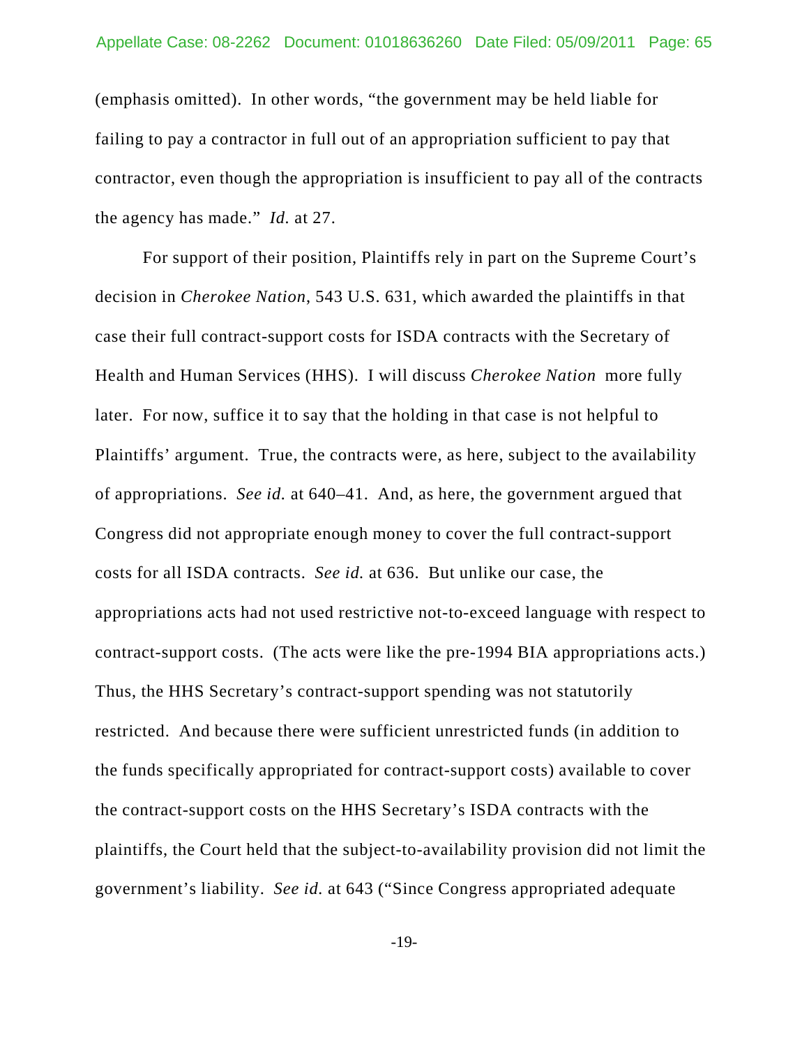(emphasis omitted). In other words, "the government may be held liable for failing to pay a contractor in full out of an appropriation sufficient to pay that contractor, even though the appropriation is insufficient to pay all of the contracts the agency has made." *Id.* at 27.

For support of their position, Plaintiffs rely in part on the Supreme Court's decision in *Cherokee Nation*, 543 U.S. 631, which awarded the plaintiffs in that case their full contract-support costs for ISDA contracts with the Secretary of Health and Human Services (HHS). I will discuss *Cherokee Nation* more fully later. For now, suffice it to say that the holding in that case is not helpful to Plaintiffs' argument. True, the contracts were, as here, subject to the availability of appropriations. *See id.* at 640–41. And, as here, the government argued that Congress did not appropriate enough money to cover the full contract-support costs for all ISDA contracts. *See id.* at 636. But unlike our case, the appropriations acts had not used restrictive not-to-exceed language with respect to contract-support costs. (The acts were like the pre-1994 BIA appropriations acts.) Thus, the HHS Secretary's contract-support spending was not statutorily restricted. And because there were sufficient unrestricted funds (in addition to the funds specifically appropriated for contract-support costs) available to cover the contract-support costs on the HHS Secretary's ISDA contracts with the plaintiffs, the Court held that the subject-to-availability provision did not limit the government's liability. *See id.* at 643 ("Since Congress appropriated adequate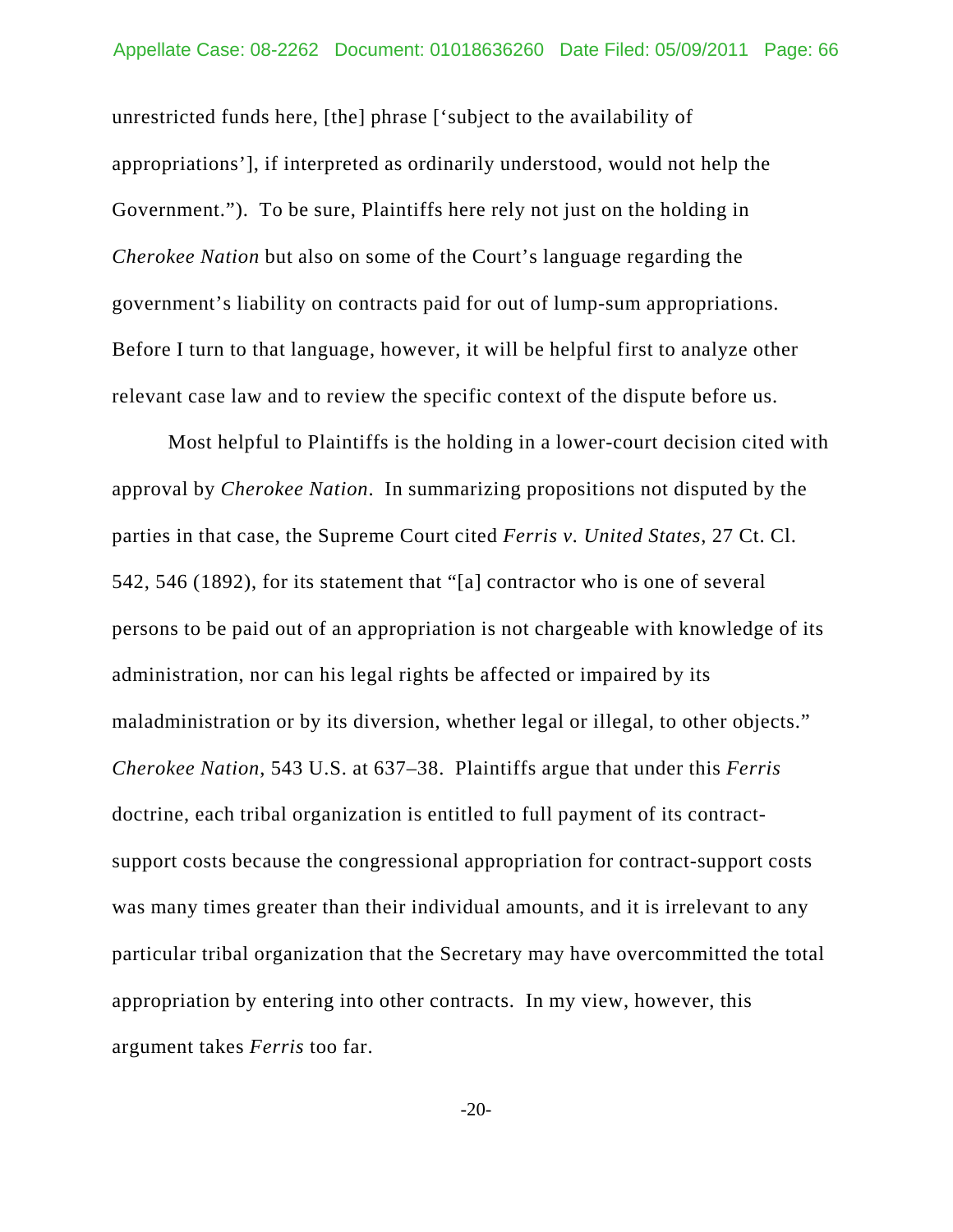unrestricted funds here, [the] phrase ['subject to the availability of appropriations'], if interpreted as ordinarily understood, would not help the Government."). To be sure, Plaintiffs here rely not just on the holding in *Cherokee Nation* but also on some of the Court's language regarding the government's liability on contracts paid for out of lump-sum appropriations. Before I turn to that language, however, it will be helpful first to analyze other relevant case law and to review the specific context of the dispute before us.

Most helpful to Plaintiffs is the holding in a lower-court decision cited with approval by *Cherokee Nation*. In summarizing propositions not disputed by the parties in that case, the Supreme Court cited *Ferris v. United States*, 27 Ct. Cl. 542, 546 (1892), for its statement that "[a] contractor who is one of several persons to be paid out of an appropriation is not chargeable with knowledge of its administration, nor can his legal rights be affected or impaired by its maladministration or by its diversion, whether legal or illegal, to other objects." *Cherokee Nation*, 543 U.S. at 637–38. Plaintiffs argue that under this *Ferris* doctrine, each tribal organization is entitled to full payment of its contract-support costs because the congressional appropriation for contract-support costs was many times greater than their individual amounts, and it is irrelevant to any particular tribal organization that the Secretary may have overcommitted the total appropriation by entering into other contracts. In my view, however, this argument takes *Ferris* too far.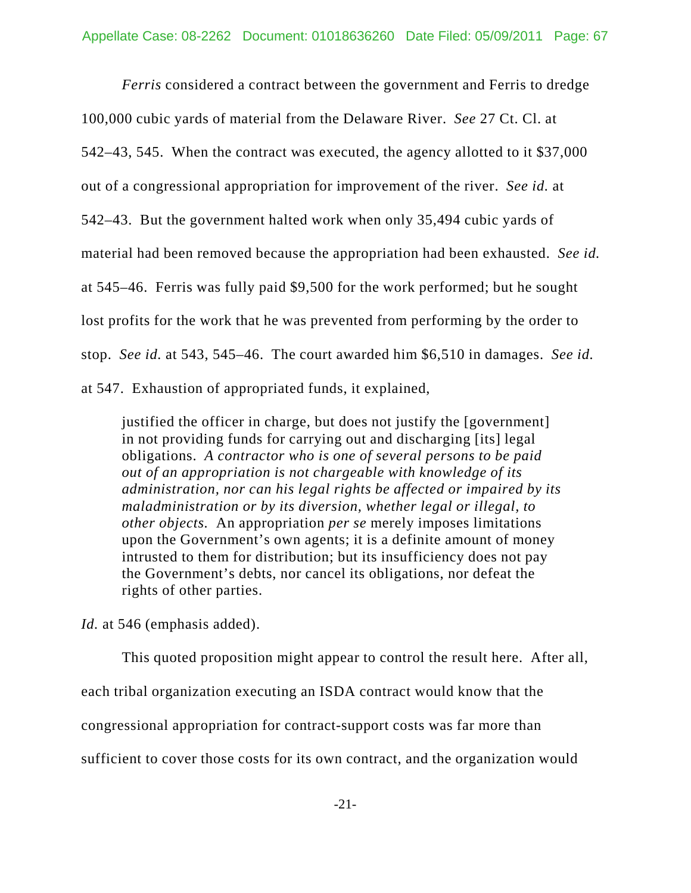*Ferris* considered a contract between the government and Ferris to dredge 100,000 cubic yards of material from the Delaware River. *See* 27 Ct. Cl. at 542–43, 545. When the contract was executed, the agency allotted to it $37,000 out of a congressional appropriation for improvement of the river. *See id.* at 542–43. But the government halted work when only 35,494 cubic yards of material had been removed because the appropriation had been exhausted. *See id.* at 545–46. Ferris was fully paid $9,500 for the work performed; but he sought lost profits for the work that he was prevented from performing by the order to stop. *See id.* at 543, 545–46. The court awarded him $6,510 in damages. *See id.* at 547. Exhaustion of appropriated funds, it explained,

> justified the officer in charge, but does not justify the [government] in not providing funds for carrying out and discharging [its] legal obligations. *A contractor who is one of several persons to be paid out of an appropriation is not chargeable with knowledge of its administration, nor can his legal rights be affected or impaired by its maladministration or by its diversion, whether legal or illegal, to other objects.* An appropriation *per se* merely imposes limitations upon the Government's own agents; it is a definite amount of money intrusted to them for distribution; but its insufficiency does not pay the Government's debts, nor cancel its obligations, nor defeat the rights of other parties.

*Id.* at 546 (emphasis added).

This quoted proposition might appear to control the result here. After all, each tribal organization executing an ISDA contract would know that the congressional appropriation for contract-support costs was far more than sufficient to cover those costs for its own contract, and the organization would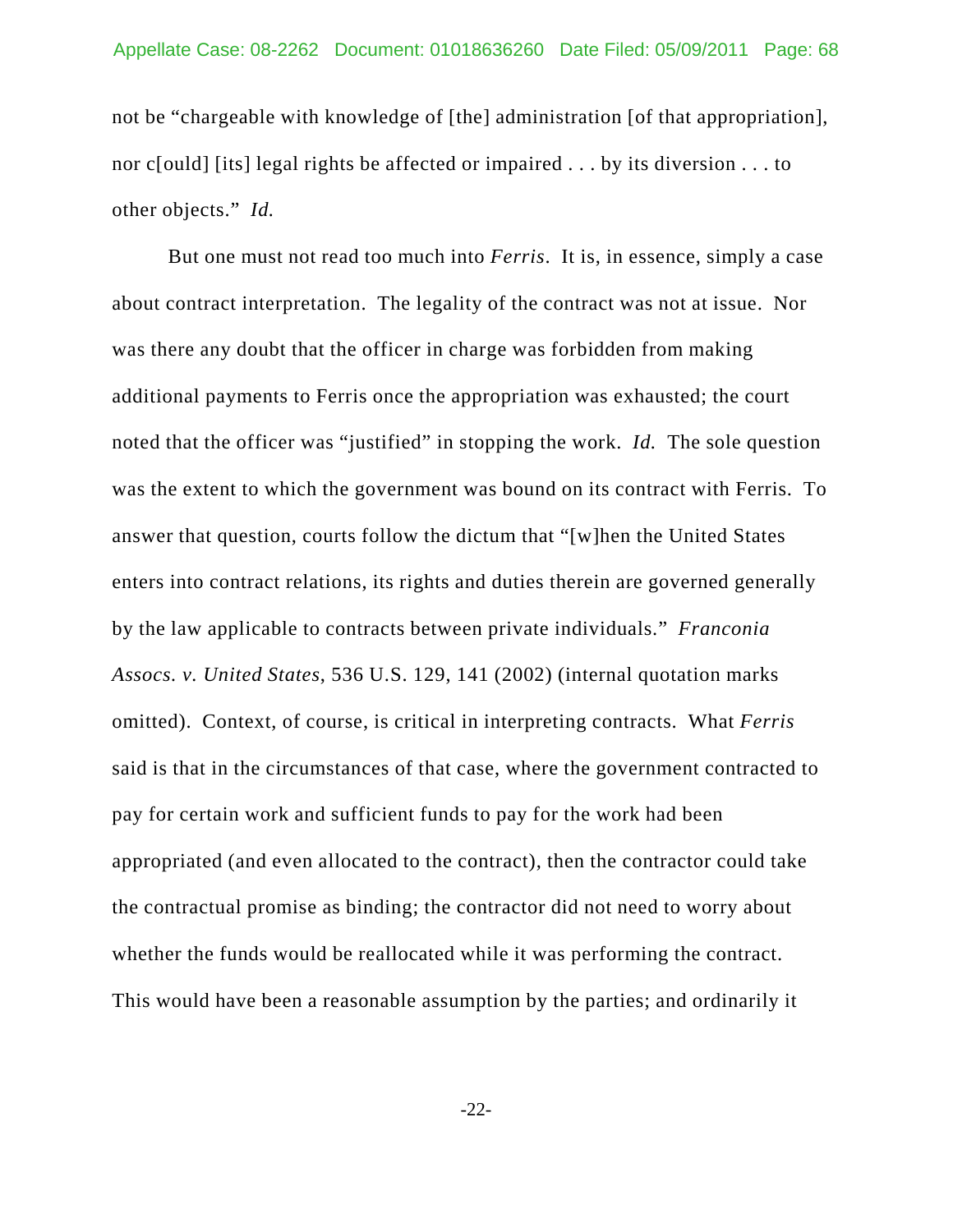not be "chargeable with knowledge of [the] administration [of that appropriation], nor c[ould] [its] legal rights be affected or impaired . . . by its diversion . . . to other objects." *Id.*

But one must not read too much into *Ferris*. It is, in essence, simply a case about contract interpretation. The legality of the contract was not at issue. Nor was there any doubt that the officer in charge was forbidden from making additional payments to Ferris once the appropriation was exhausted; the court noted that the officer was "justified" in stopping the work. *Id.* The sole question was the extent to which the government was bound on its contract with Ferris. To answer that question, courts follow the dictum that "[w]hen the United States enters into contract relations, its rights and duties therein are governed generally by the law applicable to contracts between private individuals." *Franconia Assocs. v. United States*, 536 U.S. 129, 141 (2002) (internal quotation marks omitted). Context, of course, is critical in interpreting contracts. What *Ferris* said is that in the circumstances of that case, where the government contracted to pay for certain work and sufficient funds to pay for the work had been appropriated (and even allocated to the contract), then the contractor could take the contractual promise as binding; the contractor did not need to worry about whether the funds would be reallocated while it was performing the contract. This would have been a reasonable assumption by the parties; and ordinarily it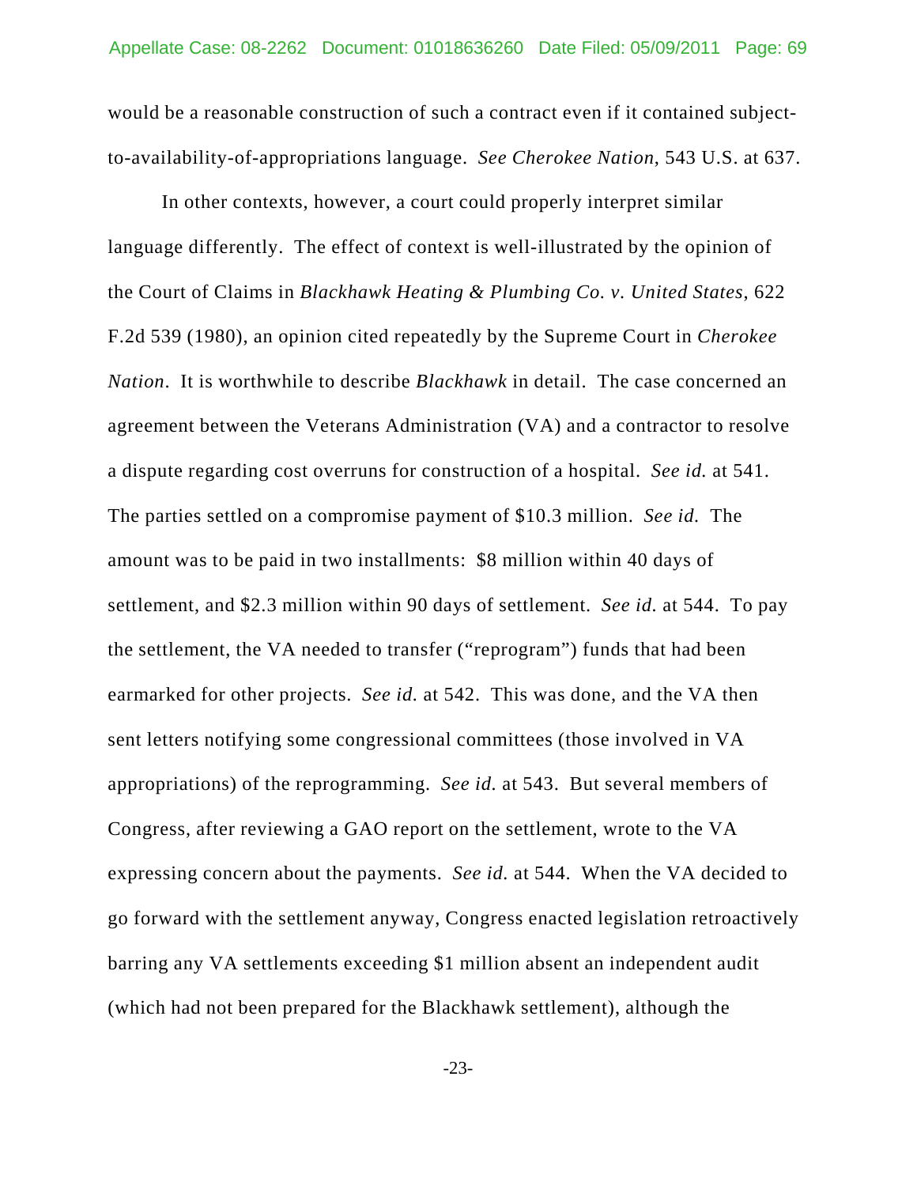would be a reasonable construction of such a contract even if it contained subject-to-availability-of-appropriations language. *See Cherokee Nation*, 543 U.S. at 637.

In other contexts, however, a court could properly interpret similar language differently. The effect of context is well-illustrated by the opinion of the Court of Claims in *Blackhawk Heating & Plumbing Co. v. United States*, 622 F.2d 539 (1980), an opinion cited repeatedly by the Supreme Court in *Cherokee Nation*. It is worthwhile to describe *Blackhawk* in detail. The case concerned an agreement between the Veterans Administration (VA) and a contractor to resolve a dispute regarding cost overruns for construction of a hospital. *See id.* at 541. The parties settled on a compromise payment of $10.3 million. *See id.* The amount was to be paid in two installments: $8 million within 40 days of settlement, and $2.3 million within 90 days of settlement. *See id.* at 544. To pay the settlement, the VA needed to transfer ("reprogram") funds that had been earmarked for other projects. *See id.* at 542. This was done, and the VA then sent letters notifying some congressional committees (those involved in VA appropriations) of the reprogramming. *See id.* at 543. But several members of Congress, after reviewing a GAO report on the settlement, wrote to the VA expressing concern about the payments. *See id.* at 544. When the VA decided to go forward with the settlement anyway, Congress enacted legislation retroactively barring any VA settlements exceeding $1 million absent an independent audit (which had not been prepared for the Blackhawk settlement), although the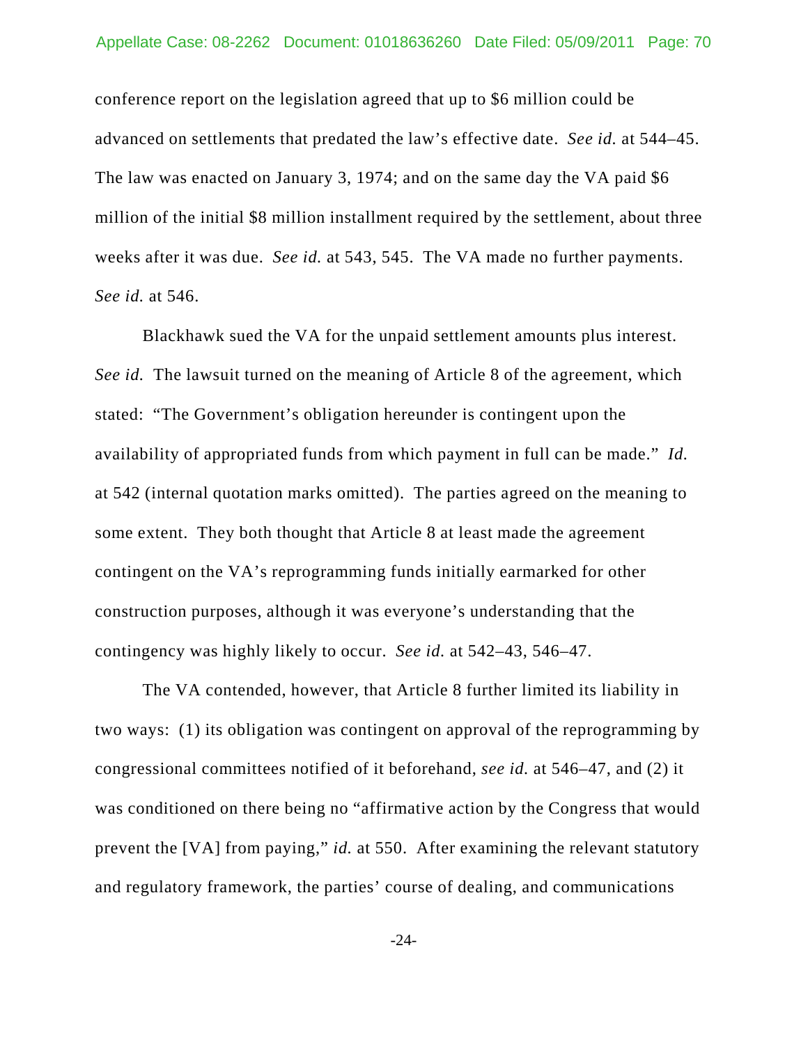conference report on the legislation agreed that up to $6 million could be advanced on settlements that predated the law's effective date. *See id.* at 544–45. The law was enacted on January 3, 1974; and on the same day the VA paid $6 million of the initial $8 million installment required by the settlement, about three weeks after it was due. *See id.* at 543, 545. The VA made no further payments. *See id.* at 546.

Blackhawk sued the VA for the unpaid settlement amounts plus interest. *See id.* The lawsuit turned on the meaning of Article 8 of the agreement, which stated: "The Government's obligation hereunder is contingent upon the availability of appropriated funds from which payment in full can be made." *Id.* at 542 (internal quotation marks omitted). The parties agreed on the meaning to some extent. They both thought that Article 8 at least made the agreement contingent on the VA's reprogramming funds initially earmarked for other construction purposes, although it was everyone's understanding that the contingency was highly likely to occur. *See id.* at 542–43, 546–47.

The VA contended, however, that Article 8 further limited its liability in two ways: (1) its obligation was contingent on approval of the reprogramming by congressional committees notified of it beforehand, *see id.* at 546–47, and (2) it was conditioned on there being no "affirmative action by the Congress that would prevent the [VA] from paying," *id.* at 550. After examining the relevant statutory and regulatory framework, the parties' course of dealing, and communications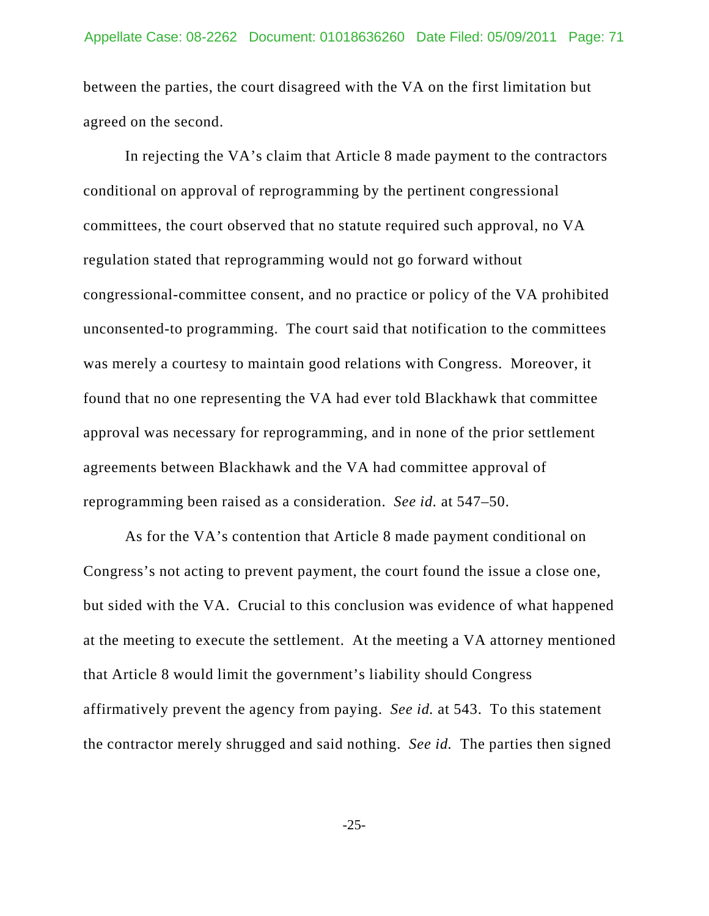between the parties, the court disagreed with the VA on the first limitation but agreed on the second.

In rejecting the VA's claim that Article 8 made payment to the contractors conditional on approval of reprogramming by the pertinent congressional committees, the court observed that no statute required such approval, no VA regulation stated that reprogramming would not go forward without congressional-committee consent, and no practice or policy of the VA prohibited unconsented-to programming. The court said that notification to the committees was merely a courtesy to maintain good relations with Congress. Moreover, it found that no one representing the VA had ever told Blackhawk that committee approval was necessary for reprogramming, and in none of the prior settlement agreements between Blackhawk and the VA had committee approval of reprogramming been raised as a consideration. *See id.* at 547–50.

As for the VA's contention that Article 8 made payment conditional on Congress's not acting to prevent payment, the court found the issue a close one, but sided with the VA. Crucial to this conclusion was evidence of what happened at the meeting to execute the settlement. At the meeting a VA attorney mentioned that Article 8 would limit the government's liability should Congress affirmatively prevent the agency from paying. *See id.* at 543. To this statement the contractor merely shrugged and said nothing. *See id.* The parties then signed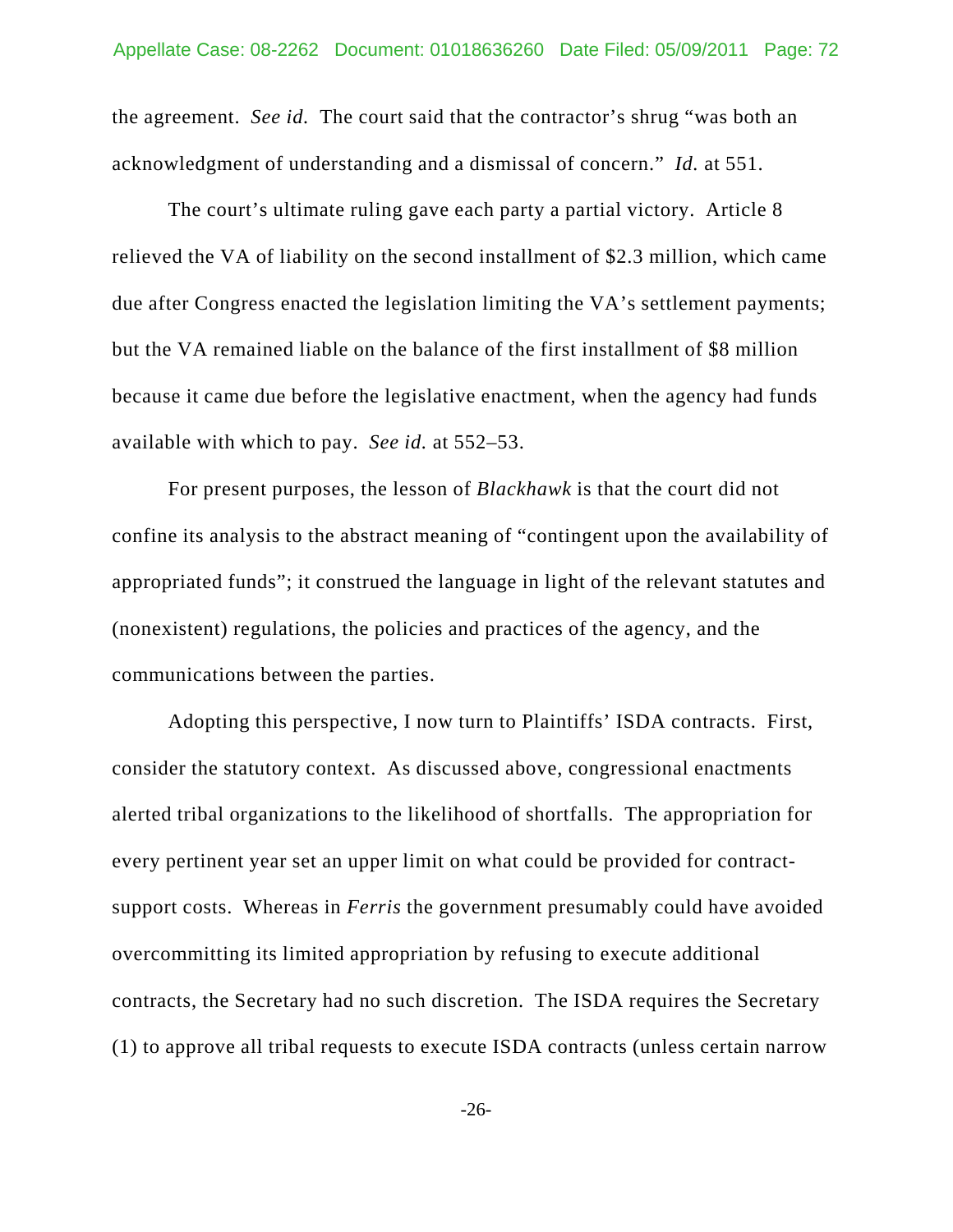the agreement. *See id.* The court said that the contractor's shrug "was both an acknowledgment of understanding and a dismissal of concern." *Id.* at 551.

The court's ultimate ruling gave each party a partial victory. Article 8 relieved the VA of liability on the second installment of $2.3 million, which came due after Congress enacted the legislation limiting the VA's settlement payments; but the VA remained liable on the balance of the first installment of $8 million because it came due before the legislative enactment, when the agency had funds available with which to pay. *See id.* at 552–53.

For present purposes, the lesson of *Blackhawk* is that the court did not confine its analysis to the abstract meaning of "contingent upon the availability of appropriated funds"; it construed the language in light of the relevant statutes and (nonexistent) regulations, the policies and practices of the agency, and the communications between the parties.

Adopting this perspective, I now turn to Plaintiffs' ISDA contracts. First, consider the statutory context. As discussed above, congressional enactments alerted tribal organizations to the likelihood of shortfalls. The appropriation for every pertinent year set an upper limit on what could be provided for contract-support costs. Whereas in *Ferris* the government presumably could have avoided overcommitting its limited appropriation by refusing to execute additional contracts, the Secretary had no such discretion. The ISDA requires the Secretary (1) to approve all tribal requests to execute ISDA contracts (unless certain narrow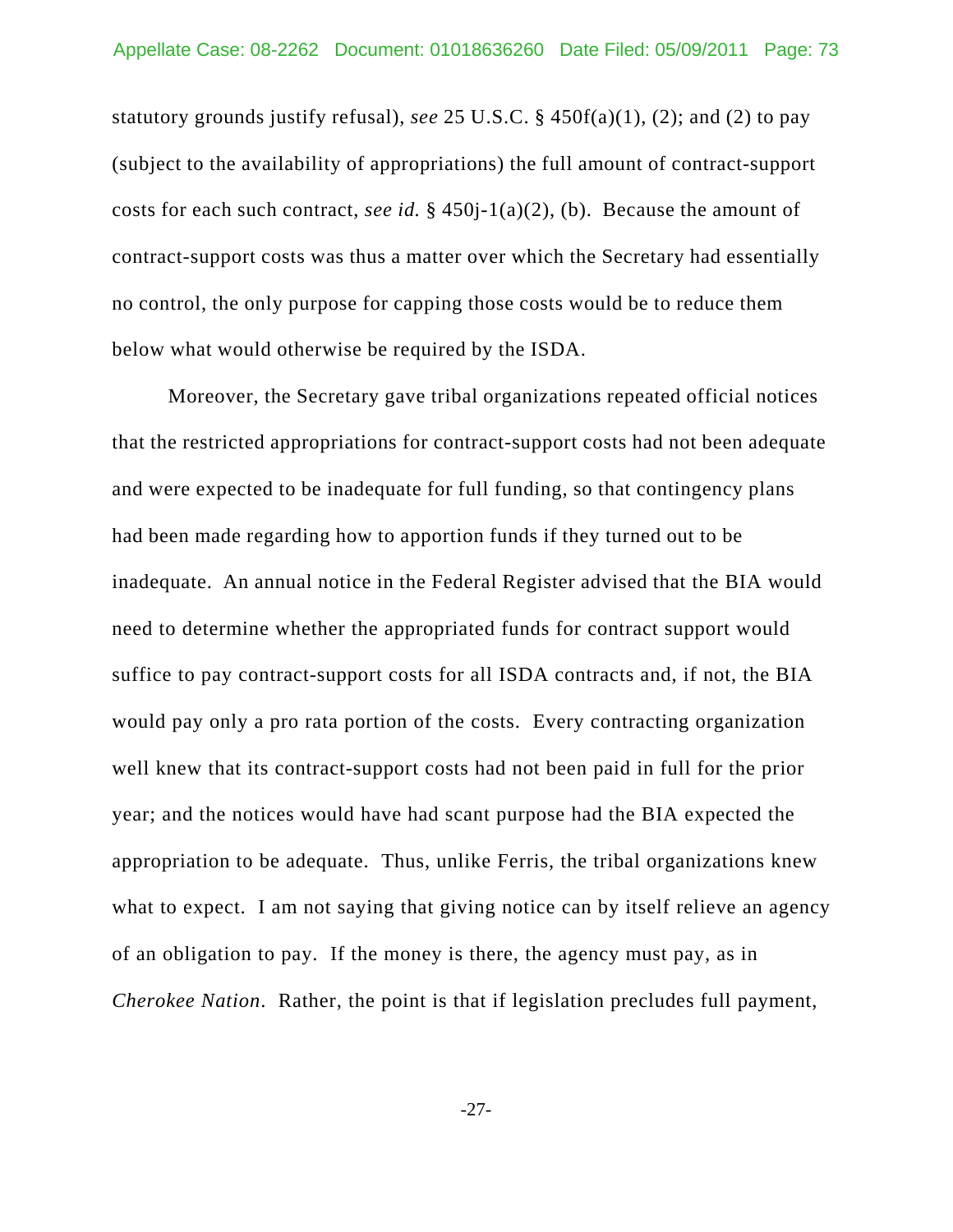statutory grounds justify refusal), *see* 25 U.S.C. § 450f(a)(1), (2); and (2) to pay (subject to the availability of appropriations) the full amount of contract-support costs for each such contract, *see id.* § 450j-1(a)(2), (b). Because the amount of contract-support costs was thus a matter over which the Secretary had essentially no control, the only purpose for capping those costs would be to reduce them below what would otherwise be required by the ISDA.

Moreover, the Secretary gave tribal organizations repeated official notices that the restricted appropriations for contract-support costs had not been adequate and were expected to be inadequate for full funding, so that contingency plans had been made regarding how to apportion funds if they turned out to be inadequate. An annual notice in the Federal Register advised that the BIA would need to determine whether the appropriated funds for contract support would suffice to pay contract-support costs for all ISDA contracts and, if not, the BIA would pay only a pro rata portion of the costs. Every contracting organization well knew that its contract-support costs had not been paid in full for the prior year; and the notices would have had scant purpose had the BIA expected the appropriation to be adequate. Thus, unlike Ferris, the tribal organizations knew what to expect. I am not saying that giving notice can by itself relieve an agency of an obligation to pay. If the money is there, the agency must pay, as in *Cherokee Nation*. Rather, the point is that if legislation precludes full payment,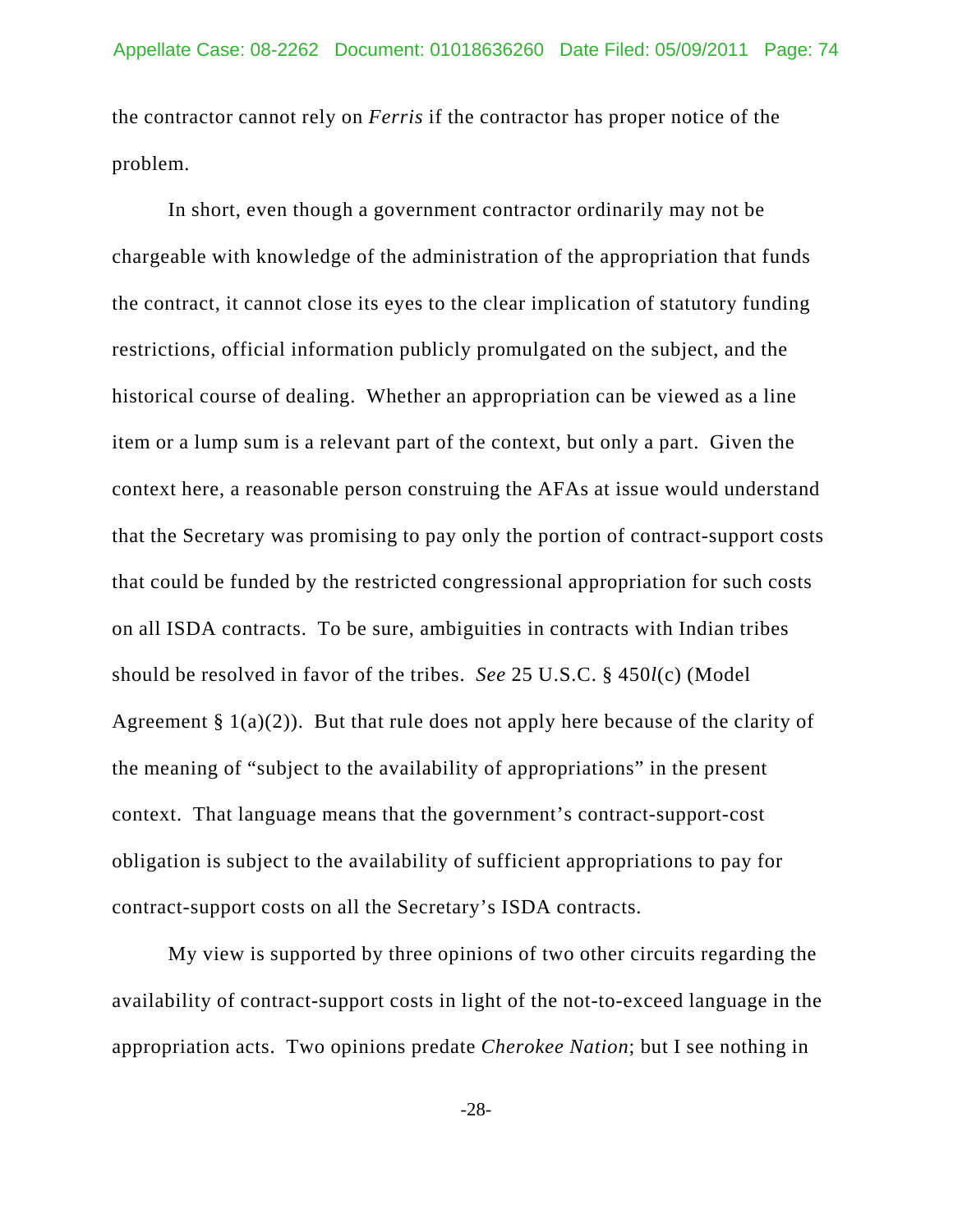the contractor cannot rely on *Ferris* if the contractor has proper notice of the problem.

In short, even though a government contractor ordinarily may not be chargeable with knowledge of the administration of the appropriation that funds the contract, it cannot close its eyes to the clear implication of statutory funding restrictions, official information publicly promulgated on the subject, and the historical course of dealing. Whether an appropriation can be viewed as a line item or a lump sum is a relevant part of the context, but only a part. Given the context here, a reasonable person construing the AFAs at issue would understand that the Secretary was promising to pay only the portion of contract-support costs that could be funded by the restricted congressional appropriation for such costs on all ISDA contracts. To be sure, ambiguities in contracts with Indian tribes should be resolved in favor of the tribes. *See* 25 U.S.C. § 450*l*(c) (Model Agreement § 1(a)(2)). But that rule does not apply here because of the clarity of the meaning of "subject to the availability of appropriations" in the present context. That language means that the government's contract-support-cost obligation is subject to the availability of sufficient appropriations to pay for contract-support costs on all the Secretary's ISDA contracts.

My view is supported by three opinions of two other circuits regarding the availability of contract-support costs in light of the not-to-exceed language in the appropriation acts. Two opinions predate *Cherokee Nation*; but I see nothing in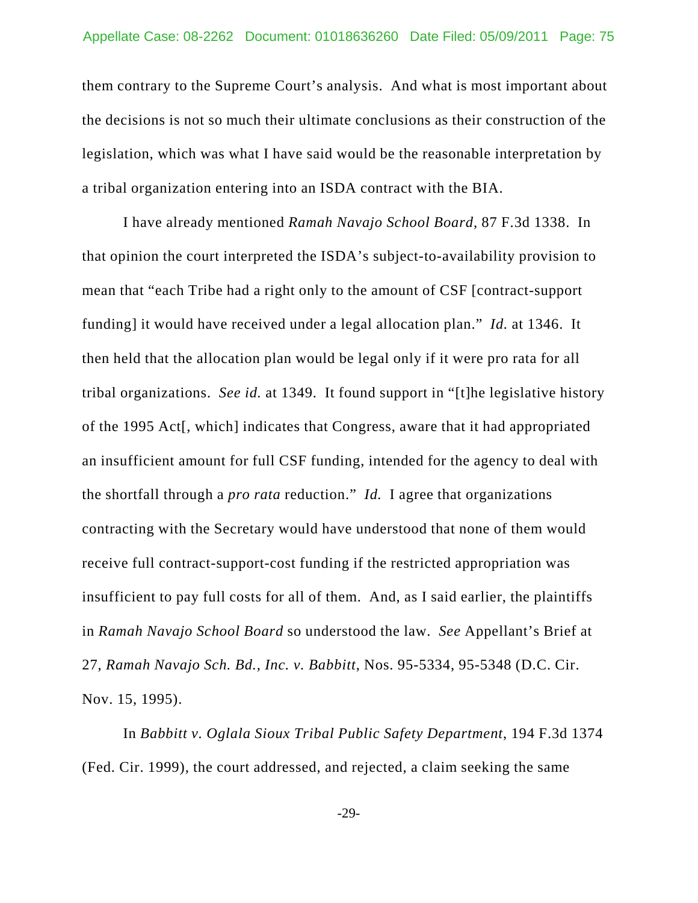them contrary to the Supreme Court's analysis. And what is most important about the decisions is not so much their ultimate conclusions as their construction of the legislation, which was what I have said would be the reasonable interpretation by a tribal organization entering into an ISDA contract with the BIA.

I have already mentioned *Ramah Navajo School Board*, 87 F.3d 1338. In that opinion the court interpreted the ISDA's subject-to-availability provision to mean that "each Tribe had a right only to the amount of CSF [contract-support funding] it would have received under a legal allocation plan." *Id.* at 1346. It then held that the allocation plan would be legal only if it were pro rata for all tribal organizations. *See id.* at 1349. It found support in "[t]he legislative history of the 1995 Act[, which] indicates that Congress, aware that it had appropriated an insufficient amount for full CSF funding, intended for the agency to deal with the shortfall through a *pro rata* reduction." *Id.* I agree that organizations contracting with the Secretary would have understood that none of them would receive full contract-support-cost funding if the restricted appropriation was insufficient to pay full costs for all of them. And, as I said earlier, the plaintiffs in *Ramah Navajo School Board* so understood the law. *See* Appellant's Brief at 27, *Ramah Navajo Sch. Bd., Inc. v. Babbitt*, Nos. 95-5334, 95-5348 (D.C. Cir. Nov. 15, 1995).

In *Babbitt v. Oglala Sioux Tribal Public Safety Department*, 194 F.3d 1374 (Fed. Cir. 1999), the court addressed, and rejected, a claim seeking the same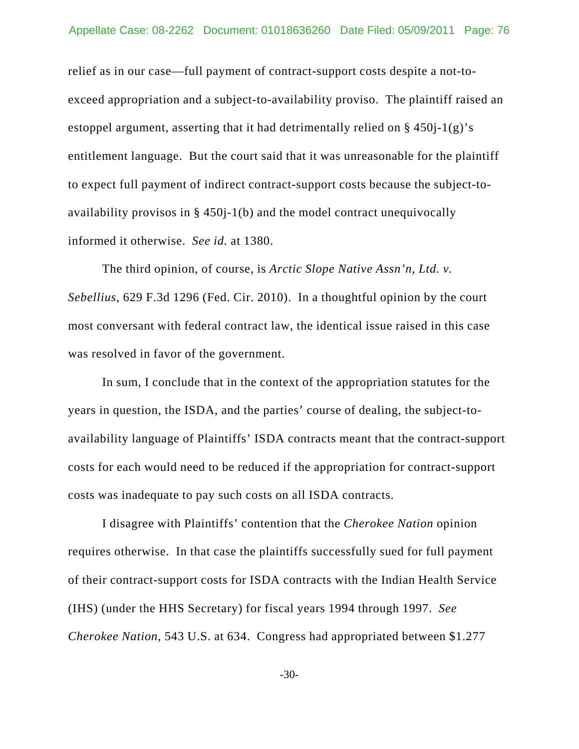relief as in our case—full payment of contract-support costs despite a not-to-exceed appropriation and a subject-to-availability proviso. The plaintiff raised an estoppel argument, asserting that it had detrimentally relied on § 450j-1(g)'s entitlement language. But the court said that it was unreasonable for the plaintiff to expect full payment of indirect contract-support costs because the subject-to-availability provisos in § 450j-1(b) and the model contract unequivocally informed it otherwise. *See id.* at 1380.

The third opinion, of course, is *Arctic Slope Native Assn'n, Ltd. v. Sebellius*, 629 F.3d 1296 (Fed. Cir. 2010). In a thoughtful opinion by the court most conversant with federal contract law, the identical issue raised in this case was resolved in favor of the government.

In sum, I conclude that in the context of the appropriation statutes for the years in question, the ISDA, and the parties' course of dealing, the subject-to-availability language of Plaintiffs' ISDA contracts meant that the contract-support costs for each would need to be reduced if the appropriation for contract-support costs was inadequate to pay such costs on all ISDA contracts.

I disagree with Plaintiffs' contention that the *Cherokee Nation* opinion requires otherwise. In that case the plaintiffs successfully sued for full payment of their contract-support costs for ISDA contracts with the Indian Health Service (IHS) (under the HHS Secretary) for fiscal years 1994 through 1997. *See Cherokee Nation*, 543 U.S. at 634. Congress had appropriated between $1.277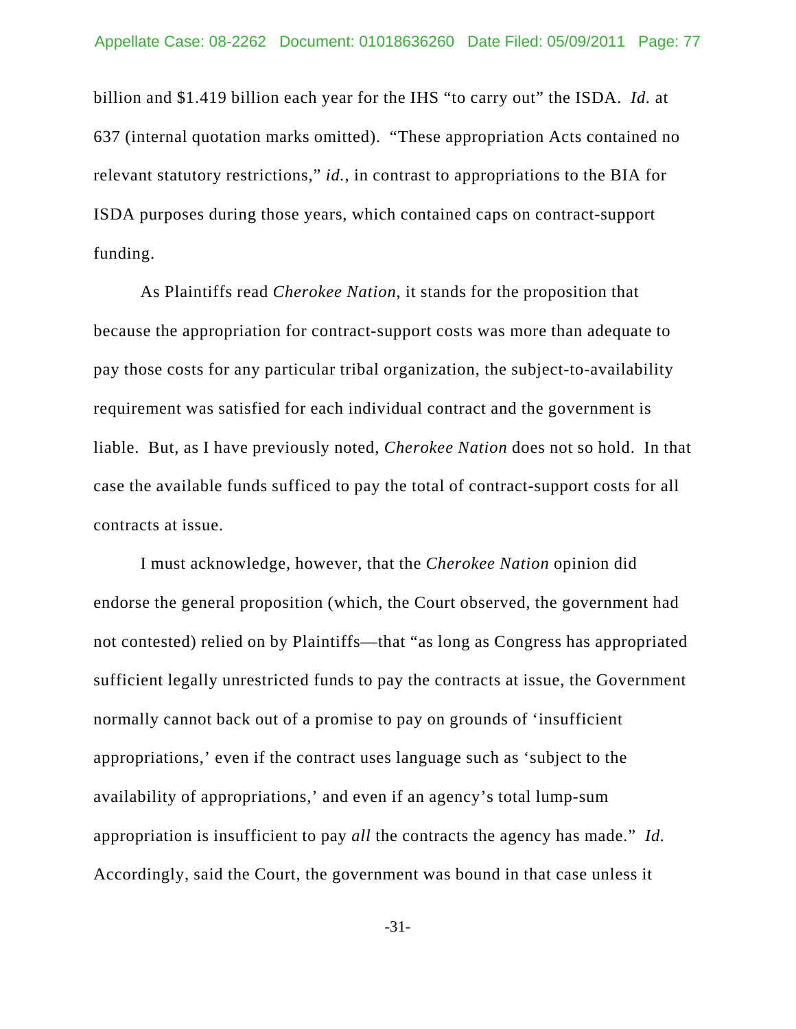billion and $1.419 billion each year for the IHS "to carry out" the ISDA. *Id.* at 637 (internal quotation marks omitted). "These appropriation Acts contained no relevant statutory restrictions," *id.*, in contrast to appropriations to the BIA for ISDA purposes during those years, which contained caps on contract-support funding.

As Plaintiffs read *Cherokee Nation*, it stands for the proposition that because the appropriation for contract-support costs was more than adequate to pay those costs for any particular tribal organization, the subject-to-availability requirement was satisfied for each individual contract and the government is liable. But, as I have previously noted, *Cherokee Nation* does not so hold. In that case the available funds sufficed to pay the total of contract-support costs for all contracts at issue.

I must acknowledge, however, that the *Cherokee Nation* opinion did endorse the general proposition (which, the Court observed, the government had not contested) relied on by Plaintiffs—that "as long as Congress has appropriated sufficient legally unrestricted funds to pay the contracts at issue, the Government normally cannot back out of a promise to pay on grounds of 'insufficient appropriations,' even if the contract uses language such as 'subject to the availability of appropriations,' and even if an agency's total lump-sum appropriation is insufficient to pay *all* the contracts the agency has made." *Id.* Accordingly, said the Court, the government was bound in that case unless it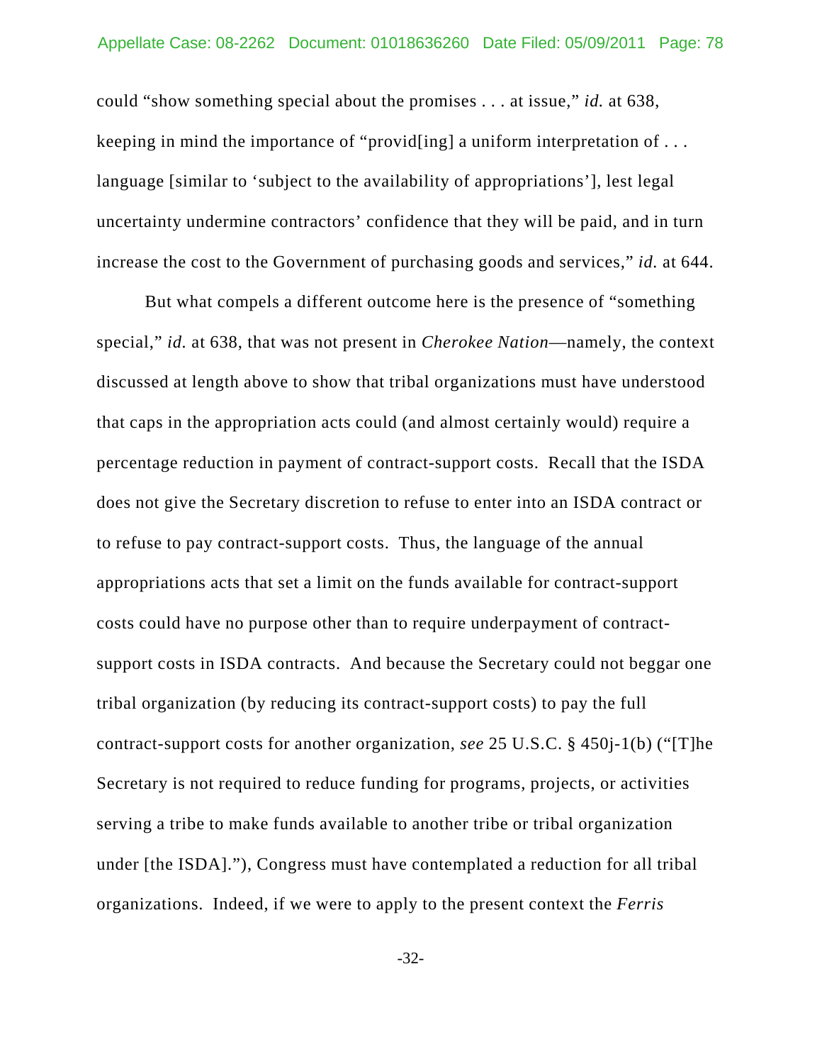could "show something special about the promises . . . at issue," *id.* at 638, keeping in mind the importance of "provid[ing] a uniform interpretation of . . . language [similar to 'subject to the availability of appropriations'], lest legal uncertainty undermine contractors' confidence that they will be paid, and in turn increase the cost to the Government of purchasing goods and services," *id.* at 644.

But what compels a different outcome here is the presence of "something special," *id.* at 638, that was not present in *Cherokee Nation*—namely, the context discussed at length above to show that tribal organizations must have understood that caps in the appropriation acts could (and almost certainly would) require a percentage reduction in payment of contract-support costs. Recall that the ISDA does not give the Secretary discretion to refuse to enter into an ISDA contract or to refuse to pay contract-support costs. Thus, the language of the annual appropriations acts that set a limit on the funds available for contract-support costs could have no purpose other than to require underpayment of contract-support costs in ISDA contracts. And because the Secretary could not beggar one tribal organization (by reducing its contract-support costs) to pay the full contract-support costs for another organization, *see* 25 U.S.C. § 450j-1(b) ("[T]he Secretary is not required to reduce funding for programs, projects, or activities serving a tribe to make funds available to another tribe or tribal organization under [the ISDA]."), Congress must have contemplated a reduction for all tribal organizations. Indeed, if we were to apply to the present context the *Ferris*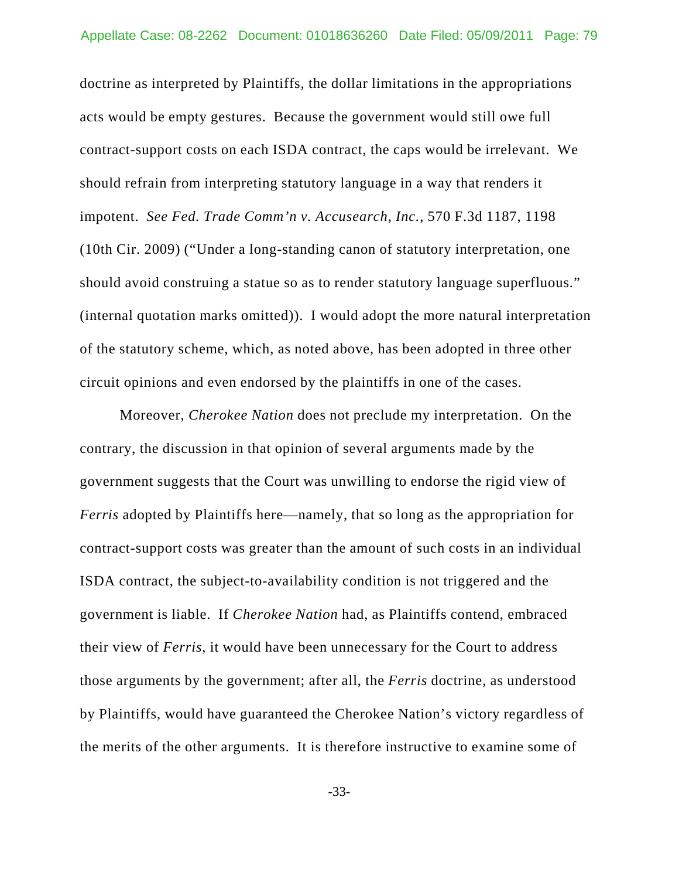doctrine as interpreted by Plaintiffs, the dollar limitations in the appropriations acts would be empty gestures. Because the government would still owe full contract-support costs on each ISDA contract, the caps would be irrelevant. We should refrain from interpreting statutory language in a way that renders it impotent. *See Fed. Trade Comm'n v. Accusearch, Inc.*, 570 F.3d 1187, 1198 (10th Cir. 2009) ("Under a long-standing canon of statutory interpretation, one should avoid construing a statue so as to render statutory language superfluous." (internal quotation marks omitted)). I would adopt the more natural interpretation of the statutory scheme, which, as noted above, has been adopted in three other circuit opinions and even endorsed by the plaintiffs in one of the cases.

Moreover, *Cherokee Nation* does not preclude my interpretation. On the contrary, the discussion in that opinion of several arguments made by the government suggests that the Court was unwilling to endorse the rigid view of *Ferris* adopted by Plaintiffs here—namely, that so long as the appropriation for contract-support costs was greater than the amount of such costs in an individual ISDA contract, the subject-to-availability condition is not triggered and the government is liable. If *Cherokee Nation* had, as Plaintiffs contend, embraced their view of *Ferris*, it would have been unnecessary for the Court to address those arguments by the government; after all, the *Ferris* doctrine, as understood by Plaintiffs, would have guaranteed the Cherokee Nation's victory regardless of the merits of the other arguments. It is therefore instructive to examine some of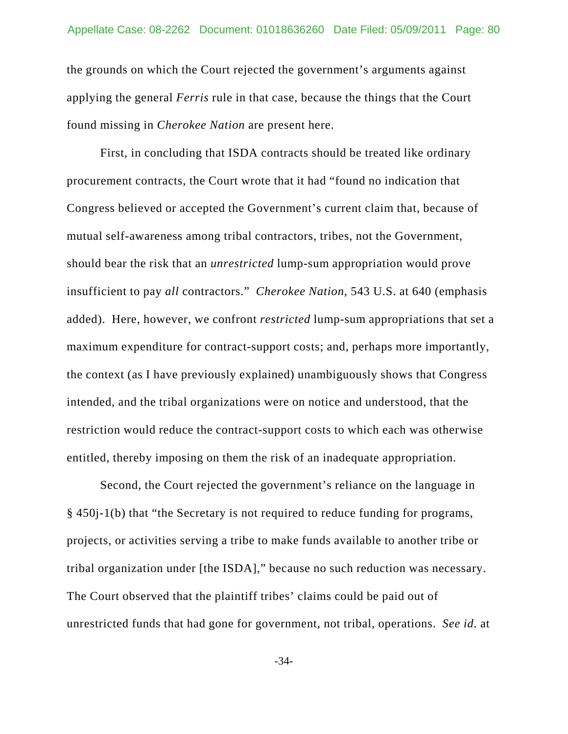the grounds on which the Court rejected the government's arguments against applying the general *Ferris* rule in that case, because the things that the Court found missing in *Cherokee Nation* are present here.

First, in concluding that ISDA contracts should be treated like ordinary procurement contracts, the Court wrote that it had "found no indication that Congress believed or accepted the Government's current claim that, because of mutual self-awareness among tribal contractors, tribes, not the Government, should bear the risk that an *unrestricted* lump-sum appropriation would prove insufficient to pay *all* contractors." *Cherokee Nation*, 543 U.S. at 640 (emphasis added). Here, however, we confront *restricted* lump-sum appropriations that set a maximum expenditure for contract-support costs; and, perhaps more importantly, the context (as I have previously explained) unambiguously shows that Congress intended, and the tribal organizations were on notice and understood, that the restriction would reduce the contract-support costs to which each was otherwise entitled, thereby imposing on them the risk of an inadequate appropriation.

Second, the Court rejected the government's reliance on the language in § 450j-1(b) that "the Secretary is not required to reduce funding for programs, projects, or activities serving a tribe to make funds available to another tribe or tribal organization under [the ISDA]," because no such reduction was necessary. The Court observed that the plaintiff tribes' claims could be paid out of unrestricted funds that had gone for government, not tribal, operations. *See id.* at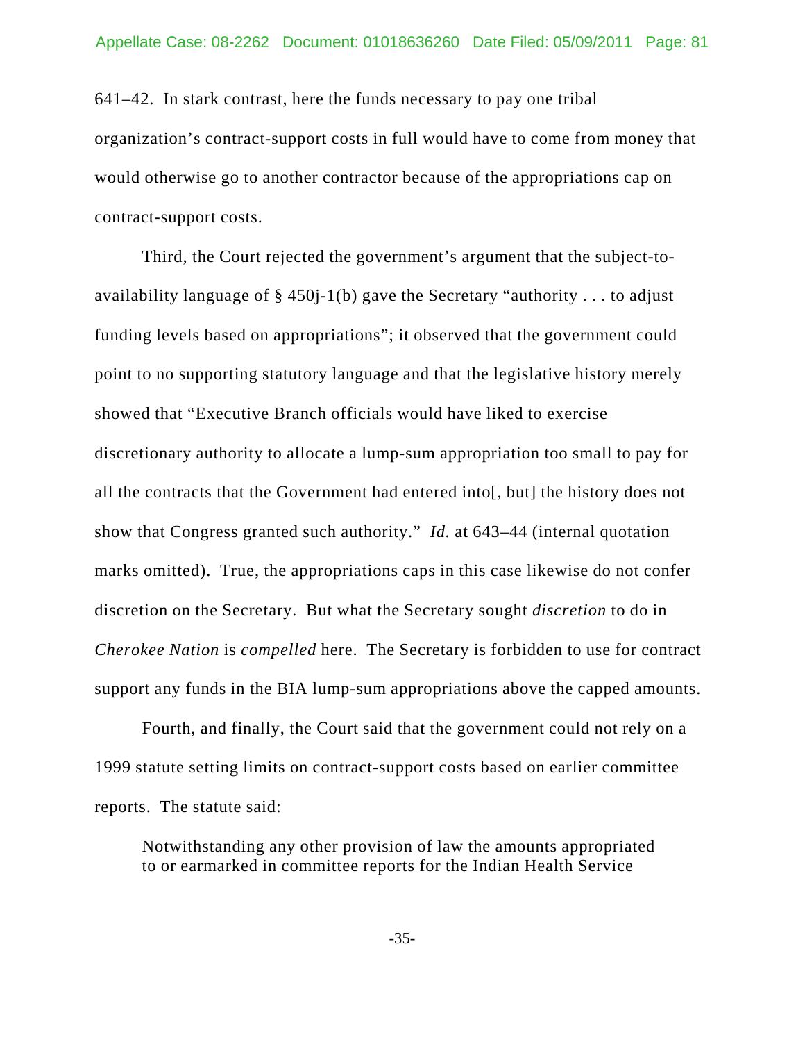641–42. In stark contrast, here the funds necessary to pay one tribal organization's contract-support costs in full would have to come from money that would otherwise go to another contractor because of the appropriations cap on contract-support costs.

Third, the Court rejected the government's argument that the subject-to-availability language of § 450j-1(b) gave the Secretary "authority . . . to adjust funding levels based on appropriations"; it observed that the government could point to no supporting statutory language and that the legislative history merely showed that "Executive Branch officials would have liked to exercise discretionary authority to allocate a lump-sum appropriation too small to pay for all the contracts that the Government had entered into[, but] the history does not show that Congress granted such authority." *Id.* at 643–44 (internal quotation marks omitted). True, the appropriations caps in this case likewise do not confer discretion on the Secretary. But what the Secretary sought *discretion* to do in *Cherokee Nation* is *compelled* here. The Secretary is forbidden to use for contract support any funds in the BIA lump-sum appropriations above the capped amounts.

Fourth, and finally, the Court said that the government could not rely on a 1999 statute setting limits on contract-support costs based on earlier committee reports. The statute said:

> Notwithstanding any other provision of law the amounts appropriated to or earmarked in committee reports for the Indian Health Service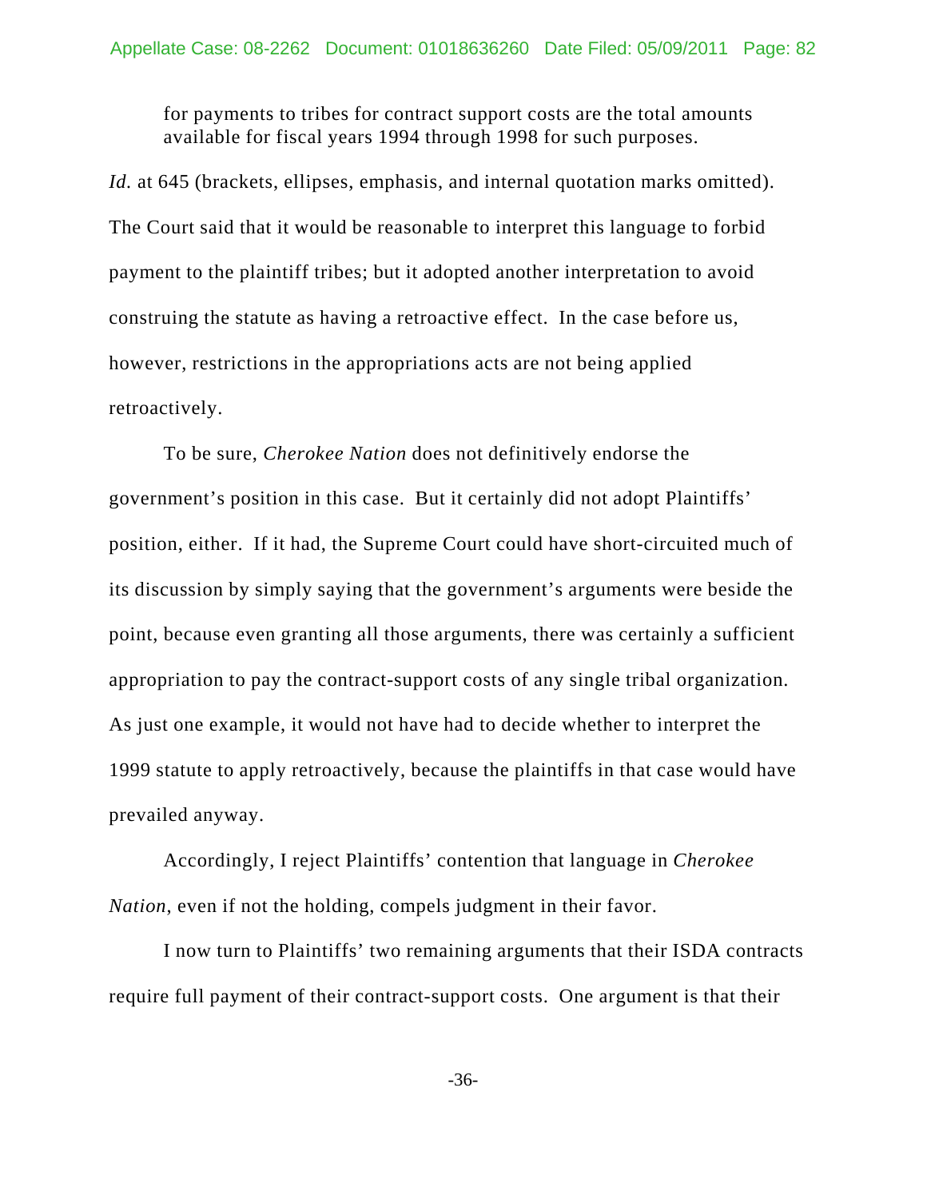> for payments to tribes for contract support costs are the total amounts available for fiscal years 1994 through 1998 for such purposes.

*Id.* at 645 (brackets, ellipses, emphasis, and internal quotation marks omitted). The Court said that it would be reasonable to interpret this language to forbid payment to the plaintiff tribes; but it adopted another interpretation to avoid construing the statute as having a retroactive effect. In the case before us, however, restrictions in the appropriations acts are not being applied retroactively.

To be sure, *Cherokee Nation* does not definitively endorse the government's position in this case. But it certainly did not adopt Plaintiffs' position, either. If it had, the Supreme Court could have short-circuited much of its discussion by simply saying that the government's arguments were beside the point, because even granting all those arguments, there was certainly a sufficient appropriation to pay the contract-support costs of any single tribal organization. As just one example, it would not have had to decide whether to interpret the 1999 statute to apply retroactively, because the plaintiffs in that case would have prevailed anyway.

Accordingly, I reject Plaintiffs' contention that language in *Cherokee Nation*, even if not the holding, compels judgment in their favor.

I now turn to Plaintiffs' two remaining arguments that their ISDA contracts require full payment of their contract-support costs. One argument is that their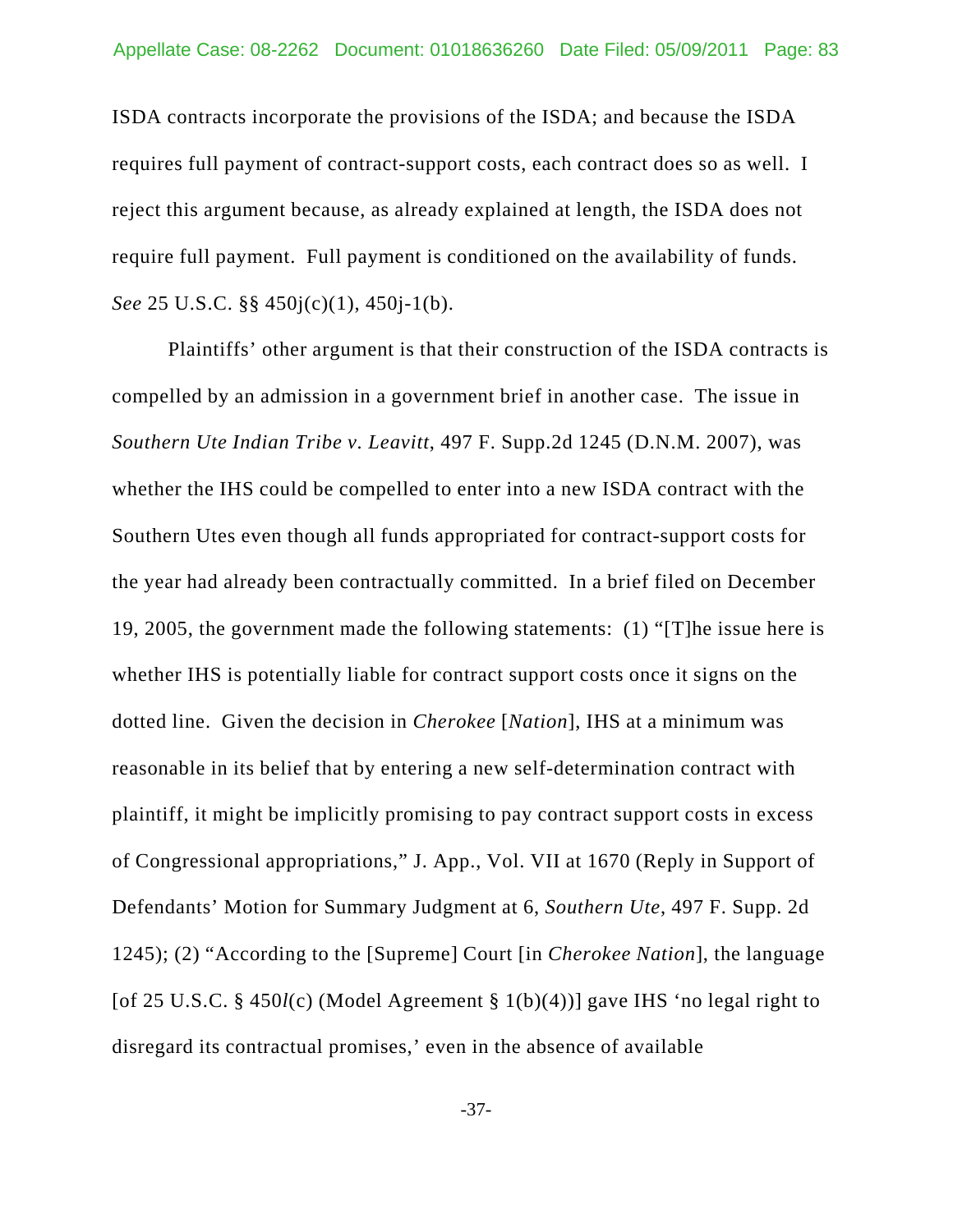ISDA contracts incorporate the provisions of the ISDA; and because the ISDA requires full payment of contract-support costs, each contract does so as well. I reject this argument because, as already explained at length, the ISDA does not require full payment. Full payment is conditioned on the availability of funds. *See* 25 U.S.C. §§ 450j(c)(1), 450j-1(b).

Plaintiffs' other argument is that their construction of the ISDA contracts is compelled by an admission in a government brief in another case. The issue in *Southern Ute Indian Tribe v. Leavitt*, 497 F. Supp.2d 1245 (D.N.M. 2007), was whether the IHS could be compelled to enter into a new ISDA contract with the Southern Utes even though all funds appropriated for contract-support costs for the year had already been contractually committed. In a brief filed on December 19, 2005, the government made the following statements: (1) "[T]he issue here is whether IHS is potentially liable for contract support costs once it signs on the dotted line. Given the decision in *Cherokee* [*Nation*], IHS at a minimum was reasonable in its belief that by entering a new self-determination contract with plaintiff, it might be implicitly promising to pay contract support costs in excess of Congressional appropriations," J. App., Vol. VII at 1670 (Reply in Support of Defendants' Motion for Summary Judgment at 6, *Southern Ute*, 497 F. Supp. 2d 1245); (2) "According to the [Supreme] Court [in *Cherokee Nation*], the language [of 25 U.S.C. § 450*l*(c) (Model Agreement § 1(b)(4))] gave IHS 'no legal right to disregard its contractual promises,' even in the absence of available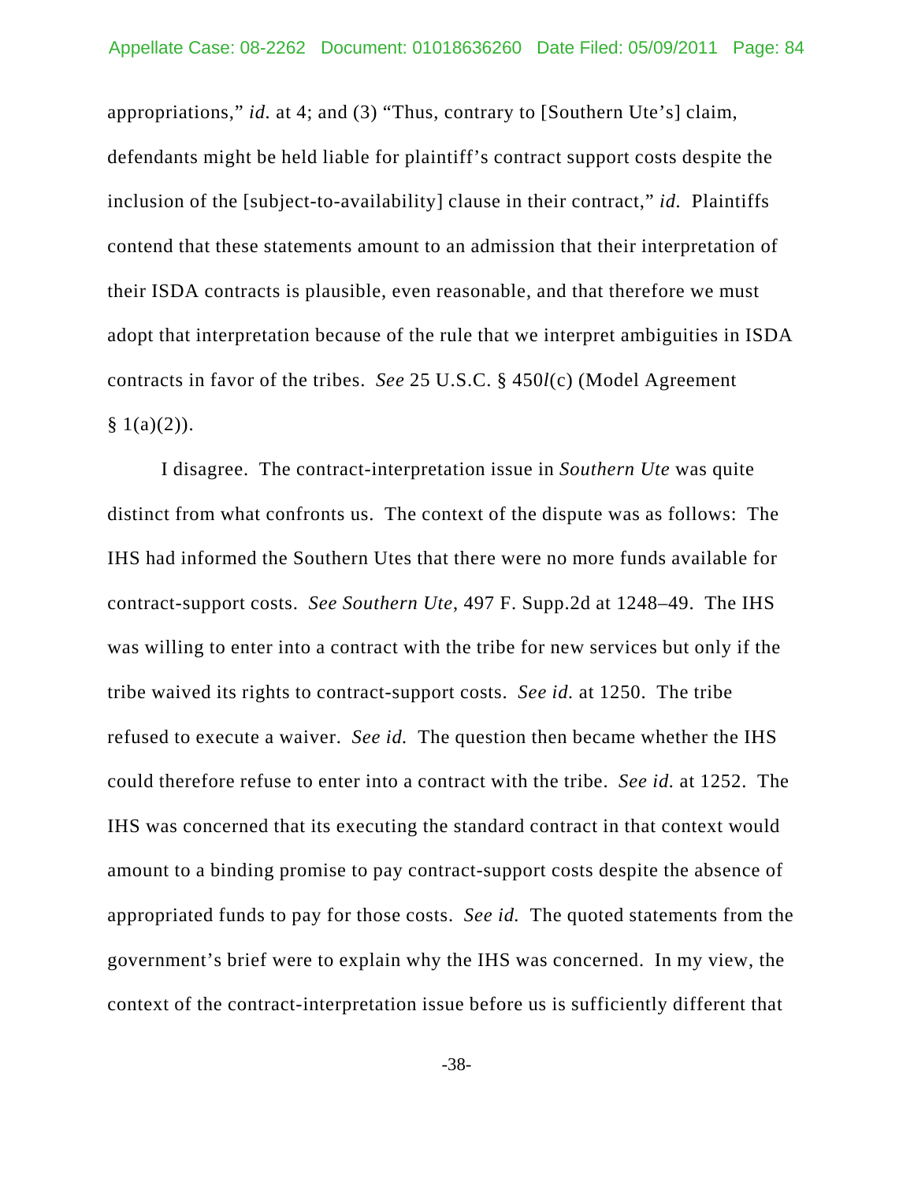appropriations," *id.* at 4; and (3) "Thus, contrary to [Southern Ute's] claim, defendants might be held liable for plaintiff's contract support costs despite the inclusion of the [subject-to-availability] clause in their contract," *id.* Plaintiffs contend that these statements amount to an admission that their interpretation of their ISDA contracts is plausible, even reasonable, and that therefore we must adopt that interpretation because of the rule that we interpret ambiguities in ISDA contracts in favor of the tribes. *See* 25 U.S.C. § 450*l*(c) (Model Agreement § 1(a)(2)).

I disagree. The contract-interpretation issue in *Southern Ute* was quite distinct from what confronts us. The context of the dispute was as follows: The IHS had informed the Southern Utes that there were no more funds available for contract-support costs. *See Southern Ute*, 497 F. Supp.2d at 1248–49. The IHS was willing to enter into a contract with the tribe for new services but only if the tribe waived its rights to contract-support costs. *See id.* at 1250. The tribe refused to execute a waiver. *See id.* The question then became whether the IHS could therefore refuse to enter into a contract with the tribe. *See id.* at 1252. The IHS was concerned that its executing the standard contract in that context would amount to a binding promise to pay contract-support costs despite the absence of appropriated funds to pay for those costs. *See id.* The quoted statements from the government's brief were to explain why the IHS was concerned. In my view, the context of the contract-interpretation issue before us is sufficiently different that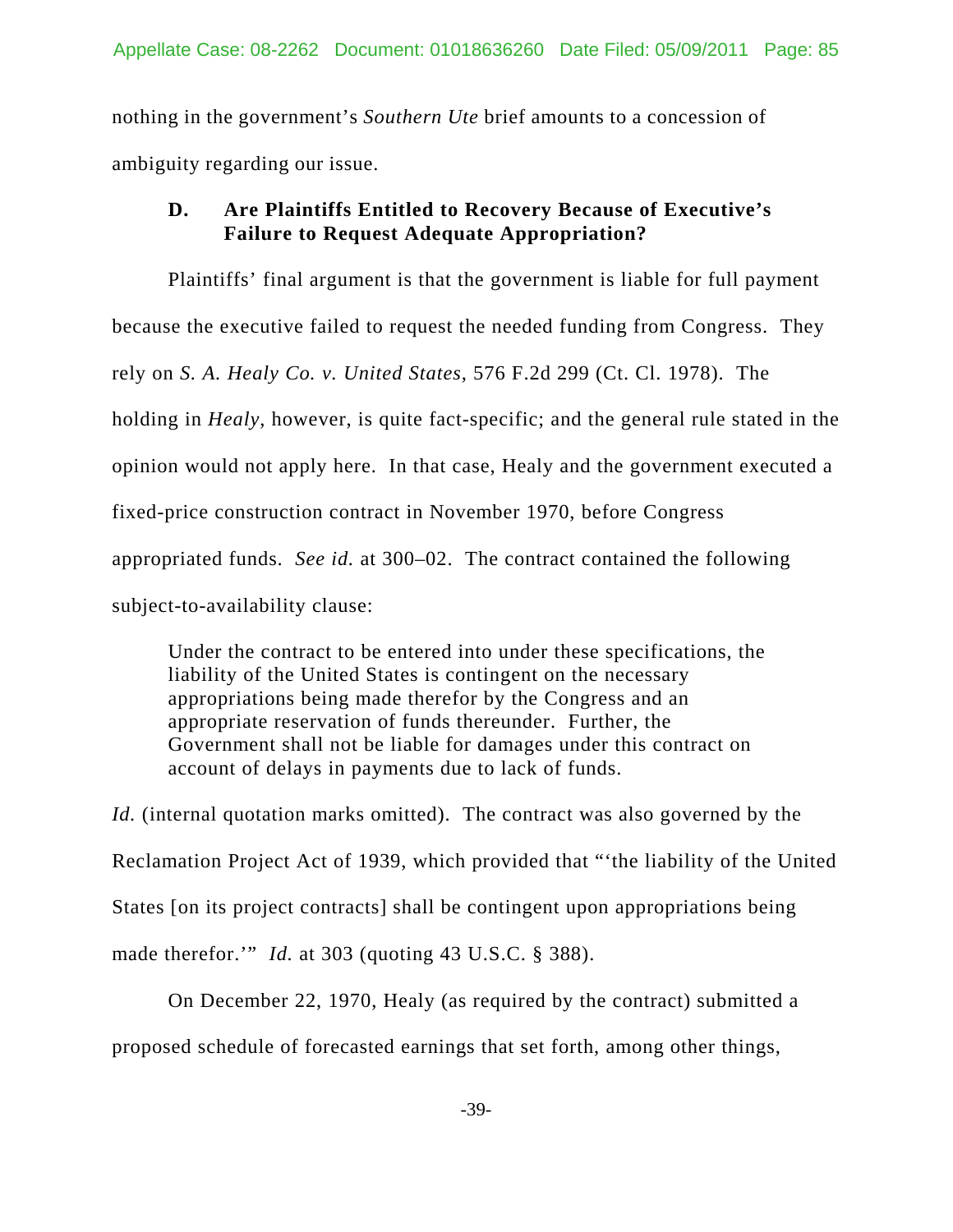nothing in the government's *Southern Ute* brief amounts to a concession of ambiguity regarding our issue.

### D. Are Plaintiffs Entitled to Recovery Because of Executive's Failure to Request Adequate Appropriation?

Plaintiffs' final argument is that the government is liable for full payment because the executive failed to request the needed funding from Congress. They rely on *S. A. Healy Co. v. United States*, 576 F.2d 299 (Ct. Cl. 1978). The holding in *Healy*, however, is quite fact-specific; and the general rule stated in the opinion would not apply here. In that case, Healy and the government executed a fixed-price construction contract in November 1970, before Congress appropriated funds. *See id.* at 300–02. The contract contained the following subject-to-availability clause:

> Under the contract to be entered into under these specifications, the liability of the United States is contingent on the necessary appropriations being made therefor by the Congress and an appropriate reservation of funds thereunder. Further, the Government shall not be liable for damages under this contract on account of delays in payments due to lack of funds.

*Id.* (internal quotation marks omitted). The contract was also governed by the Reclamation Project Act of 1939, which provided that "'the liability of the United States [on its project contracts] shall be contingent upon appropriations being made therefor.'" *Id.* at 303 (quoting 43 U.S.C. § 388).

On December 22, 1970, Healy (as required by the contract) submitted a proposed schedule of forecasted earnings that set forth, among other things,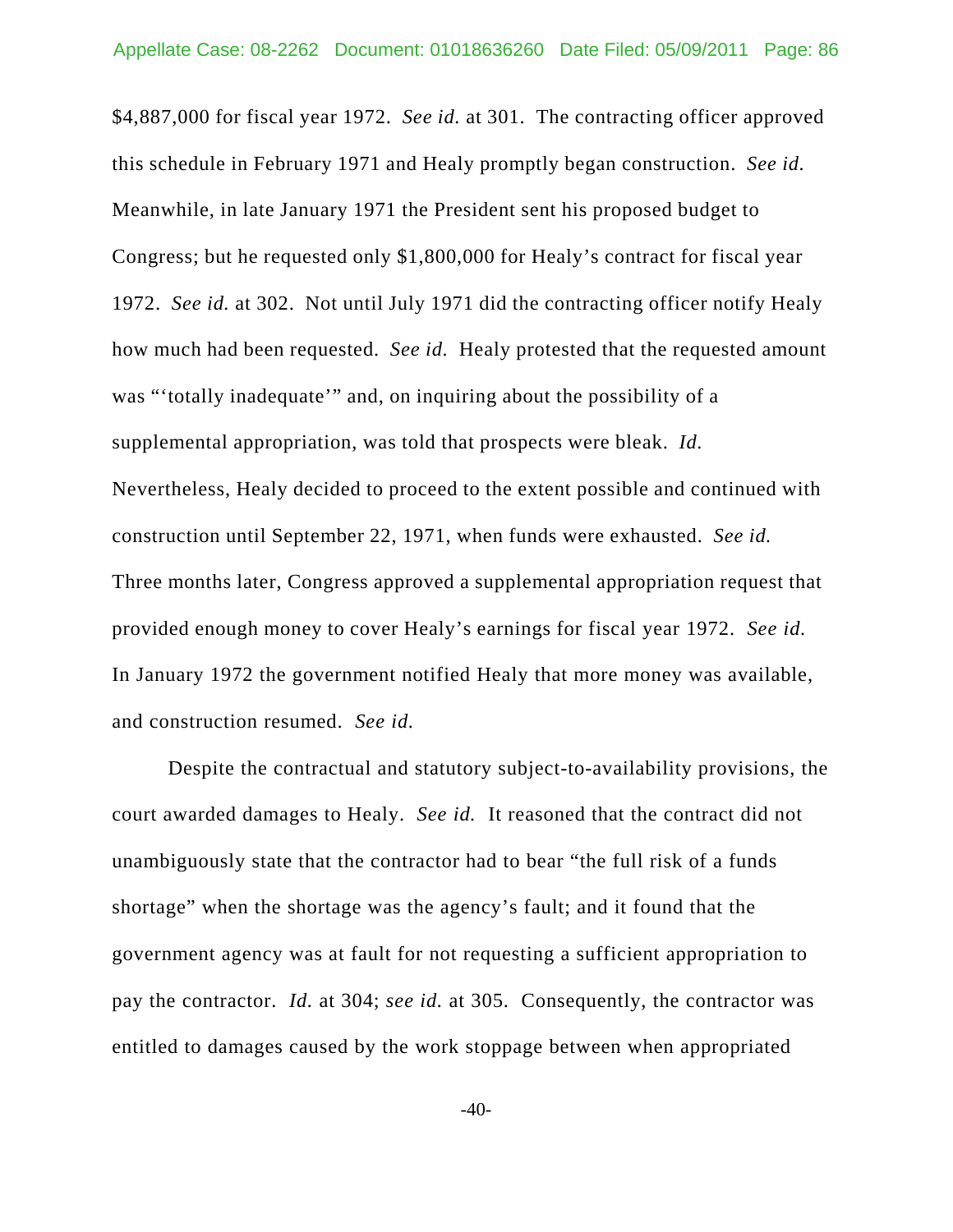$4,887,000 for fiscal year 1972. *See id.* at 301. The contracting officer approved this schedule in February 1971 and Healy promptly began construction. *See id.* Meanwhile, in late January 1971 the President sent his proposed budget to Congress; but he requested only $1,800,000 for Healy's contract for fiscal year 1972. *See id.* at 302. Not until July 1971 did the contracting officer notify Healy how much had been requested. *See id.* Healy protested that the requested amount was "'totally inadequate'" and, on inquiring about the possibility of a supplemental appropriation, was told that prospects were bleak. *Id.* Nevertheless, Healy decided to proceed to the extent possible and continued with construction until September 22, 1971, when funds were exhausted. *See id.* Three months later, Congress approved a supplemental appropriation request that provided enough money to cover Healy's earnings for fiscal year 1972. *See id.* In January 1972 the government notified Healy that more money was available, and construction resumed. *See id.*

Despite the contractual and statutory subject-to-availability provisions, the court awarded damages to Healy. *See id.* It reasoned that the contract did not unambiguously state that the contractor had to bear "the full risk of a funds shortage" when the shortage was the agency's fault; and it found that the government agency was at fault for not requesting a sufficient appropriation to pay the contractor. *Id.* at 304; *see id.* at 305. Consequently, the contractor was entitled to damages caused by the work stoppage between when appropriated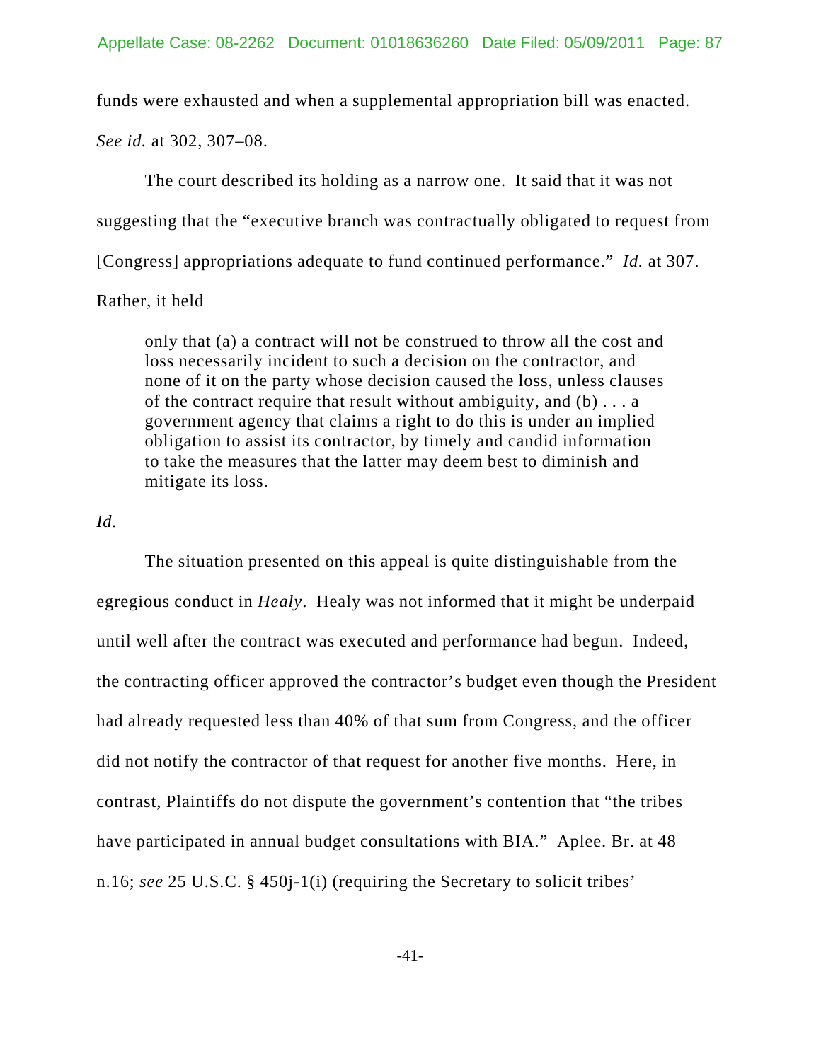funds were exhausted and when a supplemental appropriation bill was enacted. *See id.* at 302, 307–08.

The court described its holding as a narrow one. It said that it was not suggesting that the "executive branch was contractually obligated to request from [Congress] appropriations adequate to fund continued performance." *Id.* at 307. Rather, it held

> only that (a) a contract will not be construed to throw all the cost and loss necessarily incident to such a decision on the contractor, and none of it on the party whose decision caused the loss, unless clauses of the contract require that result without ambiguity, and (b) . . . a government agency that claims a right to do this is under an implied obligation to assist its contractor, by timely and candid information to take the measures that the latter may deem best to diminish and mitigate its loss.

*Id.*

The situation presented on this appeal is quite distinguishable from the egregious conduct in *Healy*. Healy was not informed that it might be underpaid until well after the contract was executed and performance had begun. Indeed, the contracting officer approved the contractor's budget even though the President had already requested less than 40% of that sum from Congress, and the officer did not notify the contractor of that request for another five months. Here, in contrast, Plaintiffs do not dispute the government's contention that "the tribes have participated in annual budget consultations with BIA." Aplee. Br. at 48 n.16; *see* 25 U.S.C. § 450j-1(i) (requiring the Secretary to solicit tribes'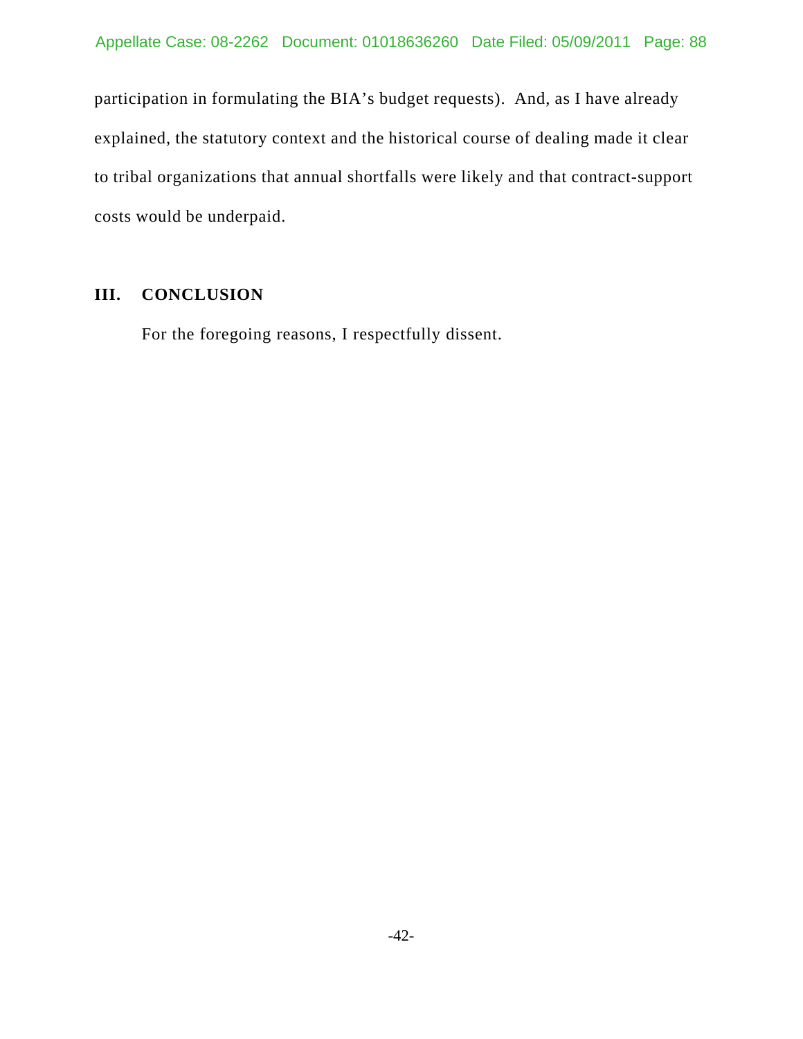participation in formulating the BIA's budget requests). And, as I have already explained, the statutory context and the historical course of dealing made it clear to tribal organizations that annual shortfalls were likely and that contract-support costs would be underpaid.

## III. CONCLUSION

For the foregoing reasons, I respectfully dissent.